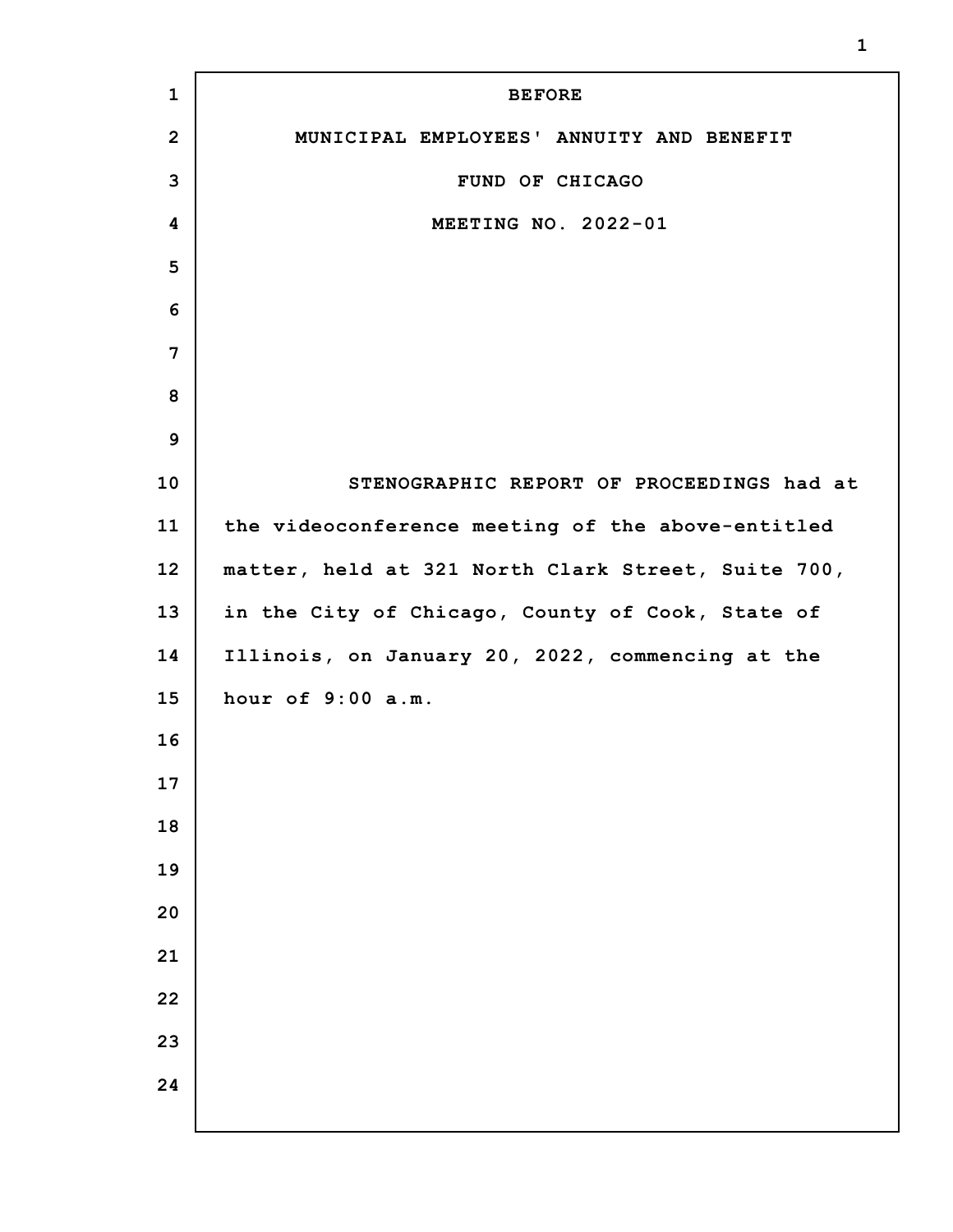BEFORE

MUNICIPAL EMPLOYEES' ANNUITY AND BENEFIT

FUND OF CHICAGO

MEETING NO. 2022-01

STENOGRAPHIC REPORT OF PROCEEDINGS had at the videoconference meeting of the above-entitled matter, held at 321 North Clark Street, Suite 700, in the City of Chicago, County of Cook, State of Illinois, on January 20, 2022, commencing at the hour of 9:00 a.m.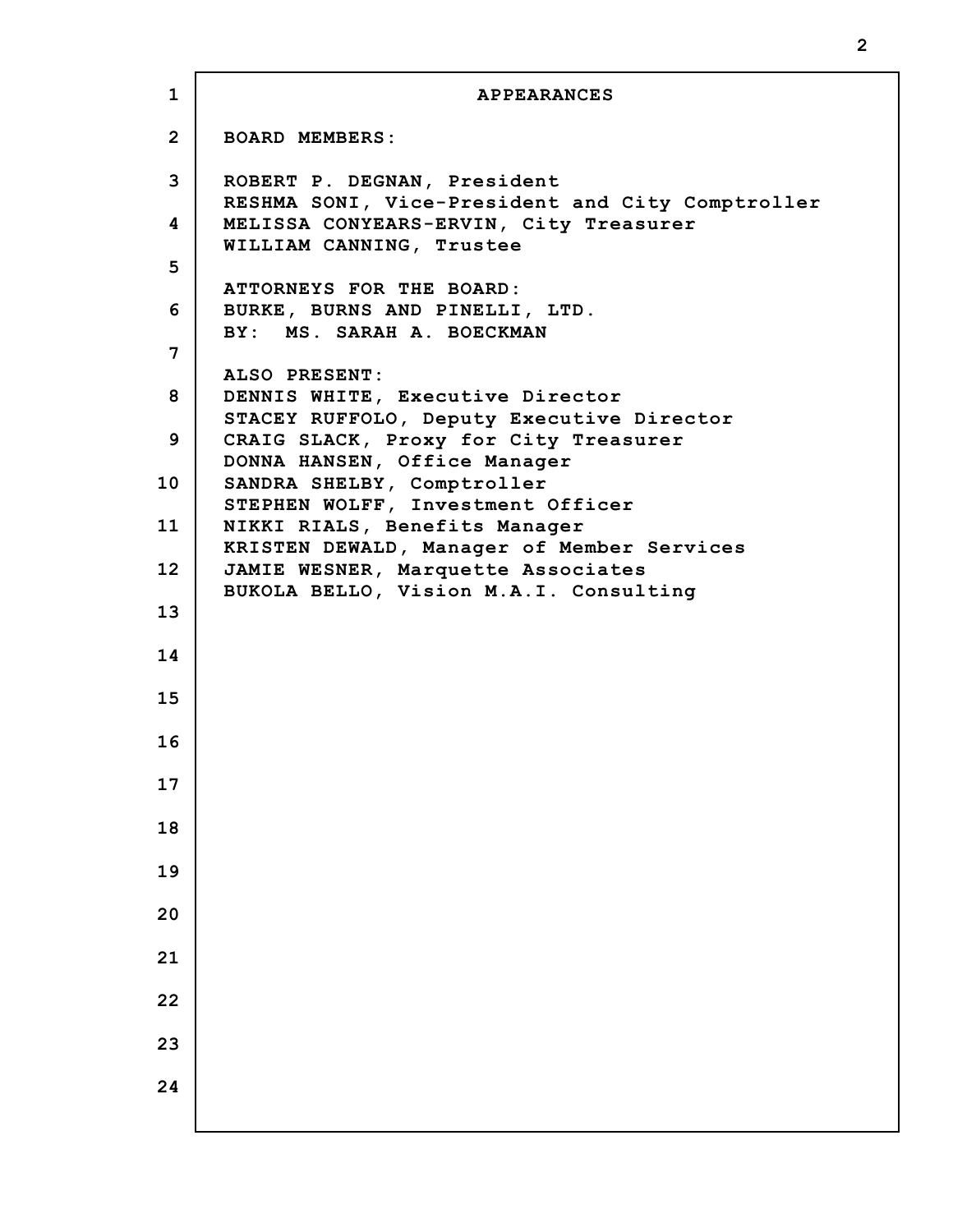# APPEARANCES

BOARD MEMBERS:

ROBERT P. DEGNAN, President
RESHMA SONI, Vice-President and City Comptroller
MELISSA CONYEARS-ERVIN, City Treasurer
WILLIAM CANNING, Trustee

ATTORNEYS FOR THE BOARD:
BURKE, BURNS AND PINELLI, LTD.
BY: MS. SARAH A. BOECKMAN

ALSO PRESENT:
DENNIS WHITE, Executive Director
STACEY RUFFOLO, Deputy Executive Director
CRAIG SLACK, Proxy for City Treasurer
DONNA HANSEN, Office Manager
SANDRA SHELBY, Comptroller
STEPHEN WOLFF, Investment Officer
NIKKI RIALS, Benefits Manager
KRISTEN DEWALD, Manager of Member Services
JAMIE WESNER, Marquette Associates
BUKOLA BELLO, Vision M.A.I. Consulting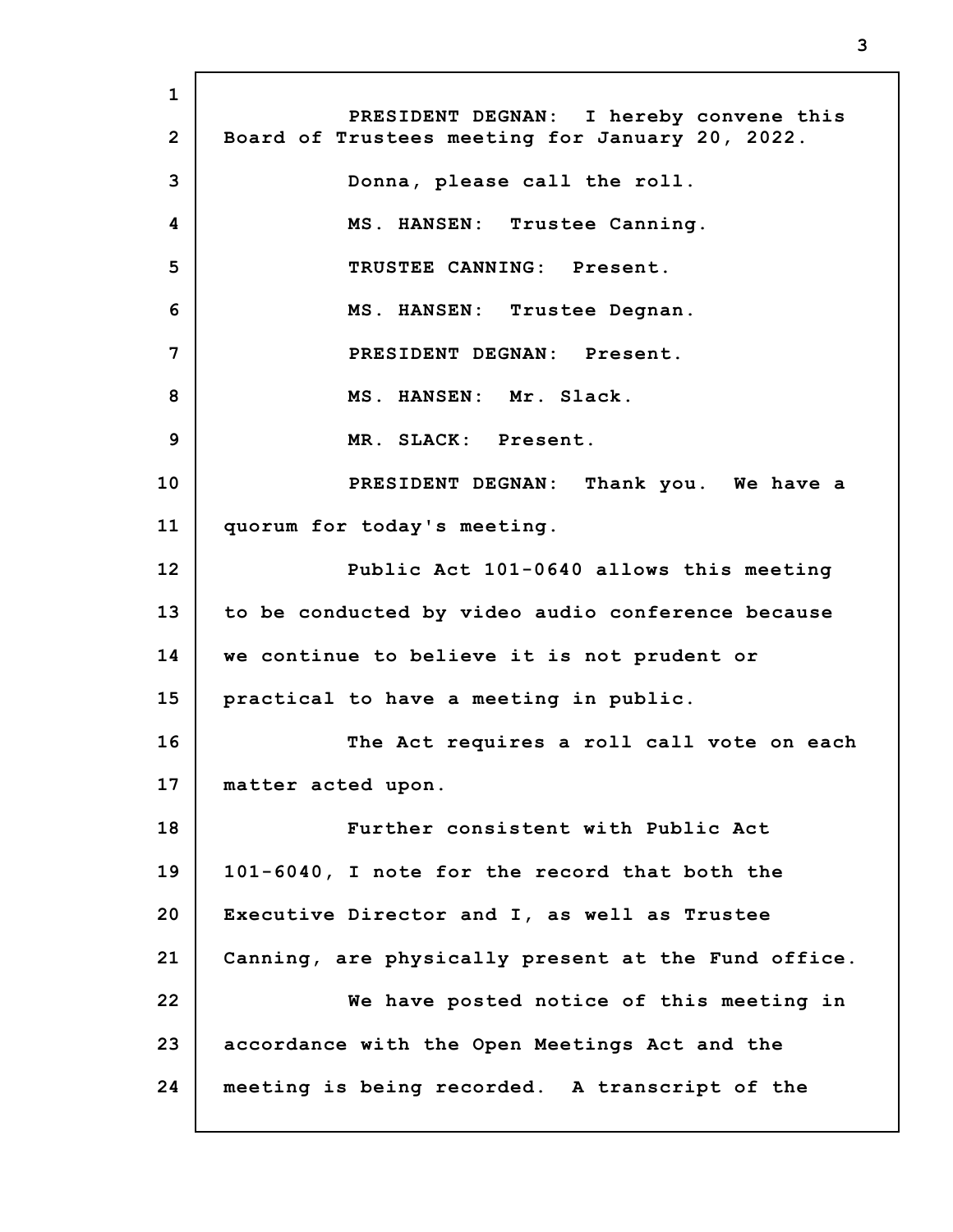PRESIDENT DEGNAN: I hereby convene this Board of Trustees meeting for January 20, 2022.

Donna, please call the roll.

MS. HANSEN: Trustee Canning.

TRUSTEE CANNING: Present.

MS. HANSEN: Trustee Degnan.

PRESIDENT DEGNAN: Present.

MS. HANSEN: Mr. Slack.

MR. SLACK: Present.

PRESIDENT DEGNAN: Thank you. We have a quorum for today's meeting.

Public Act 101-0640 allows this meeting to be conducted by video audio conference because we continue to believe it is not prudent or practical to have a meeting in public.

The Act requires a roll call vote on each matter acted upon.

Further consistent with Public Act 101-6040, I note for the record that both the Executive Director and I, as well as Trustee Canning, are physically present at the Fund office.

We have posted notice of this meeting in accordance with the Open Meetings Act and the meeting is being recorded. A transcript of the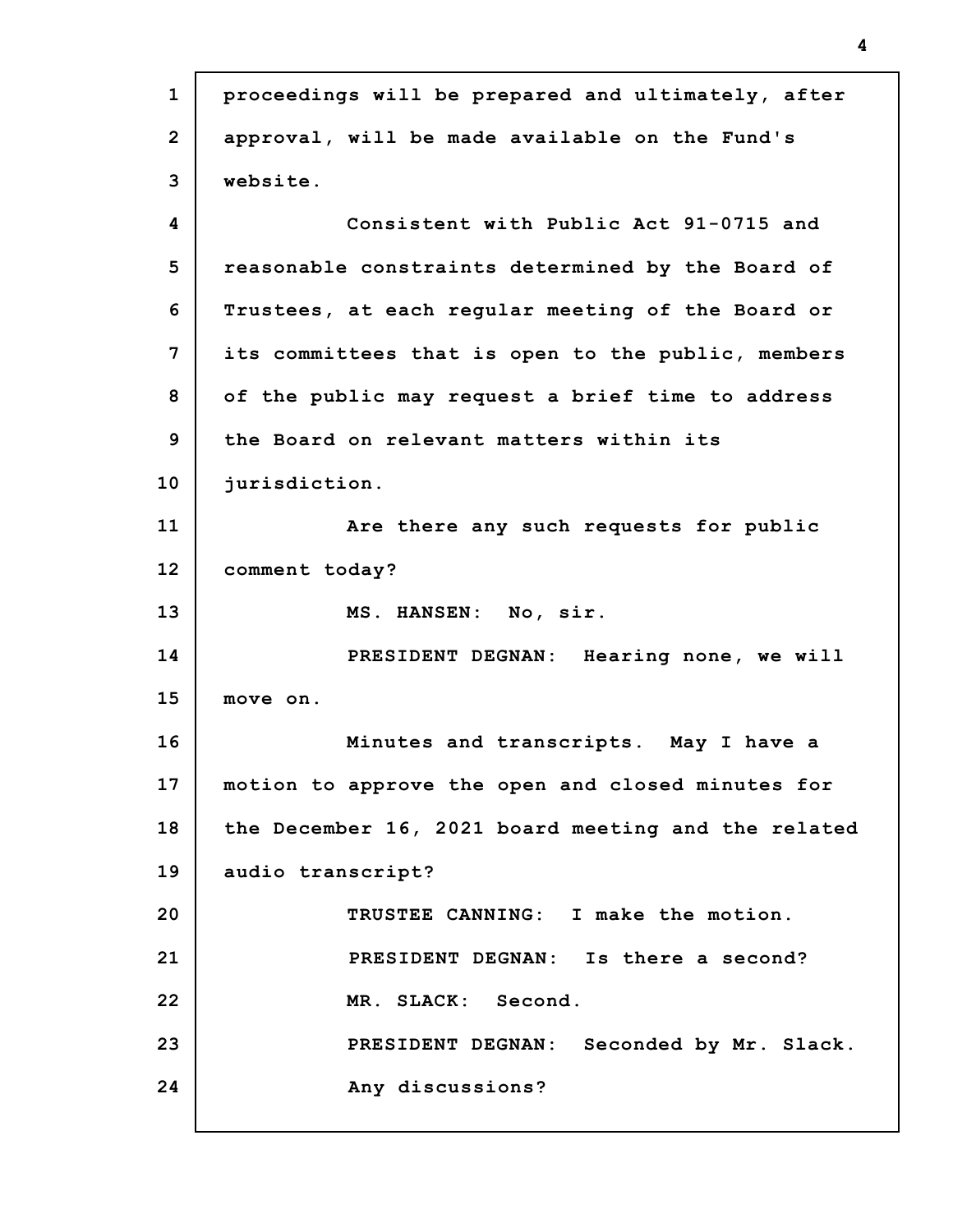proceedings will be prepared and ultimately, after approval, will be made available on the Fund's website.

Consistent with Public Act 91-0715 and reasonable constraints determined by the Board of Trustees, at each regular meeting of the Board or its committees that is open to the public, members of the public may request a brief time to address the Board on relevant matters within its jurisdiction.

Are there any such requests for public comment today?

MS. HANSEN: No, sir.

PRESIDENT DEGNAN: Hearing none, we will move on.

Minutes and transcripts. May I have a motion to approve the open and closed minutes for the December 16, 2021 board meeting and the related audio transcript?

TRUSTEE CANNING: I make the motion.

PRESIDENT DEGNAN: Is there a second?

MR. SLACK: Second.

PRESIDENT DEGNAN: Seconded by Mr. Slack. Any discussions?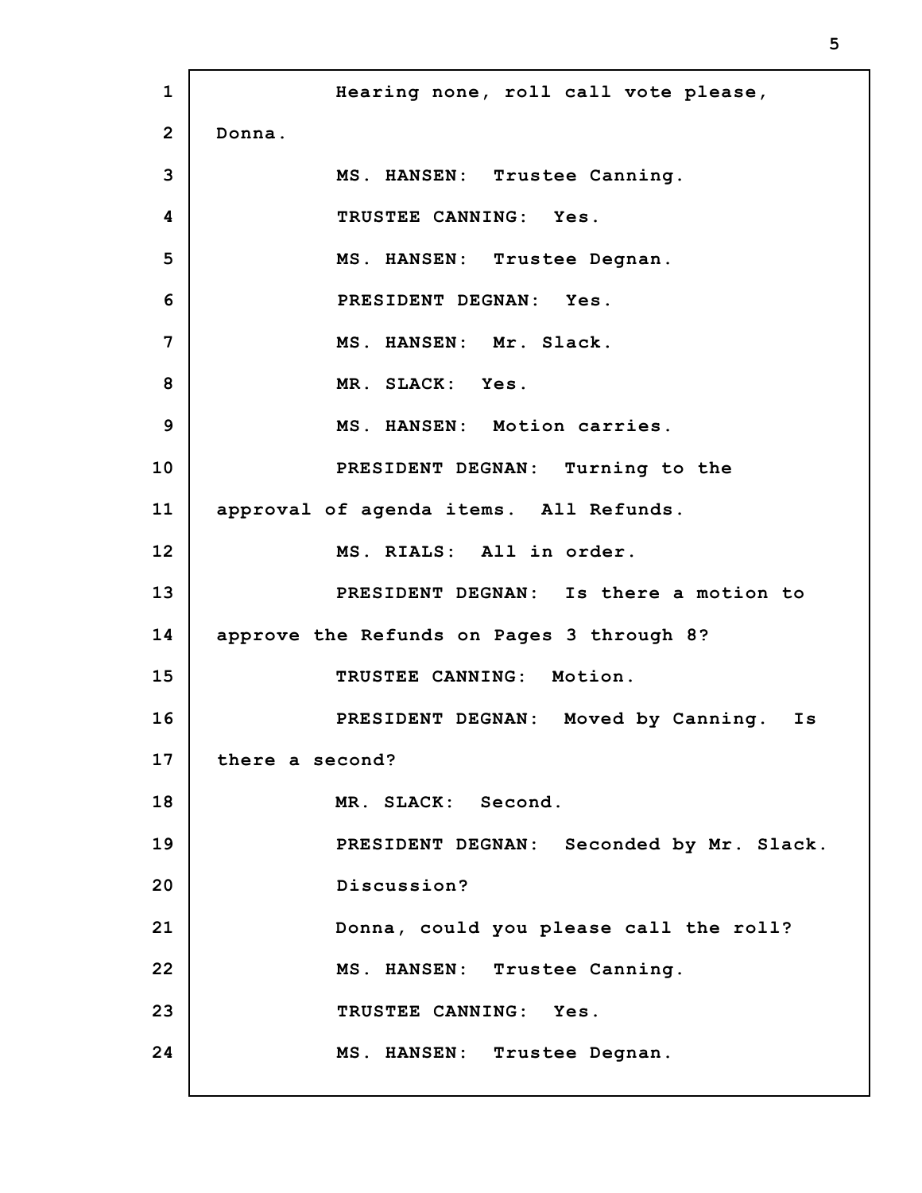Hearing none, roll call vote please, Donna.

MS. HANSEN: Trustee Canning.

TRUSTEE CANNING: Yes.

MS. HANSEN: Trustee Degnan.

PRESIDENT DEGNAN: Yes.

MS. HANSEN: Mr. Slack.

MR. SLACK: Yes.

MS. HANSEN: Motion carries.

PRESIDENT DEGNAN: Turning to the approval of agenda items. All Refunds.

MS. RIALS: All in order.

PRESIDENT DEGNAN: Is there a motion to approve the Refunds on Pages 3 through 8?

TRUSTEE CANNING: Motion.

PRESIDENT DEGNAN: Moved by Canning. Is there a second?

MR. SLACK: Second.

PRESIDENT DEGNAN: Seconded by Mr. Slack.

Discussion?

Donna, could you please call the roll?

MS. HANSEN: Trustee Canning.

TRUSTEE CANNING: Yes.

MS. HANSEN: Trustee Degnan.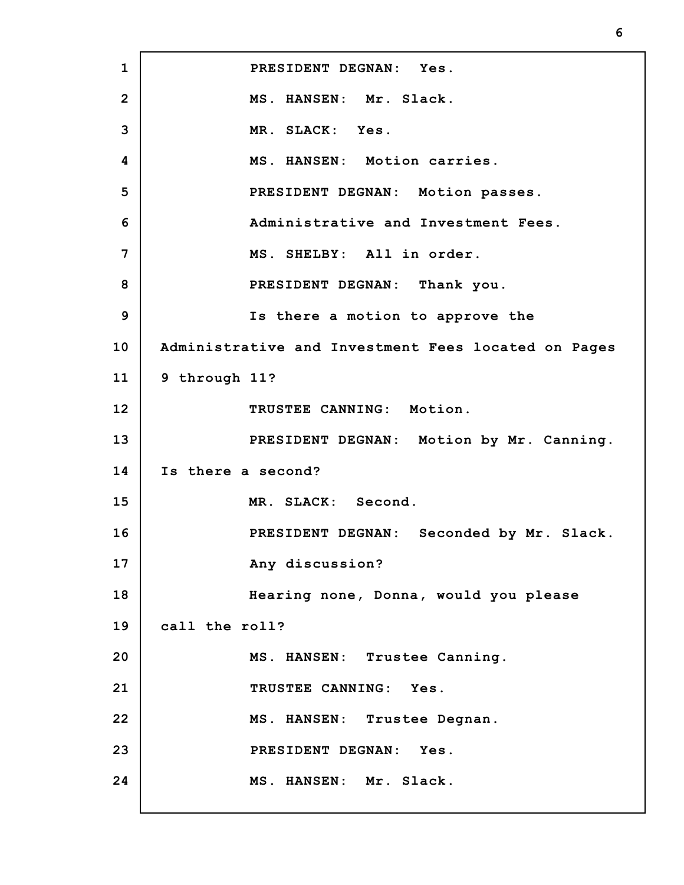PRESIDENT DEGNAN: Yes.

MS. HANSEN: Mr. Slack.

MR. SLACK: Yes.

MS. HANSEN: Motion carries.

PRESIDENT DEGNAN: Motion passes.

Administrative and Investment Fees.

MS. SHELBY: All in order.

PRESIDENT DEGNAN: Thank you.

Is there a motion to approve the Administrative and Investment Fees located on Pages 9 through 11?

TRUSTEE CANNING: Motion.

PRESIDENT DEGNAN: Motion by Mr. Canning. Is there a second?

MR. SLACK: Second.

PRESIDENT DEGNAN: Seconded by Mr. Slack.

Any discussion?

Hearing none, Donna, would you please call the roll?

MS. HANSEN: Trustee Canning.

TRUSTEE CANNING: Yes.

MS. HANSEN: Trustee Degnan.

PRESIDENT DEGNAN: Yes.

MS. HANSEN: Mr. Slack.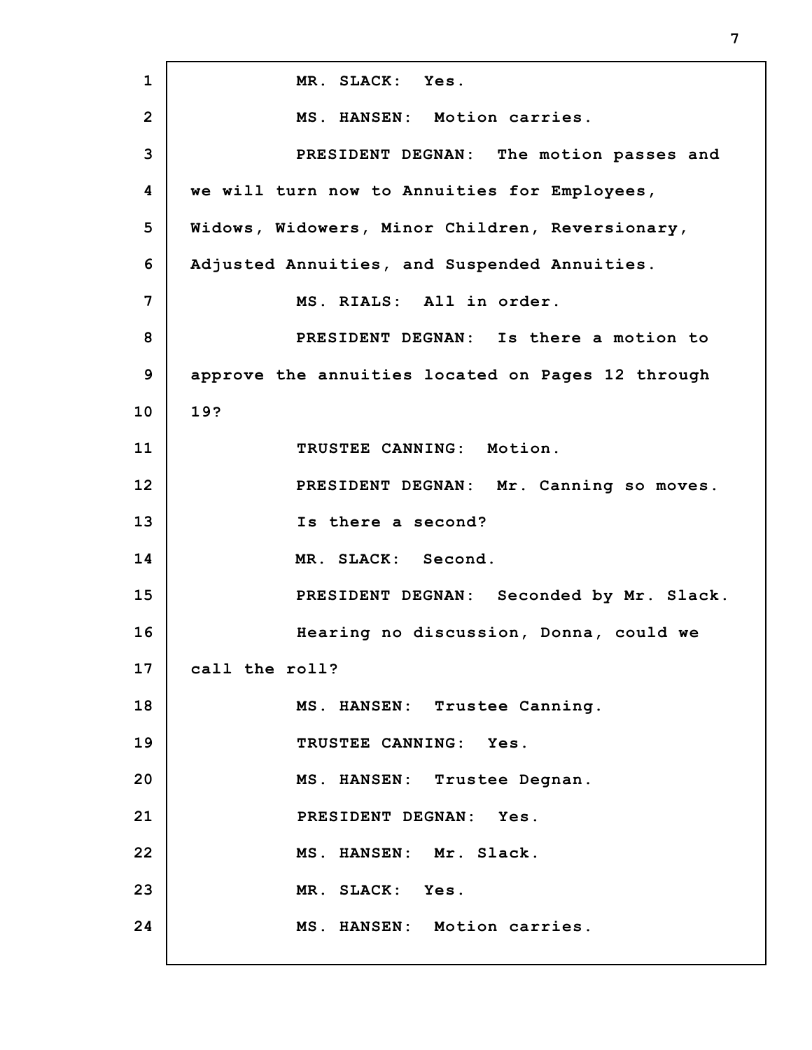MR. SLACK: Yes.

MS. HANSEN: Motion carries.

PRESIDENT DEGNAN: The motion passes and we will turn now to Annuities for Employees, Widows, Widowers, Minor Children, Reversionary, Adjusted Annuities, and Suspended Annuities.

MS. RIALS: All in order.

PRESIDENT DEGNAN: Is there a motion to approve the annuities located on Pages 12 through 19?

TRUSTEE CANNING: Motion.

PRESIDENT DEGNAN: Mr. Canning so moves.

Is there a second?

MR. SLACK: Second.

PRESIDENT DEGNAN: Seconded by Mr. Slack.

Hearing no discussion, Donna, could we call the roll?

MS. HANSEN: Trustee Canning.

TRUSTEE CANNING: Yes.

MS. HANSEN: Trustee Degnan.

PRESIDENT DEGNAN: Yes.

MS. HANSEN: Mr. Slack.

MR. SLACK: Yes.

MS. HANSEN: Motion carries.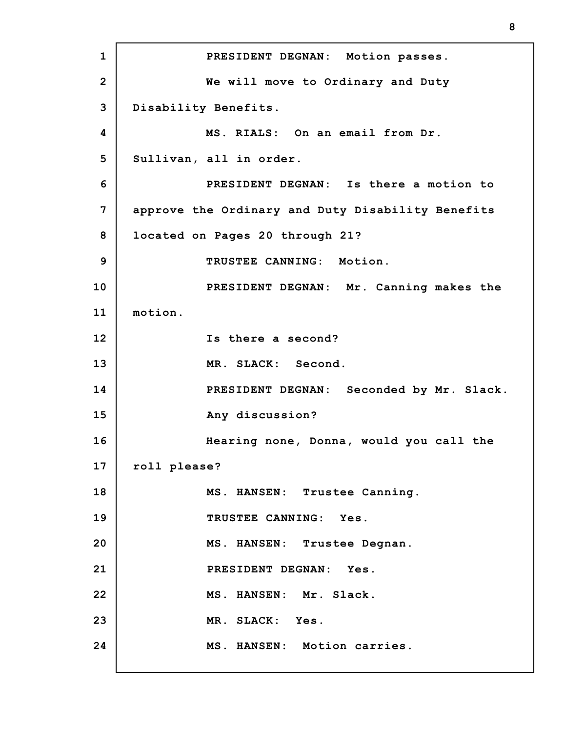PRESIDENT DEGNAN: Motion passes.

We will move to Ordinary and Duty Disability Benefits.

MS. RIALS: On an email from Dr. Sullivan, all in order.

PRESIDENT DEGNAN: Is there a motion to approve the Ordinary and Duty Disability Benefits located on Pages 20 through 21?

TRUSTEE CANNING: Motion.

PRESIDENT DEGNAN: Mr. Canning makes the motion.

Is there a second?

MR. SLACK: Second.

PRESIDENT DEGNAN: Seconded by Mr. Slack.

Any discussion?

Hearing none, Donna, would you call the roll please?

MS. HANSEN: Trustee Canning.

TRUSTEE CANNING: Yes.

MS. HANSEN: Trustee Degnan.

PRESIDENT DEGNAN: Yes.

MS. HANSEN: Mr. Slack.

MR. SLACK: Yes.

MS. HANSEN: Motion carries.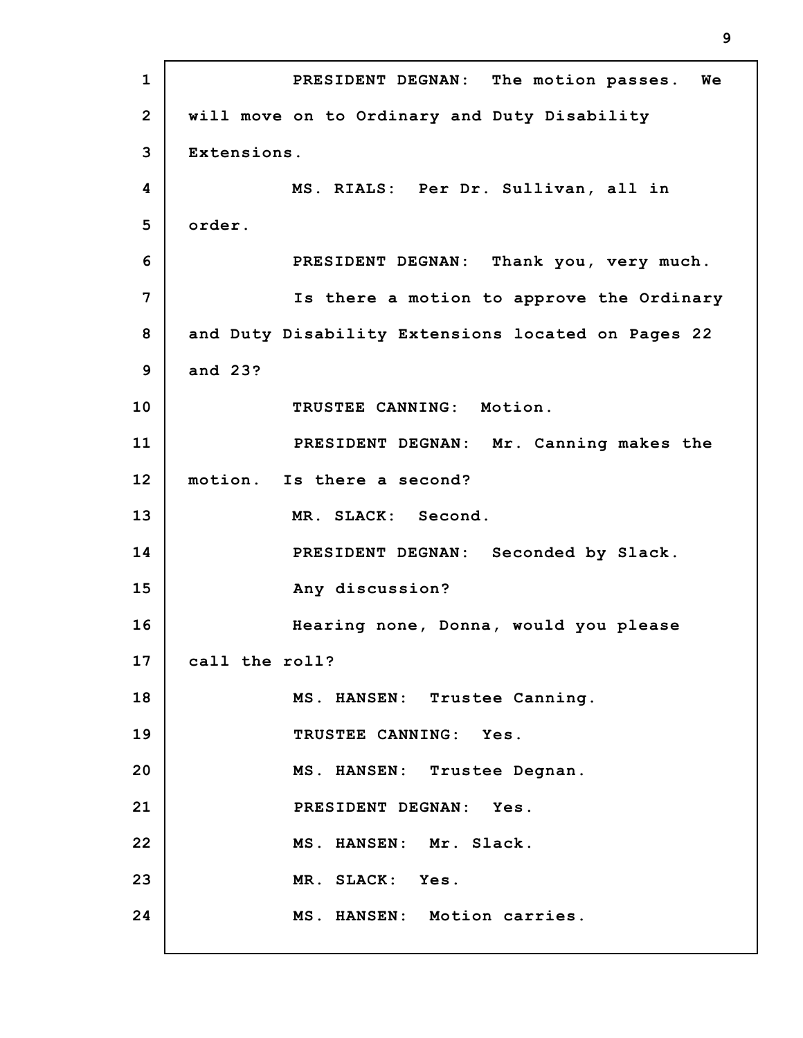PRESIDENT DEGNAN: The motion passes. We will move on to Ordinary and Duty Disability Extensions.

MS. RIALS: Per Dr. Sullivan, all in order.

PRESIDENT DEGNAN: Thank you, very much.

Is there a motion to approve the Ordinary and Duty Disability Extensions located on Pages 22 and 23?

TRUSTEE CANNING: Motion.

PRESIDENT DEGNAN: Mr. Canning makes the motion. Is there a second?

MR. SLACK: Second.

PRESIDENT DEGNAN: Seconded by Slack.

Any discussion?

Hearing none, Donna, would you please call the roll?

MS. HANSEN: Trustee Canning.

TRUSTEE CANNING: Yes.

MS. HANSEN: Trustee Degnan.

PRESIDENT DEGNAN: Yes.

MS. HANSEN: Mr. Slack.

MR. SLACK: Yes.

MS. HANSEN: Motion carries.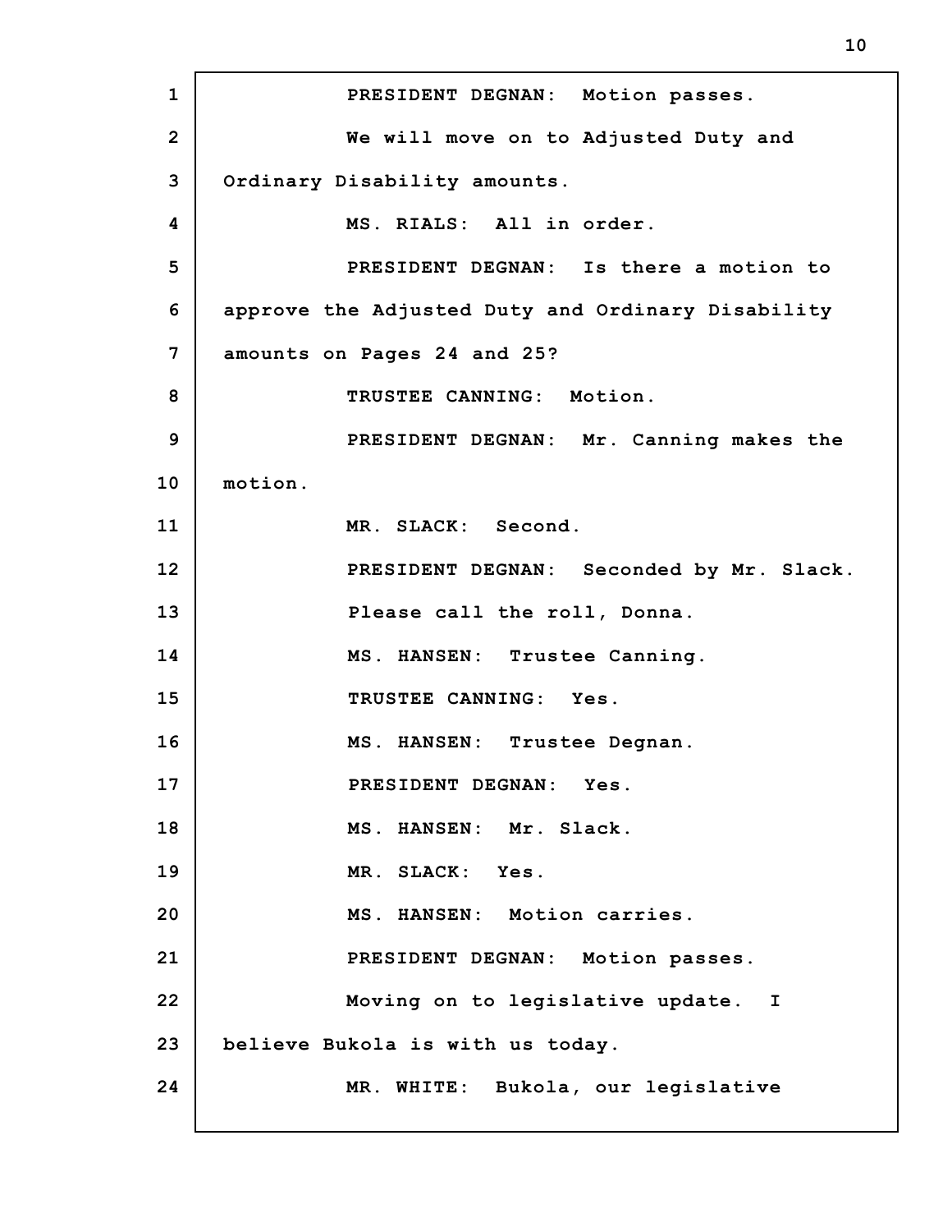PRESIDENT DEGNAN: Motion passes.

We will move on to Adjusted Duty and Ordinary Disability amounts.

MS. RIALS: All in order.

PRESIDENT DEGNAN: Is there a motion to approve the Adjusted Duty and Ordinary Disability amounts on Pages 24 and 25?

TRUSTEE CANNING: Motion.

PRESIDENT DEGNAN: Mr. Canning makes the motion.

MR. SLACK: Second.

PRESIDENT DEGNAN: Seconded by Mr. Slack.

Please call the roll, Donna.

MS. HANSEN: Trustee Canning.

TRUSTEE CANNING: Yes.

MS. HANSEN: Trustee Degnan.

PRESIDENT DEGNAN: Yes.

MS. HANSEN: Mr. Slack.

MR. SLACK: Yes.

MS. HANSEN: Motion carries.

PRESIDENT DEGNAN: Motion passes.

Moving on to legislative update. I believe Bukola is with us today.

MR. WHITE: Bukola, our legislative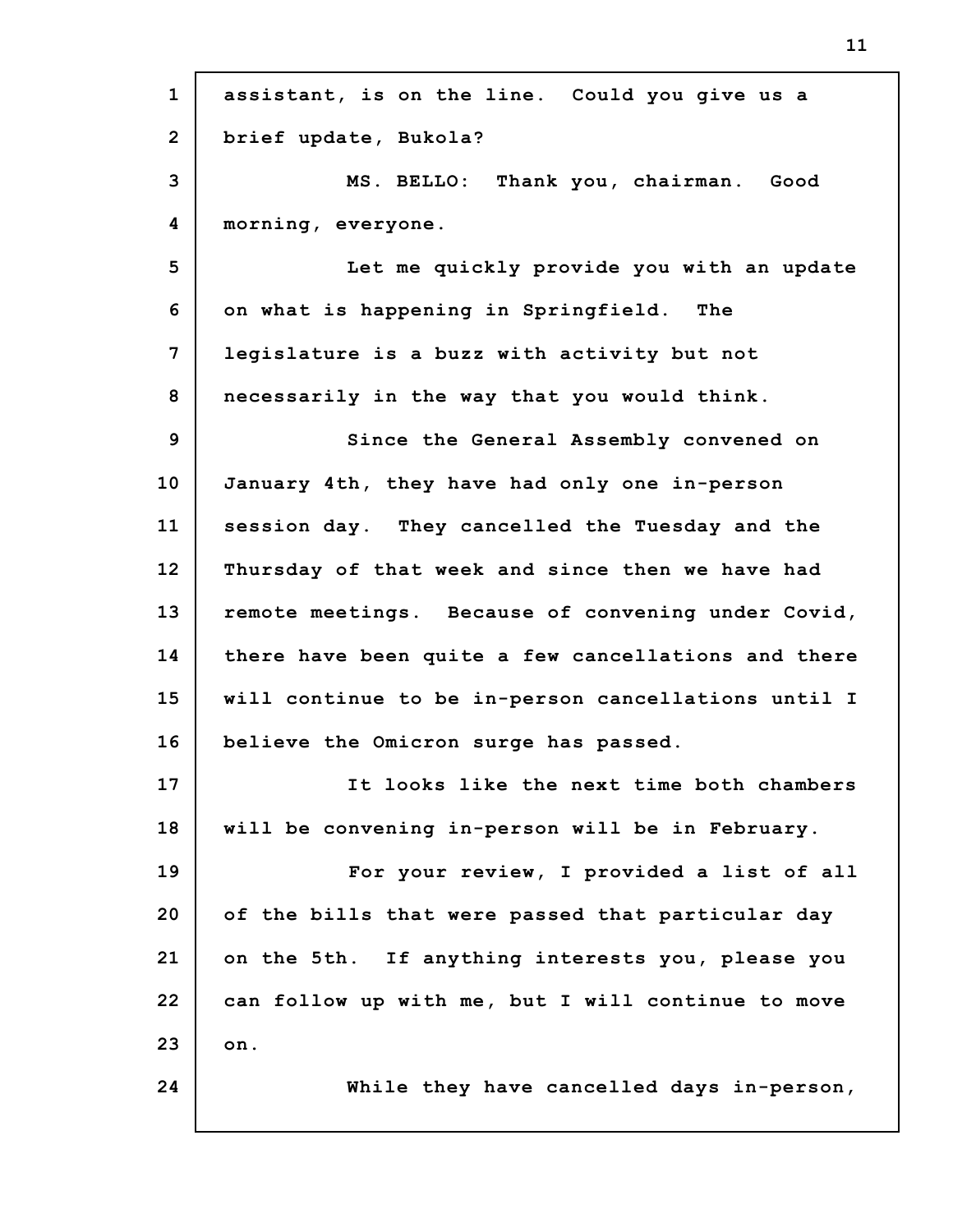assistant, is on the line. Could you give us a brief update, Bukola?

MS. BELLO: Thank you, chairman. Good morning, everyone.

Let me quickly provide you with an update on what is happening in Springfield. The legislature is a buzz with activity but not necessarily in the way that you would think.

Since the General Assembly convened on January 4th, they have had only one in-person session day. They cancelled the Tuesday and the Thursday of that week and since then we have had remote meetings. Because of convening under Covid, there have been quite a few cancellations and there will continue to be in-person cancellations until I believe the Omicron surge has passed.

It looks like the next time both chambers will be convening in-person will be in February.

For your review, I provided a list of all of the bills that were passed that particular day on the 5th. If anything interests you, please you can follow up with me, but I will continue to move on.

While they have cancelled days in-person,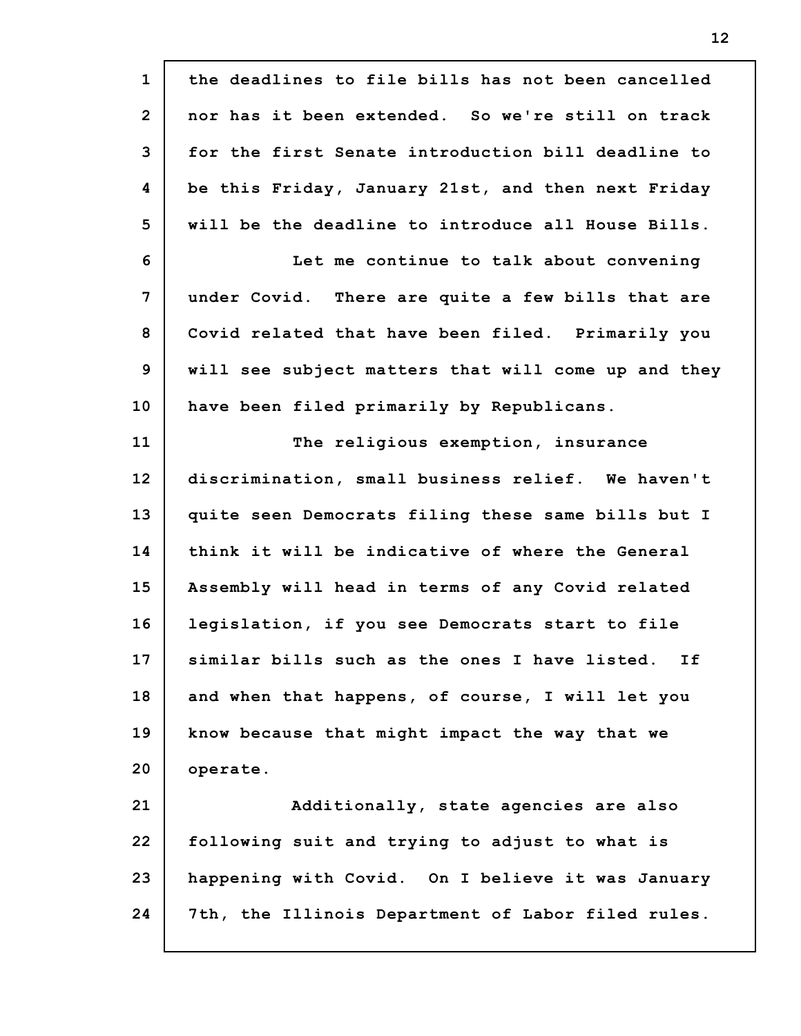the deadlines to file bills has not been cancelled nor has it been extended. So we're still on track for the first Senate introduction bill deadline to be this Friday, January 21st, and then next Friday will be the deadline to introduce all House Bills.

Let me continue to talk about convening under Covid. There are quite a few bills that are Covid related that have been filed. Primarily you will see subject matters that will come up and they have been filed primarily by Republicans.

The religious exemption, insurance discrimination, small business relief. We haven't quite seen Democrats filing these same bills but I think it will be indicative of where the General Assembly will head in terms of any Covid related legislation, if you see Democrats start to file similar bills such as the ones I have listed. If and when that happens, of course, I will let you know because that might impact the way that we operate.

Additionally, state agencies are also following suit and trying to adjust to what is happening with Covid. On I believe it was January 7th, the Illinois Department of Labor filed rules.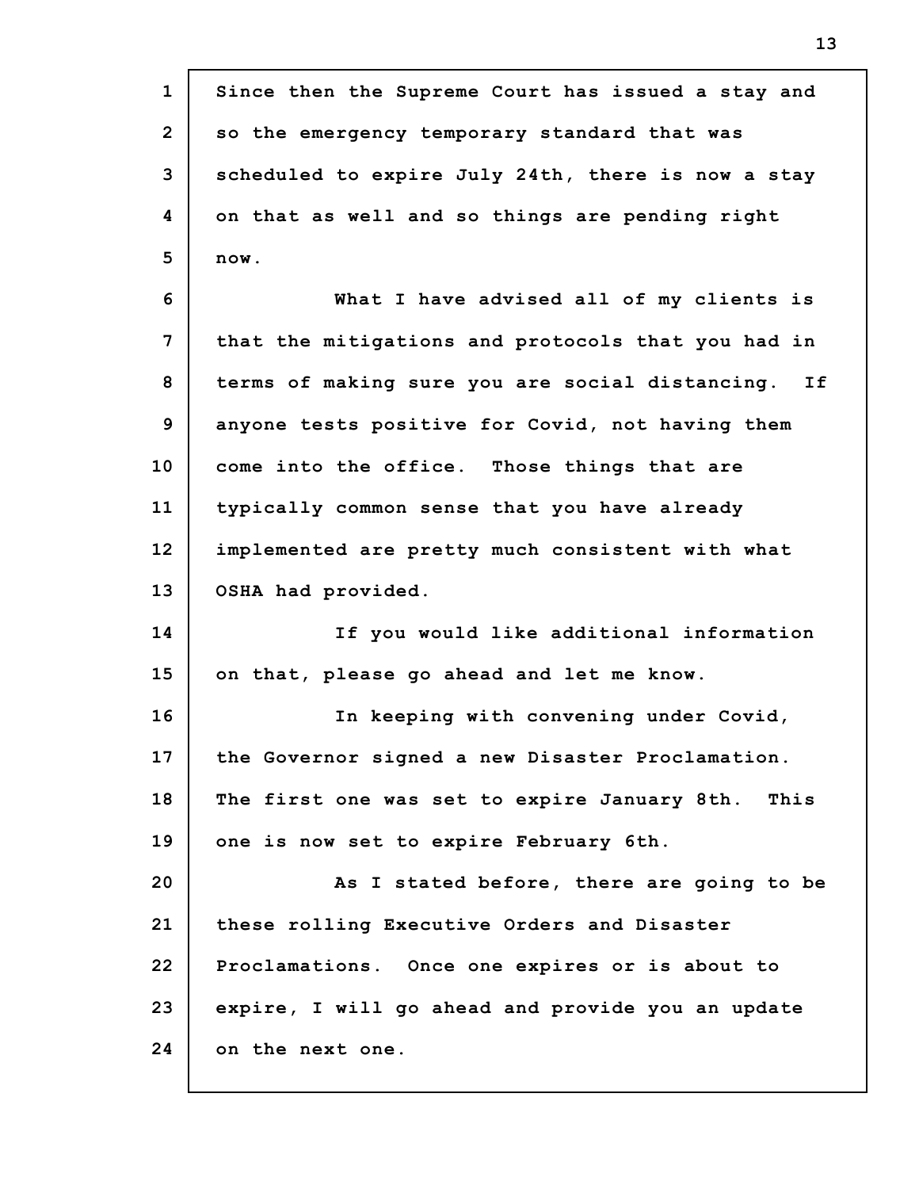Since then the Supreme Court has issued a stay and so the emergency temporary standard that was scheduled to expire July 24th, there is now a stay on that as well and so things are pending right now.

What I have advised all of my clients is that the mitigations and protocols that you had in terms of making sure you are social distancing. If anyone tests positive for Covid, not having them come into the office. Those things that are typically common sense that you have already implemented are pretty much consistent with what OSHA had provided.

If you would like additional information on that, please go ahead and let me know.

In keeping with convening under Covid, the Governor signed a new Disaster Proclamation. The first one was set to expire January 8th. This one is now set to expire February 6th.

As I stated before, there are going to be these rolling Executive Orders and Disaster Proclamations. Once one expires or is about to expire, I will go ahead and provide you an update on the next one.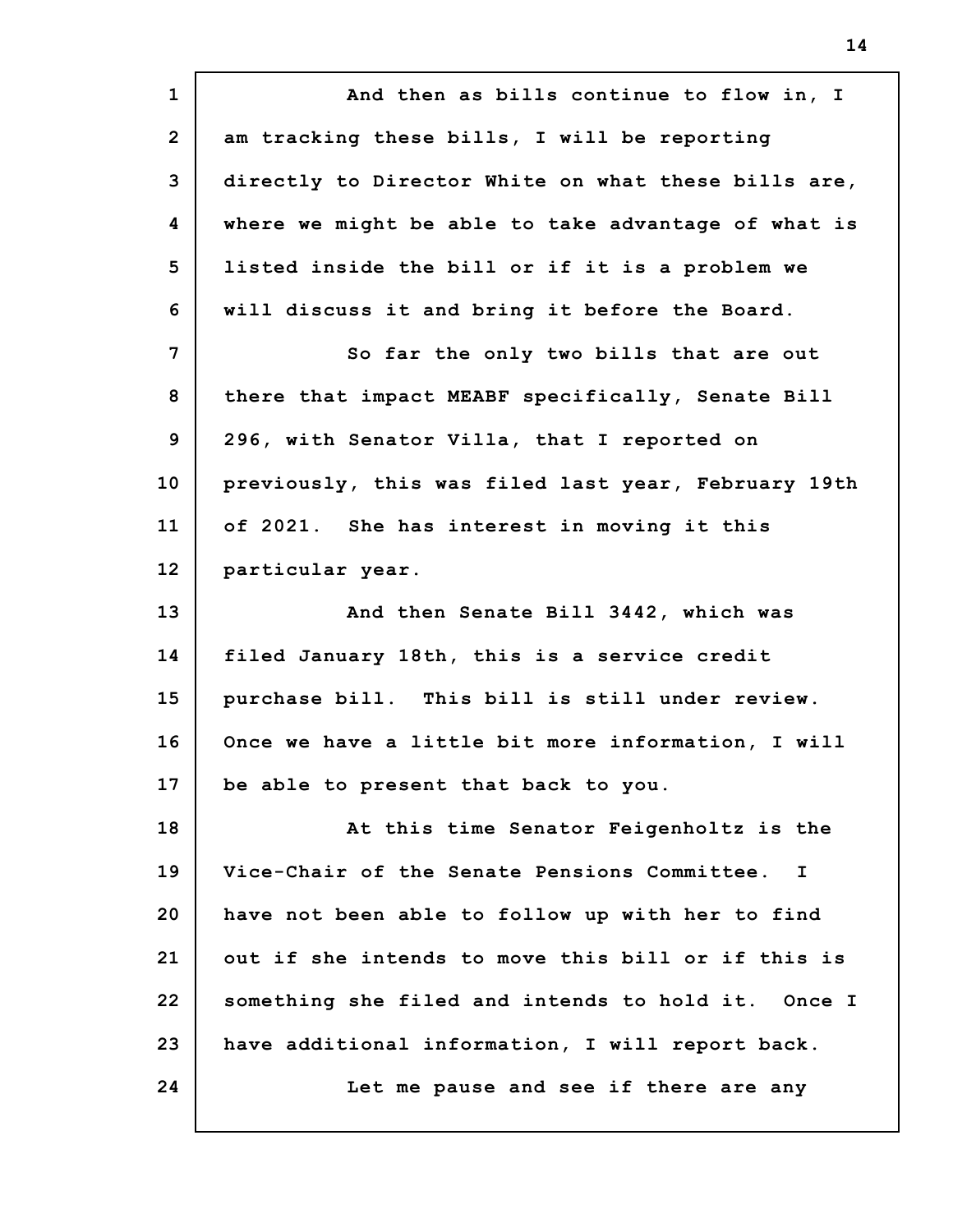And then as bills continue to flow in, I am tracking these bills, I will be reporting directly to Director White on what these bills are, where we might be able to take advantage of what is listed inside the bill or if it is a problem we will discuss it and bring it before the Board.

So far the only two bills that are out there that impact MEABF specifically, Senate Bill 296, with Senator Villa, that I reported on previously, this was filed last year, February 19th of 2021. She has interest in moving it this particular year.

And then Senate Bill 3442, which was filed January 18th, this is a service credit purchase bill. This bill is still under review. Once we have a little bit more information, I will be able to present that back to you.

At this time Senator Feigenholtz is the Vice-Chair of the Senate Pensions Committee. I have not been able to follow up with her to find out if she intends to move this bill or if this is something she filed and intends to hold it. Once I have additional information, I will report back.

Let me pause and see if there are any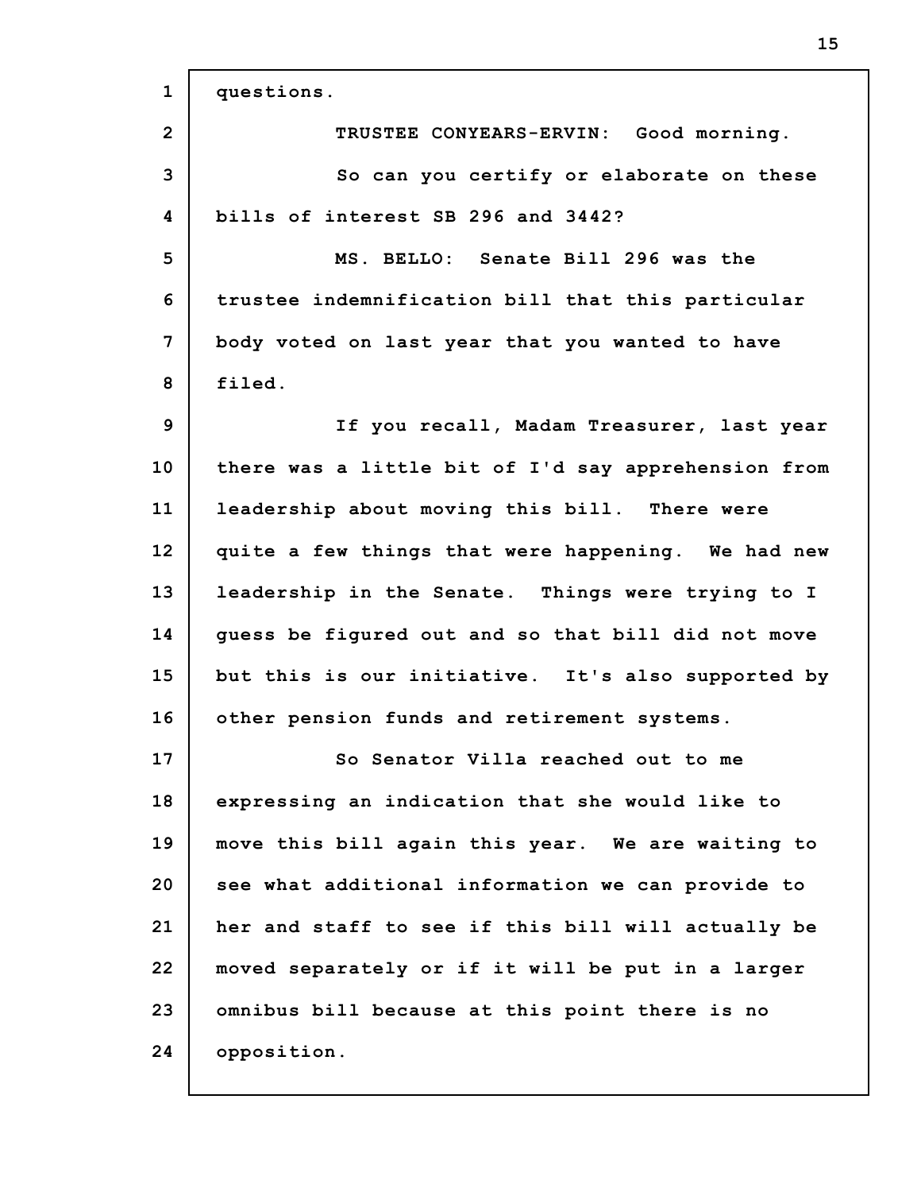questions.

TRUSTEE CONYEARS-ERVIN: Good morning.

So can you certify or elaborate on these bills of interest SB 296 and 3442?

MS. BELLO: Senate Bill 296 was the trustee indemnification bill that this particular body voted on last year that you wanted to have filed.

If you recall, Madam Treasurer, last year there was a little bit of I'd say apprehension from leadership about moving this bill. There were quite a few things that were happening. We had new leadership in the Senate. Things were trying to I guess be figured out and so that bill did not move but this is our initiative. It's also supported by other pension funds and retirement systems.

So Senator Villa reached out to me expressing an indication that she would like to move this bill again this year. We are waiting to see what additional information we can provide to her and staff to see if this bill will actually be moved separately or if it will be put in a larger omnibus bill because at this point there is no opposition.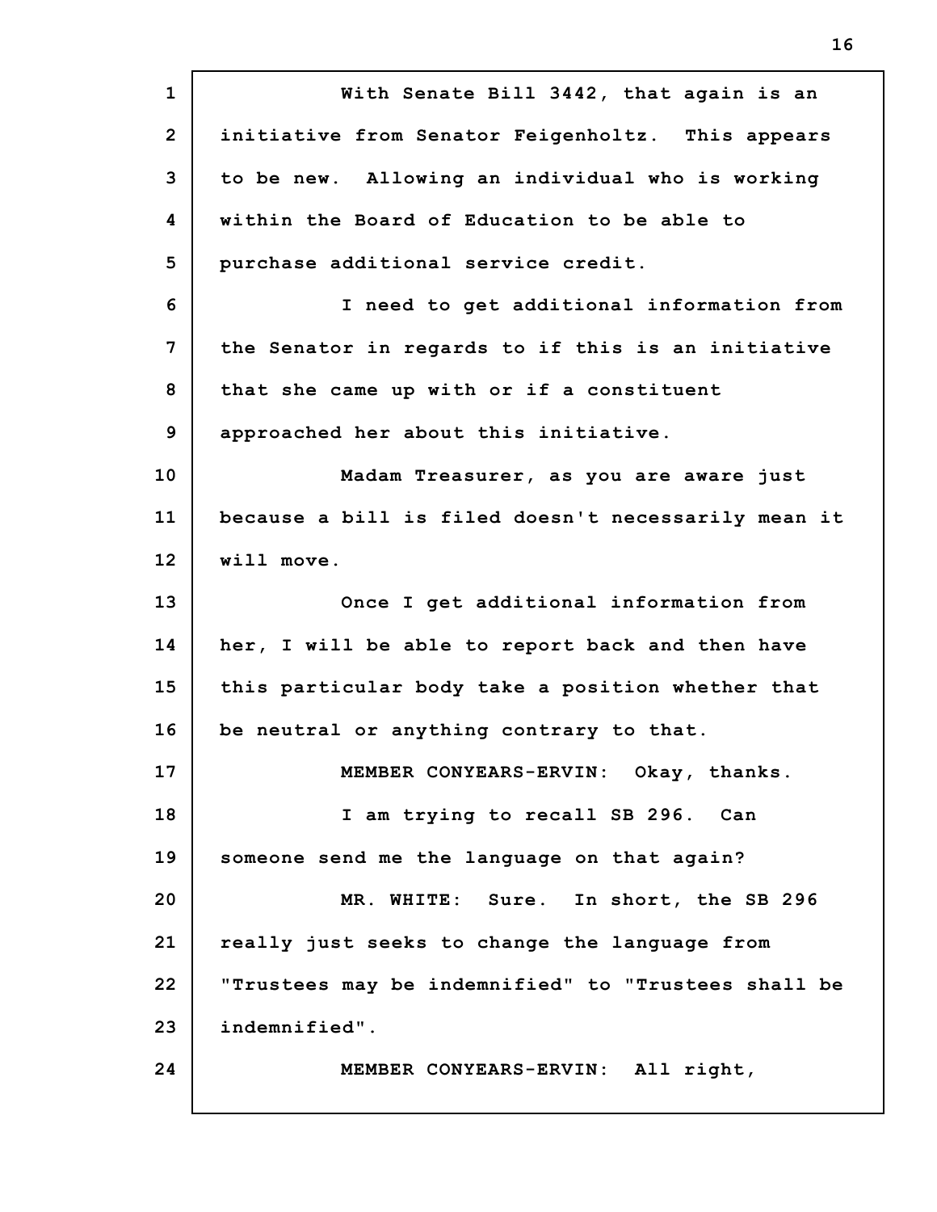With Senate Bill 3442, that again is an initiative from Senator Feigenholtz. This appears to be new. Allowing an individual who is working within the Board of Education to be able to purchase additional service credit.

I need to get additional information from the Senator in regards to if this is an initiative that she came up with or if a constituent approached her about this initiative.

Madam Treasurer, as you are aware just because a bill is filed doesn't necessarily mean it will move.

Once I get additional information from her, I will be able to report back and then have this particular body take a position whether that be neutral or anything contrary to that.

MEMBER CONYEARS-ERVIN: Okay, thanks.

I am trying to recall SB 296. Can someone send me the language on that again?

MR. WHITE: Sure. In short, the SB 296 really just seeks to change the language from "Trustees may be indemnified" to "Trustees shall be indemnified".

MEMBER CONYEARS-ERVIN: All right,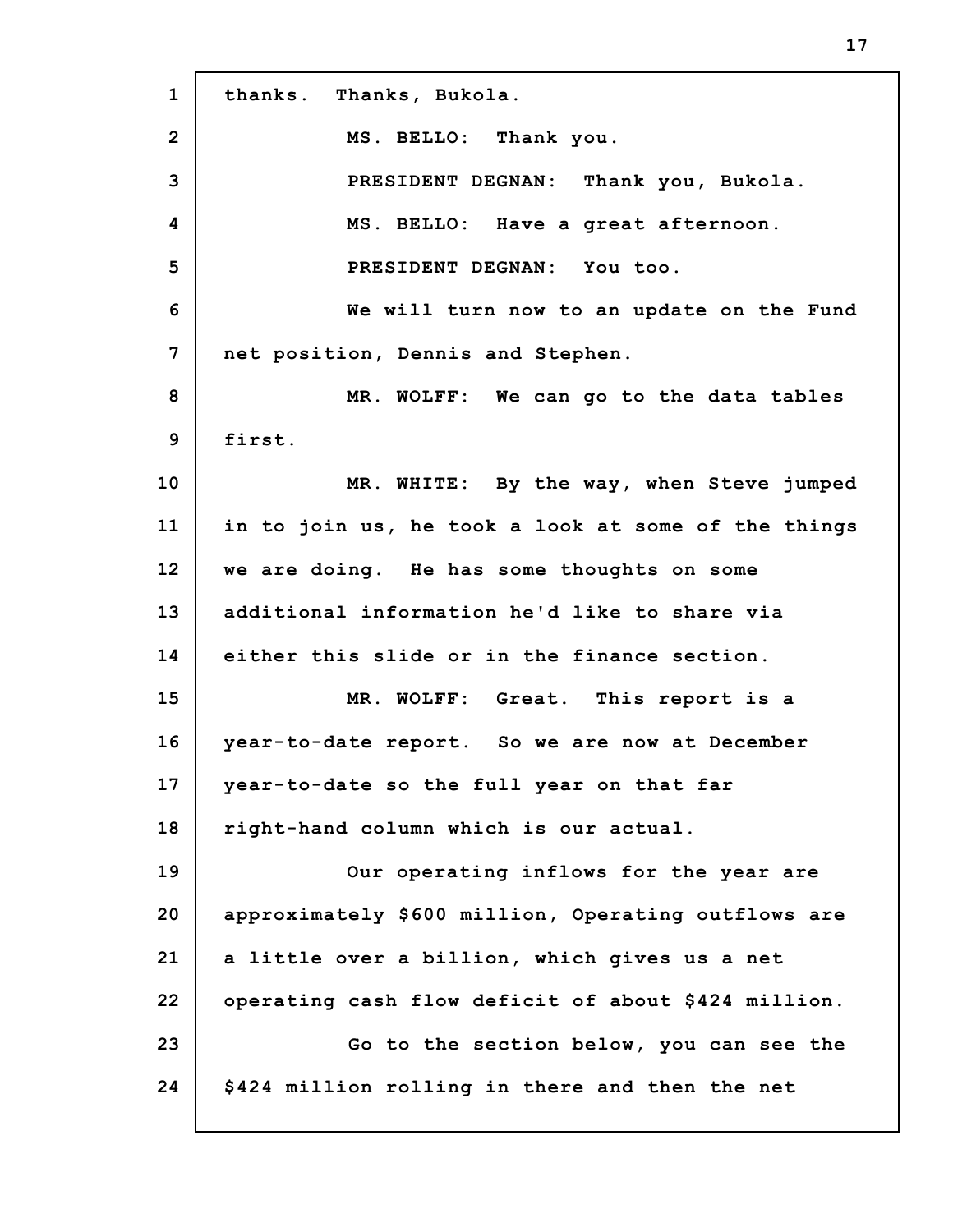thanks. Thanks, Bukola.

MS. BELLO: Thank you.

PRESIDENT DEGNAN: Thank you, Bukola.

MS. BELLO: Have a great afternoon.

PRESIDENT DEGNAN: You too.

We will turn now to an update on the Fund net position, Dennis and Stephen.

MR. WOLFF: We can go to the data tables first.

MR. WHITE: By the way, when Steve jumped in to join us, he took a look at some of the things we are doing. He has some thoughts on some additional information he'd like to share via either this slide or in the finance section.

MR. WOLFF: Great. This report is a year-to-date report. So we are now at December year-to-date so the full year on that far right-hand column which is our actual.

Our operating inflows for the year are approximately $600 million, Operating outflows are a little over a billion, which gives us a net operating cash flow deficit of about $424 million.

Go to the section below, you can see the $424 million rolling in there and then the net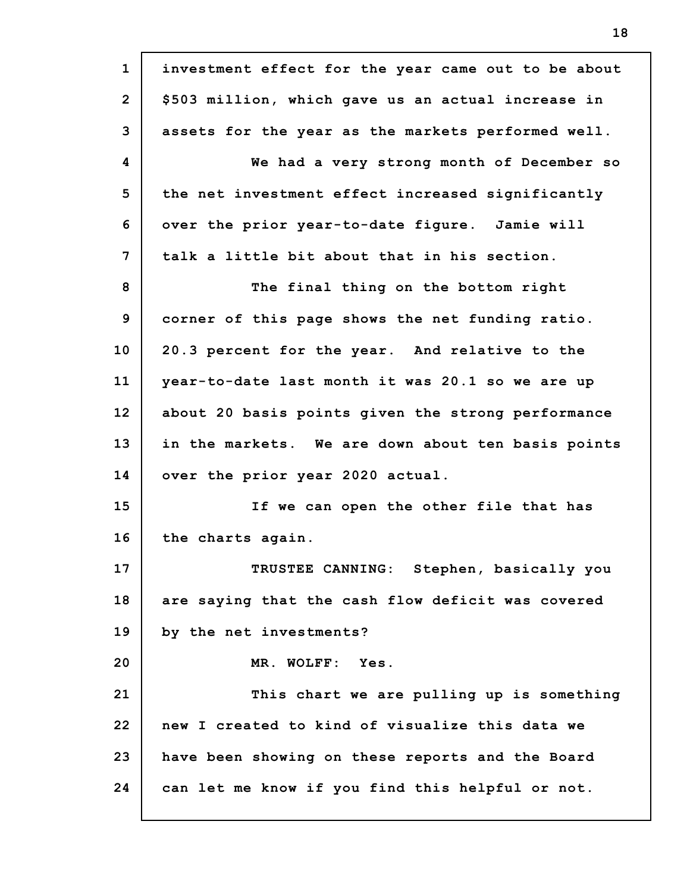investment effect for the year came out to be about $503 million, which gave us an actual increase in assets for the year as the markets performed well.

We had a very strong month of December so the net investment effect increased significantly over the prior year-to-date figure. Jamie will talk a little bit about that in his section.

The final thing on the bottom right corner of this page shows the net funding ratio. 20.3 percent for the year. And relative to the year-to-date last month it was 20.1 so we are up about 20 basis points given the strong performance in the markets. We are down about ten basis points over the prior year 2020 actual.

If we can open the other file that has the charts again.

TRUSTEE CANNING: Stephen, basically you are saying that the cash flow deficit was covered by the net investments?

MR. WOLFF: Yes.

This chart we are pulling up is something new I created to kind of visualize this data we have been showing on these reports and the Board can let me know if you find this helpful or not.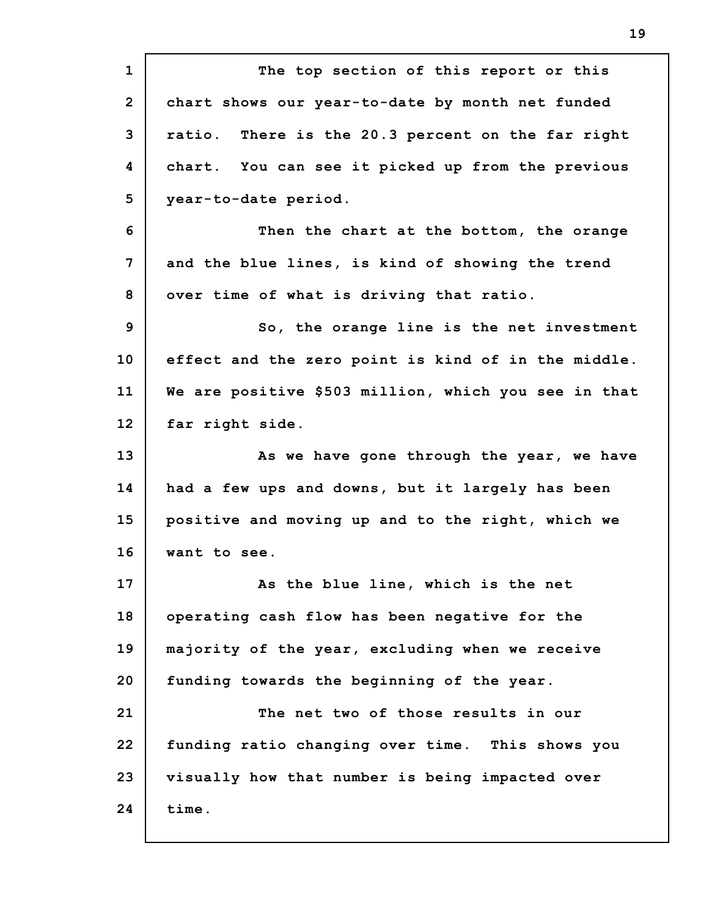The top section of this report or this chart shows our year-to-date by month net funded ratio. There is the 20.3 percent on the far right chart. You can see it picked up from the previous year-to-date period.

Then the chart at the bottom, the orange and the blue lines, is kind of showing the trend over time of what is driving that ratio.

So, the orange line is the net investment effect and the zero point is kind of in the middle. We are positive $503 million, which you see in that far right side.

As we have gone through the year, we have had a few ups and downs, but it largely has been positive and moving up and to the right, which we want to see.

As the blue line, which is the net operating cash flow has been negative for the majority of the year, excluding when we receive funding towards the beginning of the year.

The net two of those results in our funding ratio changing over time. This shows you visually how that number is being impacted over time.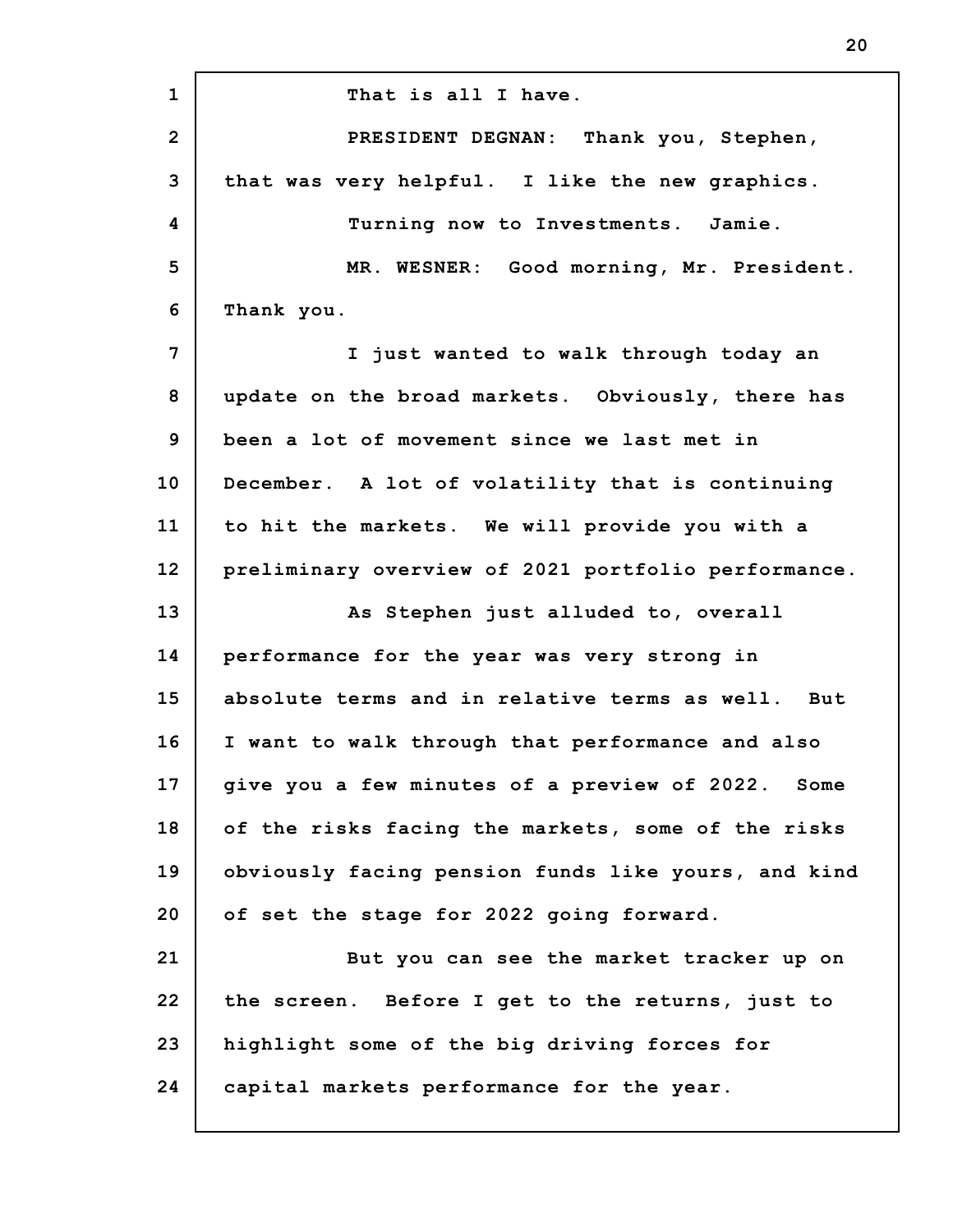That is all I have.

PRESIDENT DEGNAN: Thank you, Stephen, that was very helpful. I like the new graphics.

Turning now to Investments. Jamie.

MR. WESNER: Good morning, Mr. President. Thank you.

I just wanted to walk through today an update on the broad markets. Obviously, there has been a lot of movement since we last met in December. A lot of volatility that is continuing to hit the markets. We will provide you with a preliminary overview of 2021 portfolio performance.

As Stephen just alluded to, overall performance for the year was very strong in absolute terms and in relative terms as well. But I want to walk through that performance and also give you a few minutes of a preview of 2022. Some of the risks facing the markets, some of the risks obviously facing pension funds like yours, and kind of set the stage for 2022 going forward.

But you can see the market tracker up on the screen. Before I get to the returns, just to highlight some of the big driving forces for capital markets performance for the year.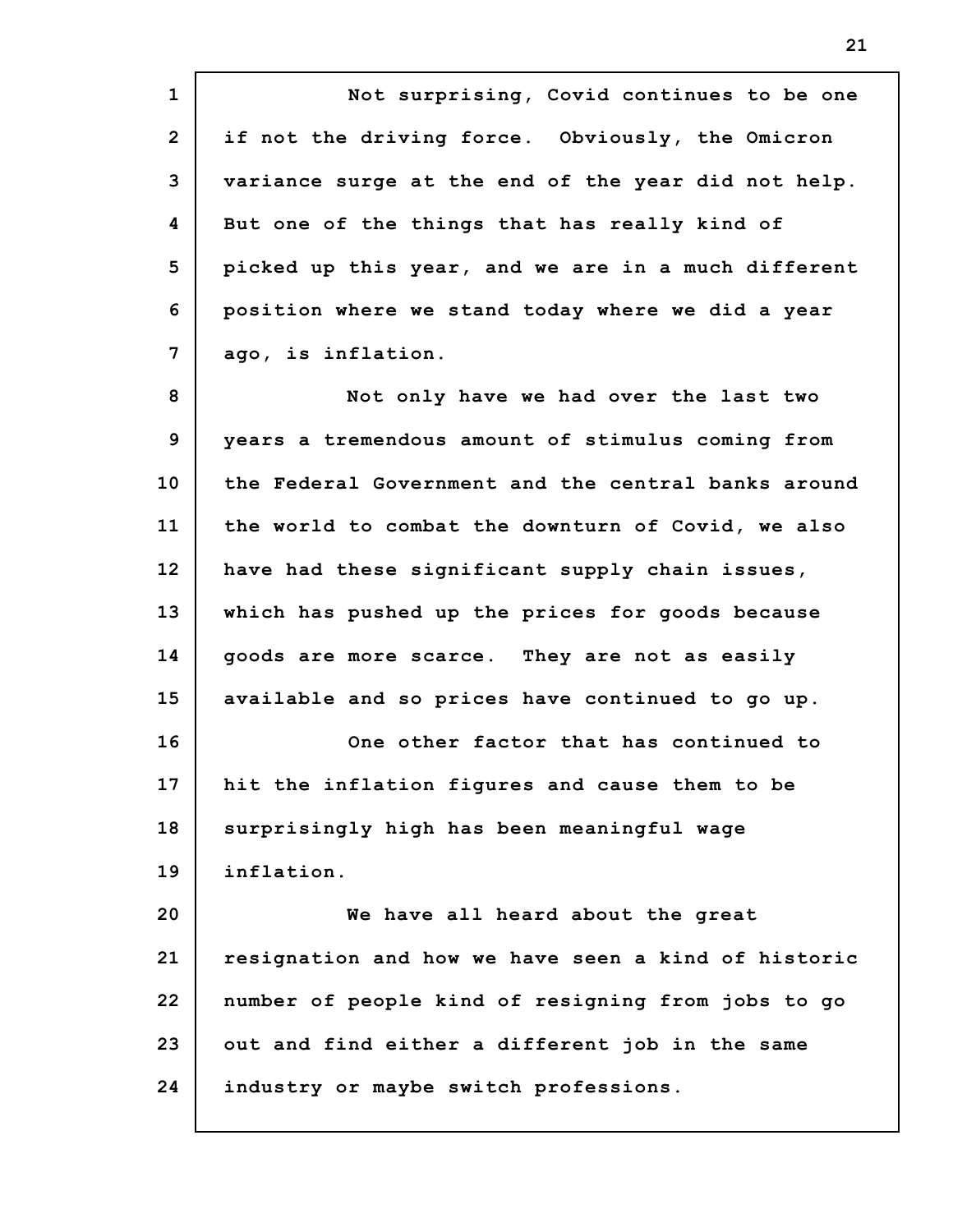Not surprising, Covid continues to be one if not the driving force. Obviously, the Omicron variance surge at the end of the year did not help. But one of the things that has really kind of picked up this year, and we are in a much different position where we stand today where we did a year ago, is inflation.

Not only have we had over the last two years a tremendous amount of stimulus coming from the Federal Government and the central banks around the world to combat the downturn of Covid, we also have had these significant supply chain issues, which has pushed up the prices for goods because goods are more scarce. They are not as easily available and so prices have continued to go up.

One other factor that has continued to hit the inflation figures and cause them to be surprisingly high has been meaningful wage inflation.

We have all heard about the great resignation and how we have seen a kind of historic number of people kind of resigning from jobs to go out and find either a different job in the same industry or maybe switch professions.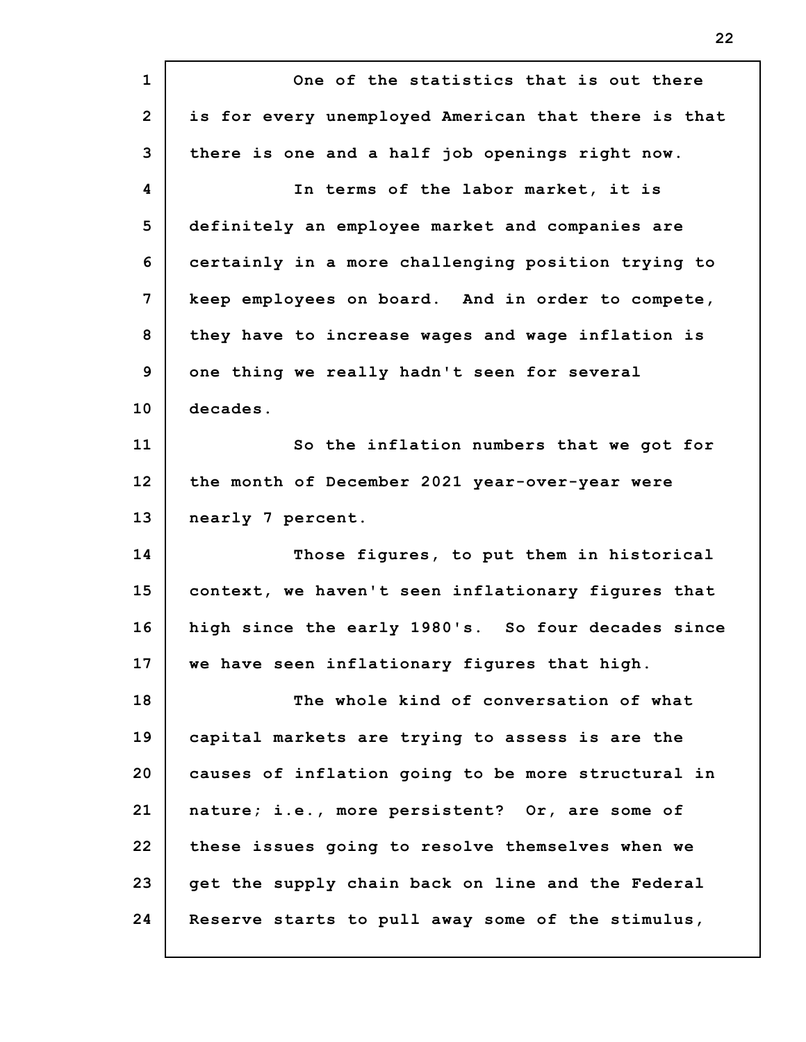One of the statistics that is out there is for every unemployed American that there is that there is one and a half job openings right now.

In terms of the labor market, it is definitely an employee market and companies are certainly in a more challenging position trying to keep employees on board. And in order to compete, they have to increase wages and wage inflation is one thing we really hadn't seen for several decades.

So the inflation numbers that we got for the month of December 2021 year-over-year were nearly 7 percent.

Those figures, to put them in historical context, we haven't seen inflationary figures that high since the early 1980's. So four decades since we have seen inflationary figures that high.

The whole kind of conversation of what capital markets are trying to assess is are the causes of inflation going to be more structural in nature; i.e., more persistent? Or, are some of these issues going to resolve themselves when we get the supply chain back on line and the Federal Reserve starts to pull away some of the stimulus,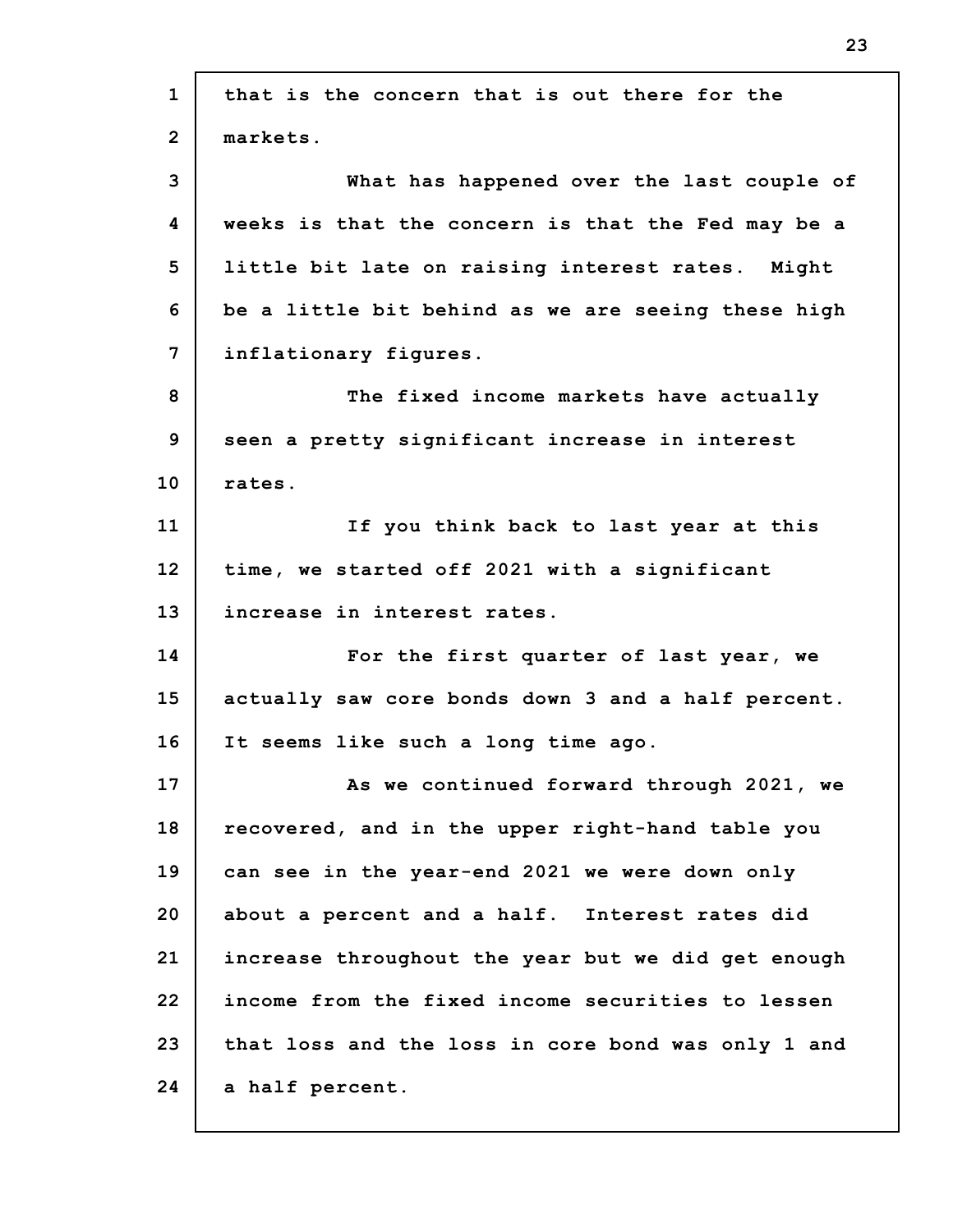that is the concern that is out there for the markets.

What has happened over the last couple of weeks is that the concern is that the Fed may be a little bit late on raising interest rates. Might be a little bit behind as we are seeing these high inflationary figures.

The fixed income markets have actually seen a pretty significant increase in interest rates.

If you think back to last year at this time, we started off 2021 with a significant increase in interest rates.

For the first quarter of last year, we actually saw core bonds down 3 and a half percent. It seems like such a long time ago.

As we continued forward through 2021, we recovered, and in the upper right-hand table you can see in the year-end 2021 we were down only about a percent and a half. Interest rates did increase throughout the year but we did get enough income from the fixed income securities to lessen that loss and the loss in core bond was only 1 and a half percent.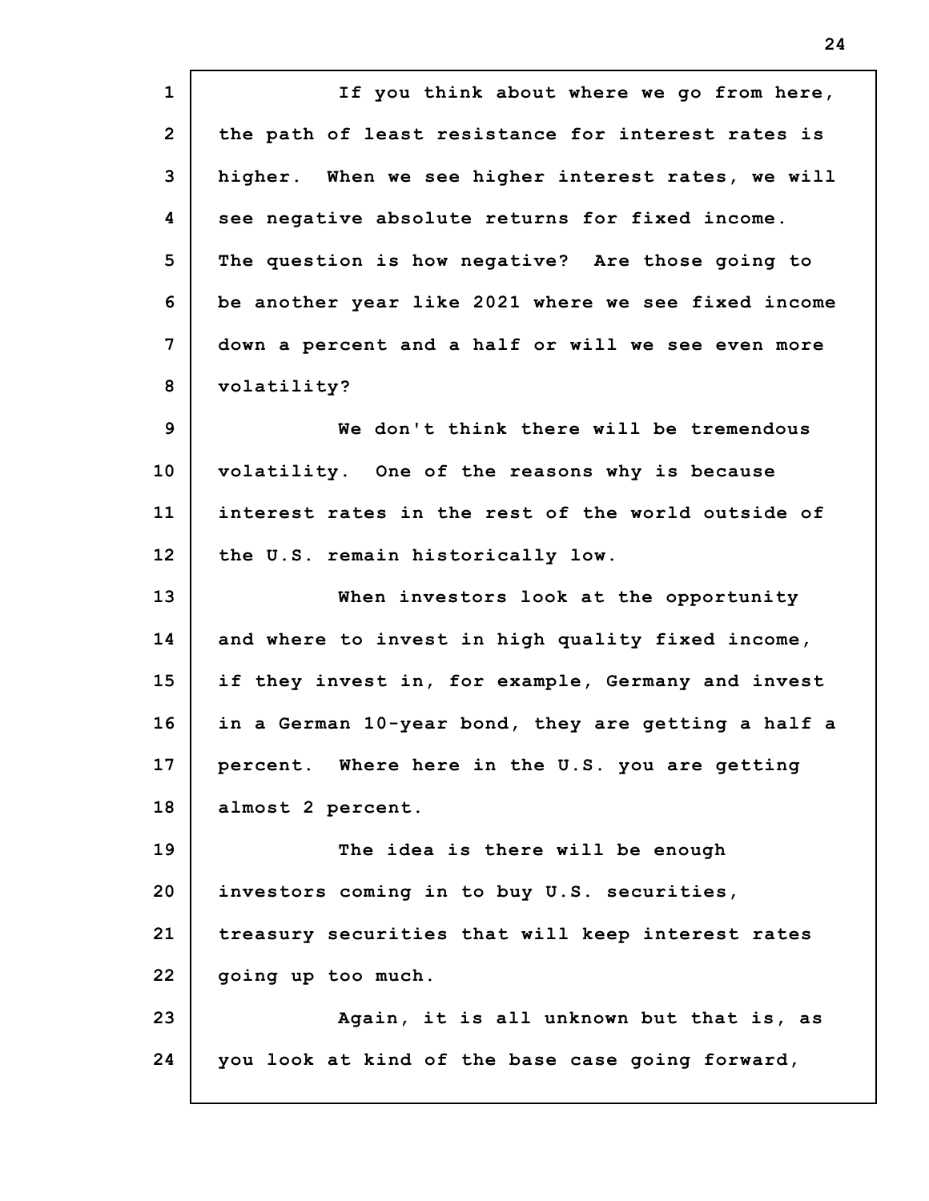If you think about where we go from here, the path of least resistance for interest rates is higher. When we see higher interest rates, we will see negative absolute returns for fixed income. The question is how negative? Are those going to be another year like 2021 where we see fixed income down a percent and a half or will we see even more volatility?

We don't think there will be tremendous volatility. One of the reasons why is because interest rates in the rest of the world outside of the U.S. remain historically low.

When investors look at the opportunity and where to invest in high quality fixed income, if they invest in, for example, Germany and invest in a German 10-year bond, they are getting a half a percent. Where here in the U.S. you are getting almost 2 percent.

The idea is there will be enough investors coming in to buy U.S. securities, treasury securities that will keep interest rates going up too much.

Again, it is all unknown but that is, as you look at kind of the base case going forward,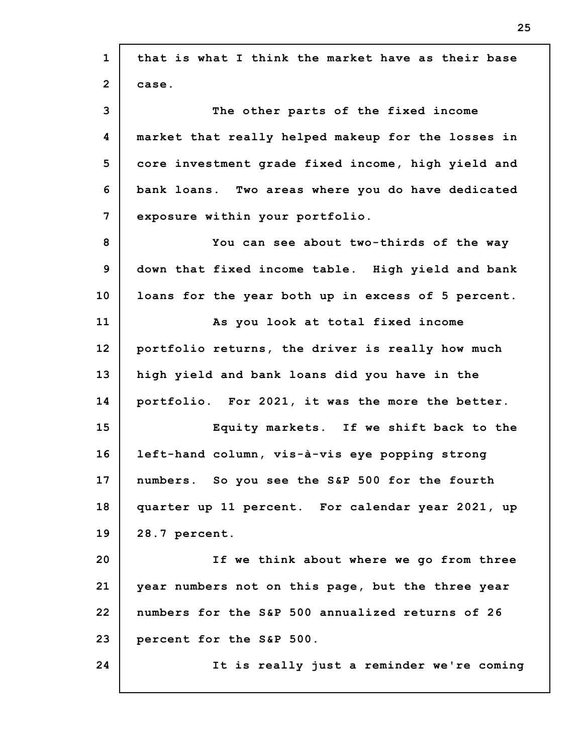that is what I think the market have as their base case.

The other parts of the fixed income market that really helped makeup for the losses in core investment grade fixed income, high yield and bank loans. Two areas where you do have dedicated exposure within your portfolio.

You can see about two-thirds of the way down that fixed income table. High yield and bank loans for the year both up in excess of 5 percent.

As you look at total fixed income portfolio returns, the driver is really how much high yield and bank loans did you have in the portfolio. For 2021, it was the more the better.

Equity markets. If we shift back to the left-hand column, vis-à-vis eye popping strong numbers. So you see the S&P 500 for the fourth quarter up 11 percent. For calendar year 2021, up 28.7 percent.

If we think about where we go from three year numbers not on this page, but the three year numbers for the S&P 500 annualized returns of 26 percent for the S&P 500.

It is really just a reminder we're coming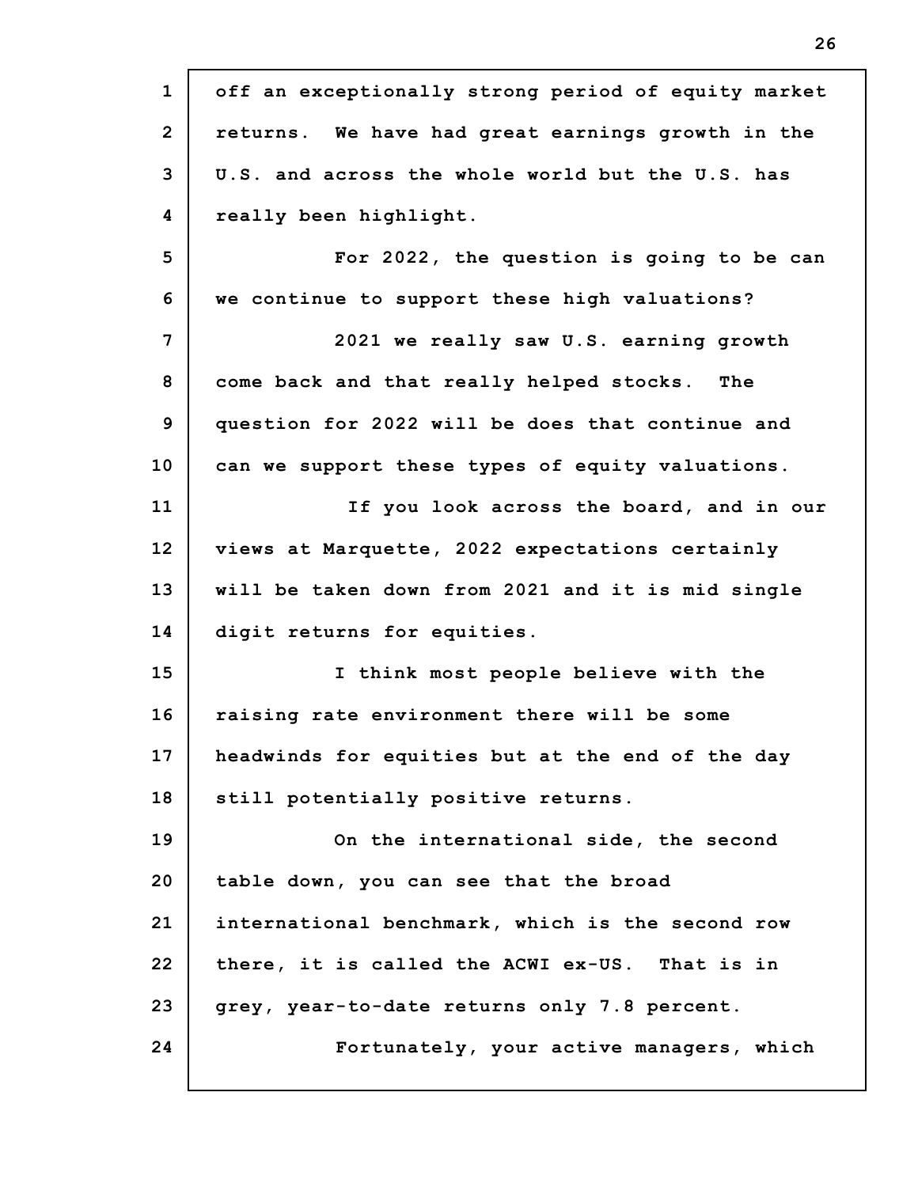off an exceptionally strong period of equity market returns. We have had great earnings growth in the U.S. and across the whole world but the U.S. has really been highlight.

For 2022, the question is going to be can we continue to support these high valuations?

2021 we really saw U.S. earning growth come back and that really helped stocks. The question for 2022 will be does that continue and can we support these types of equity valuations.

If you look across the board, and in our views at Marquette, 2022 expectations certainly will be taken down from 2021 and it is mid single digit returns for equities.

I think most people believe with the raising rate environment there will be some headwinds for equities but at the end of the day still potentially positive returns.

On the international side, the second table down, you can see that the broad international benchmark, which is the second row there, it is called the ACWI ex-US. That is in grey, year-to-date returns only 7.8 percent.

Fortunately, your active managers, which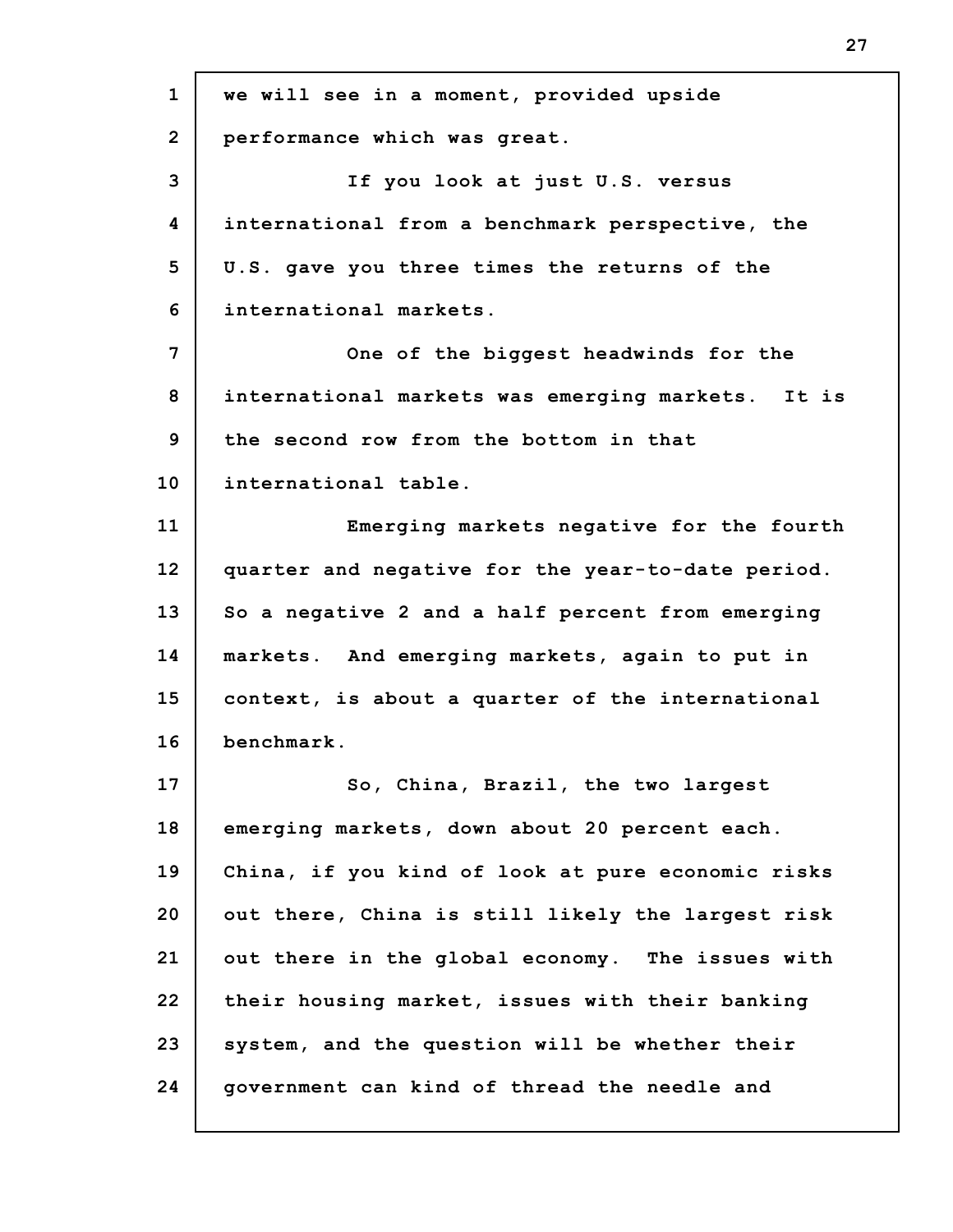we will see in a moment, provided upside performance which was great.

If you look at just U.S. versus international from a benchmark perspective, the U.S. gave you three times the returns of the international markets.

One of the biggest headwinds for the international markets was emerging markets. It is the second row from the bottom in that international table.

Emerging markets negative for the fourth quarter and negative for the year-to-date period. So a negative 2 and a half percent from emerging markets. And emerging markets, again to put in context, is about a quarter of the international benchmark.

So, China, Brazil, the two largest emerging markets, down about 20 percent each. China, if you kind of look at pure economic risks out there, China is still likely the largest risk out there in the global economy. The issues with their housing market, issues with their banking system, and the question will be whether their government can kind of thread the needle and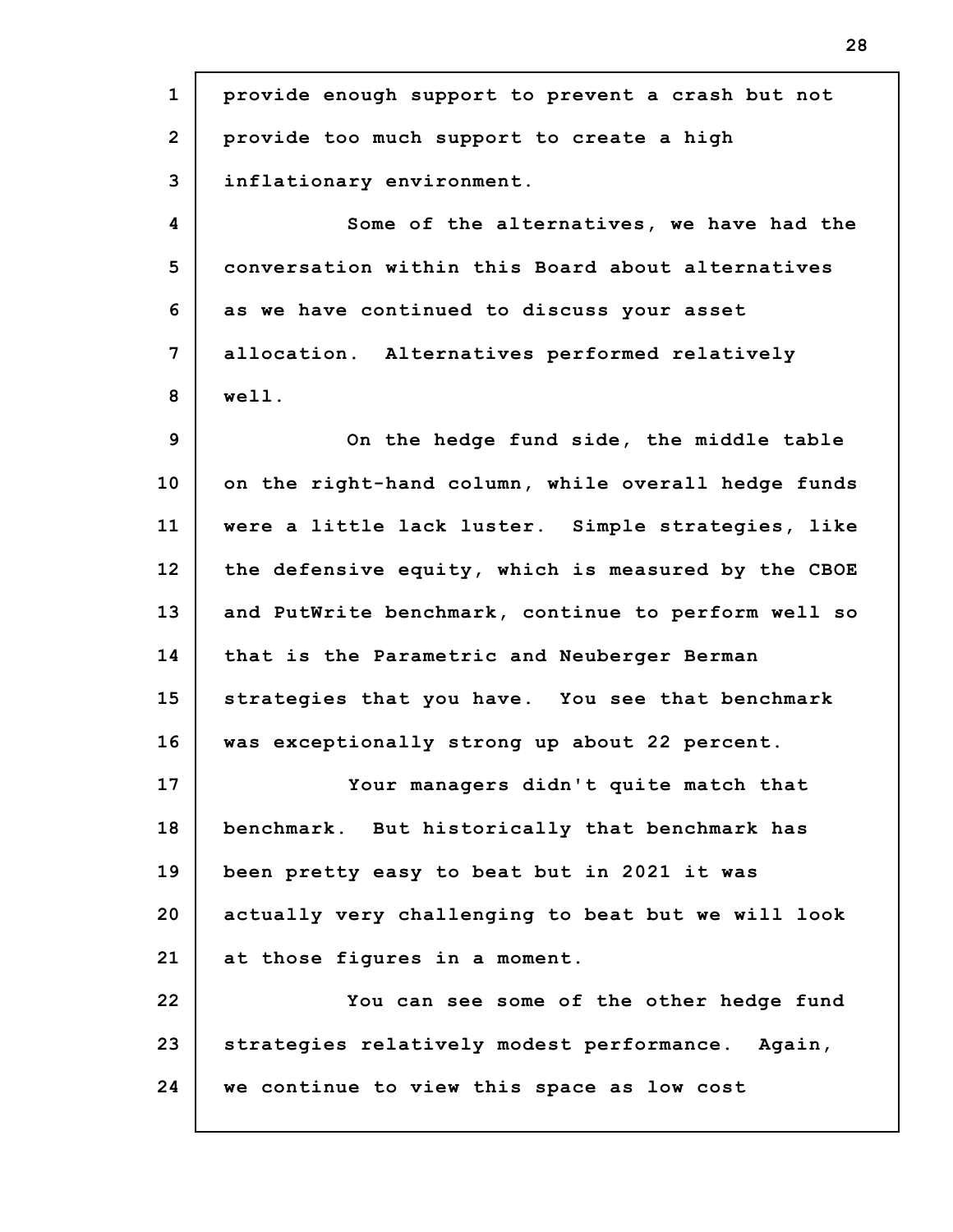provide enough support to prevent a crash but not provide too much support to create a high inflationary environment.

Some of the alternatives, we have had the conversation within this Board about alternatives as we have continued to discuss your asset allocation. Alternatives performed relatively well.

On the hedge fund side, the middle table on the right-hand column, while overall hedge funds were a little lack luster. Simple strategies, like the defensive equity, which is measured by the CBOE and PutWrite benchmark, continue to perform well so that is the Parametric and Neuberger Berman strategies that you have. You see that benchmark was exceptionally strong up about 22 percent.

Your managers didn't quite match that benchmark. But historically that benchmark has been pretty easy to beat but in 2021 it was actually very challenging to beat but we will look at those figures in a moment.

You can see some of the other hedge fund strategies relatively modest performance. Again, we continue to view this space as low cost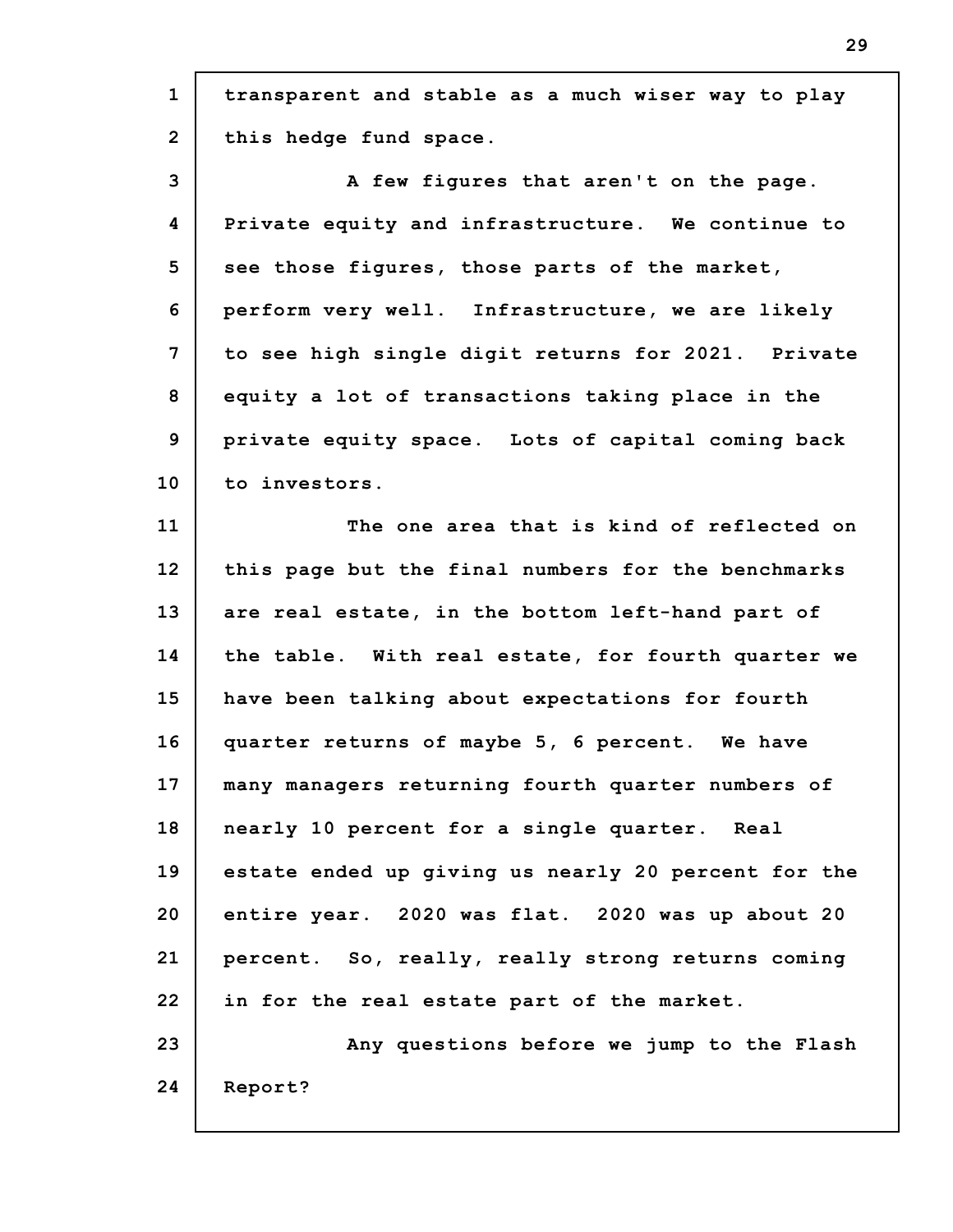transparent and stable as a much wiser way to play this hedge fund space.

A few figures that aren't on the page. Private equity and infrastructure. We continue to see those figures, those parts of the market, perform very well. Infrastructure, we are likely to see high single digit returns for 2021. Private equity a lot of transactions taking place in the private equity space. Lots of capital coming back to investors.

The one area that is kind of reflected on this page but the final numbers for the benchmarks are real estate, in the bottom left-hand part of the table. With real estate, for fourth quarter we have been talking about expectations for fourth quarter returns of maybe 5, 6 percent. We have many managers returning fourth quarter numbers of nearly 10 percent for a single quarter. Real estate ended up giving us nearly 20 percent for the entire year. 2020 was flat. 2020 was up about 20 percent. So, really, really strong returns coming in for the real estate part of the market.

Any questions before we jump to the Flash Report?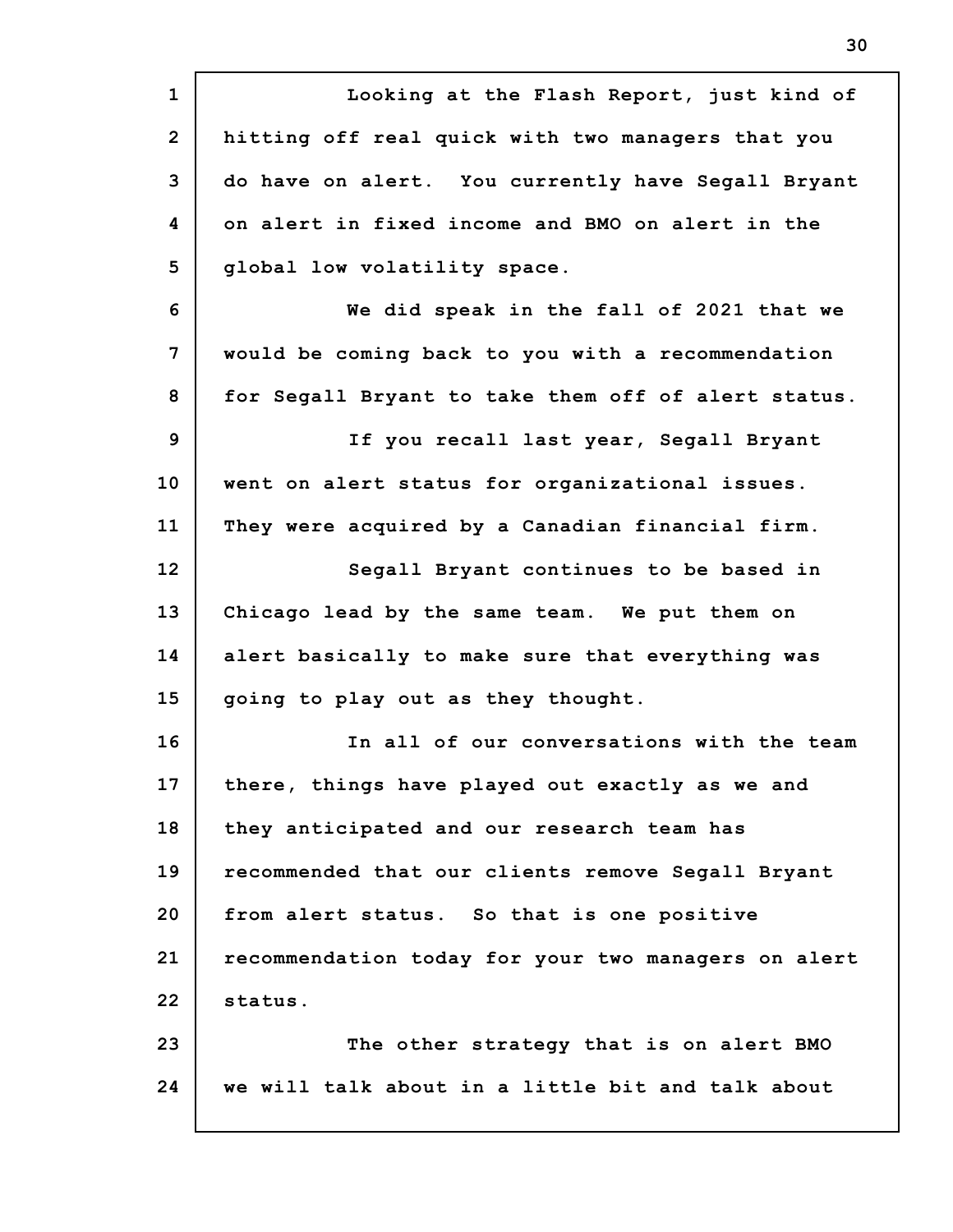Looking at the Flash Report, just kind of hitting off real quick with two managers that you do have on alert. You currently have Segall Bryant on alert in fixed income and BMO on alert in the global low volatility space.

We did speak in the fall of 2021 that we would be coming back to you with a recommendation for Segall Bryant to take them off of alert status.

If you recall last year, Segall Bryant went on alert status for organizational issues. They were acquired by a Canadian financial firm.

Segall Bryant continues to be based in Chicago lead by the same team. We put them on alert basically to make sure that everything was going to play out as they thought.

In all of our conversations with the team there, things have played out exactly as we and they anticipated and our research team has recommended that our clients remove Segall Bryant from alert status. So that is one positive recommendation today for your two managers on alert status.

The other strategy that is on alert BMO we will talk about in a little bit and talk about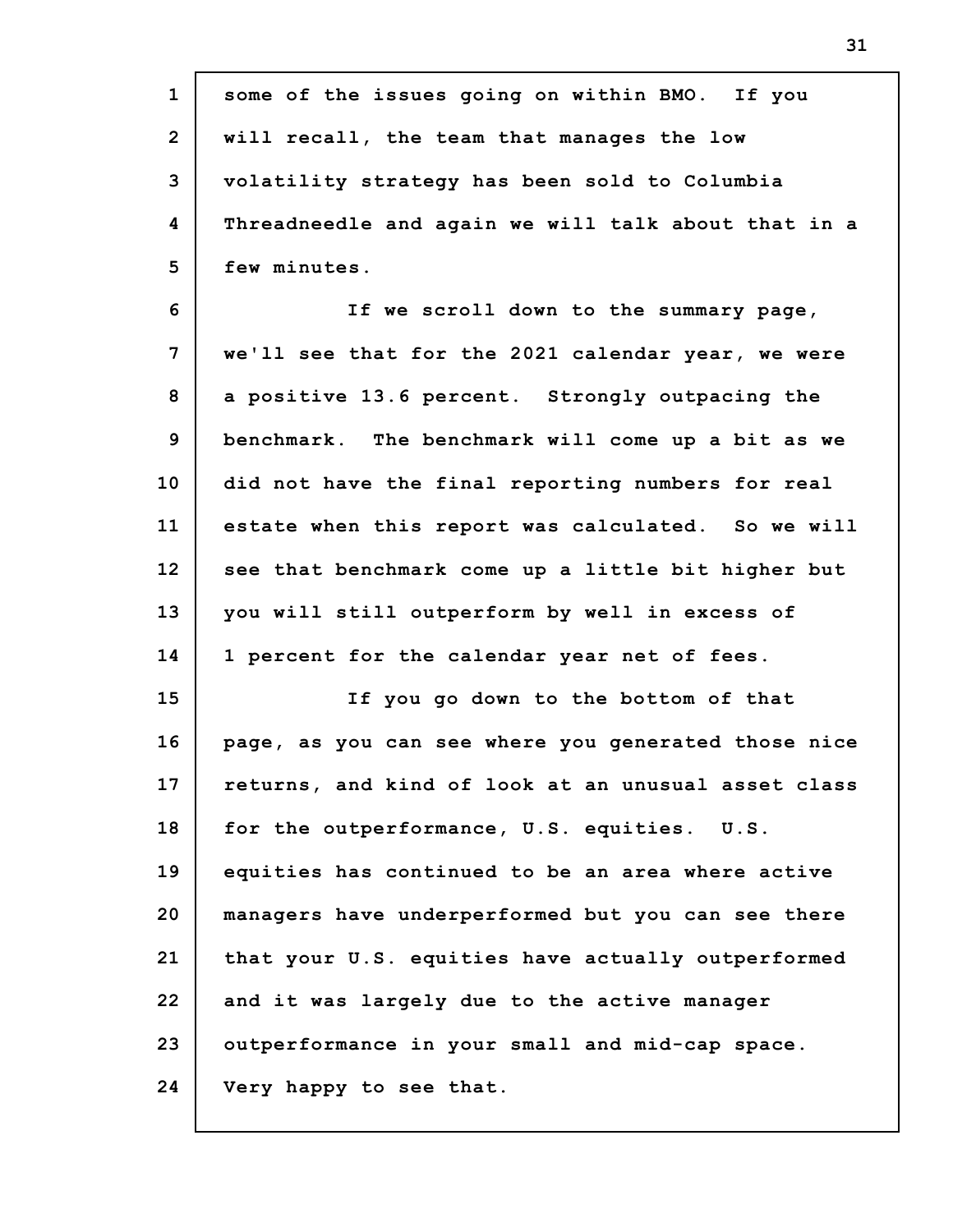some of the issues going on within BMO. If you will recall, the team that manages the low volatility strategy has been sold to Columbia Threadneedle and again we will talk about that in a few minutes.

If we scroll down to the summary page, we'll see that for the 2021 calendar year, we were a positive 13.6 percent. Strongly outpacing the benchmark. The benchmark will come up a bit as we did not have the final reporting numbers for real estate when this report was calculated. So we will see that benchmark come up a little bit higher but you will still outperform by well in excess of 1 percent for the calendar year net of fees.

If you go down to the bottom of that page, as you can see where you generated those nice returns, and kind of look at an unusual asset class for the outperformance, U.S. equities. U.S. equities has continued to be an area where active managers have underperformed but you can see there that your U.S. equities have actually outperformed and it was largely due to the active manager outperformance in your small and mid-cap space. Very happy to see that.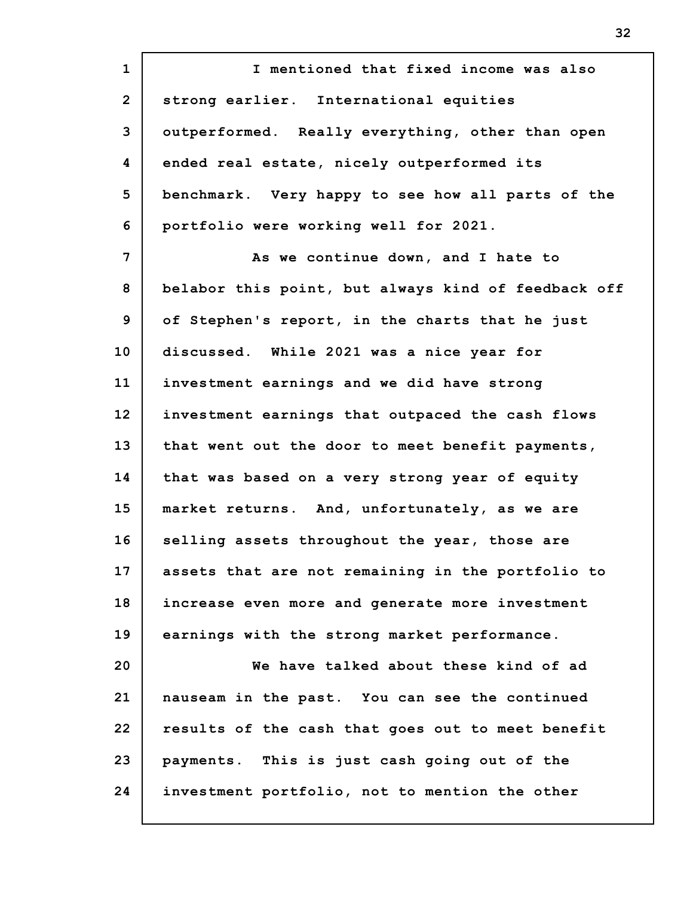I mentioned that fixed income was also strong earlier. International equities outperformed. Really everything, other than open ended real estate, nicely outperformed its benchmark. Very happy to see how all parts of the portfolio were working well for 2021.

As we continue down, and I hate to belabor this point, but always kind of feedback off of Stephen's report, in the charts that he just discussed. While 2021 was a nice year for investment earnings and we did have strong investment earnings that outpaced the cash flows that went out the door to meet benefit payments, that was based on a very strong year of equity market returns. And, unfortunately, as we are selling assets throughout the year, those are assets that are not remaining in the portfolio to increase even more and generate more investment earnings with the strong market performance.

We have talked about these kind of ad nauseam in the past. You can see the continued results of the cash that goes out to meet benefit payments. This is just cash going out of the investment portfolio, not to mention the other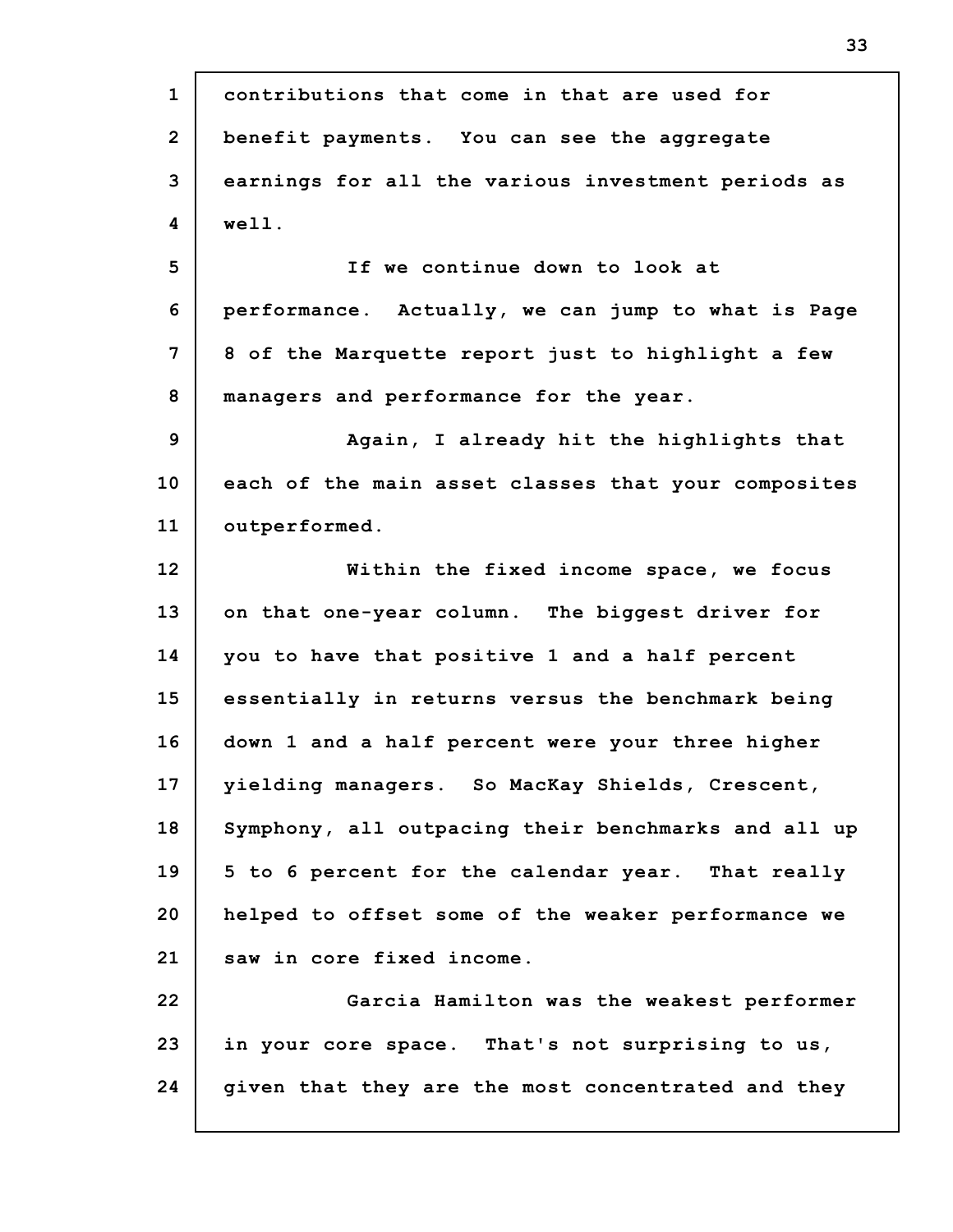contributions that come in that are used for benefit payments. You can see the aggregate earnings for all the various investment periods as well.

If we continue down to look at performance. Actually, we can jump to what is Page 8 of the Marquette report just to highlight a few managers and performance for the year.

Again, I already hit the highlights that each of the main asset classes that your composites outperformed.

Within the fixed income space, we focus on that one-year column. The biggest driver for you to have that positive 1 and a half percent essentially in returns versus the benchmark being down 1 and a half percent were your three higher yielding managers. So MacKay Shields, Crescent, Symphony, all outpacing their benchmarks and all up 5 to 6 percent for the calendar year. That really helped to offset some of the weaker performance we saw in core fixed income.

Garcia Hamilton was the weakest performer in your core space. That's not surprising to us, given that they are the most concentrated and they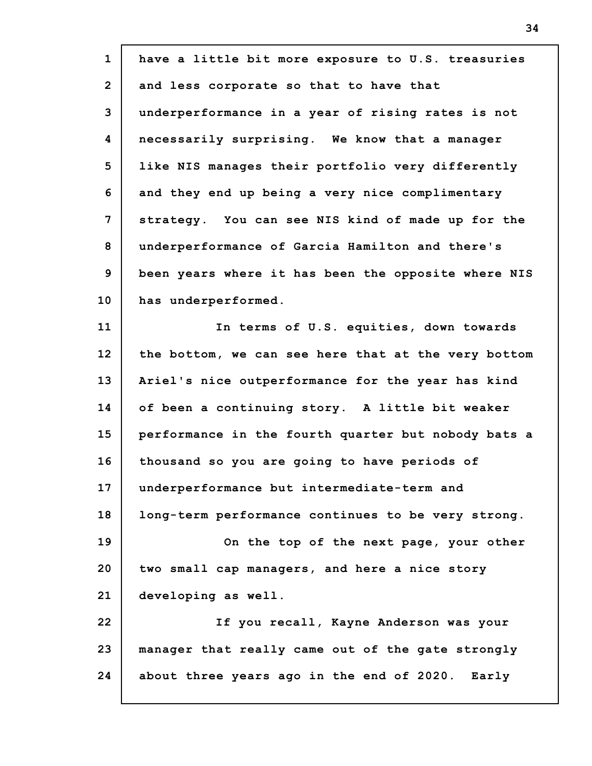have a little bit more exposure to U.S. treasuries and less corporate so that to have that underperformance in a year of rising rates is not necessarily surprising. We know that a manager like NIS manages their portfolio very differently and they end up being a very nice complimentary strategy. You can see NIS kind of made up for the underperformance of Garcia Hamilton and there's been years where it has been the opposite where NIS has underperformed.

In terms of U.S. equities, down towards the bottom, we can see here that at the very bottom Ariel's nice outperformance for the year has kind of been a continuing story. A little bit weaker performance in the fourth quarter but nobody bats a thousand so you are going to have periods of underperformance but intermediate-term and long-term performance continues to be very strong.

On the top of the next page, your other two small cap managers, and here a nice story developing as well.

If you recall, Kayne Anderson was your manager that really came out of the gate strongly about three years ago in the end of 2020. Early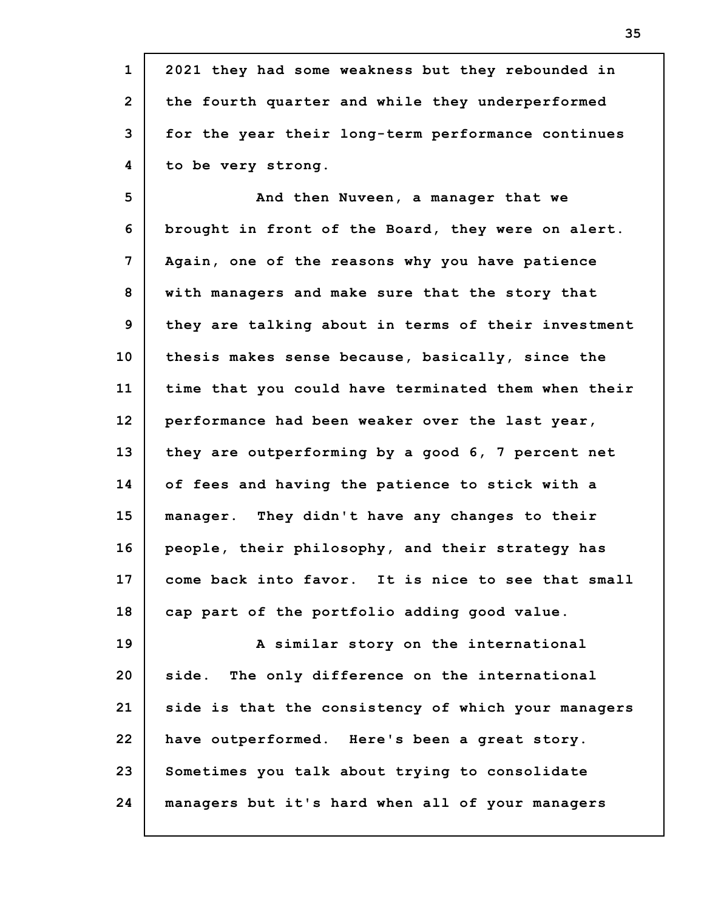2021 they had some weakness but they rebounded in the fourth quarter and while they underperformed for the year their long-term performance continues to be very strong.

And then Nuveen, a manager that we brought in front of the Board, they were on alert. Again, one of the reasons why you have patience with managers and make sure that the story that they are talking about in terms of their investment thesis makes sense because, basically, since the time that you could have terminated them when their performance had been weaker over the last year, they are outperforming by a good 6, 7 percent net of fees and having the patience to stick with a manager. They didn't have any changes to their people, their philosophy, and their strategy has come back into favor. It is nice to see that small cap part of the portfolio adding good value.

A similar story on the international side. The only difference on the international side is that the consistency of which your managers have outperformed. Here's been a great story. Sometimes you talk about trying to consolidate managers but it's hard when all of your managers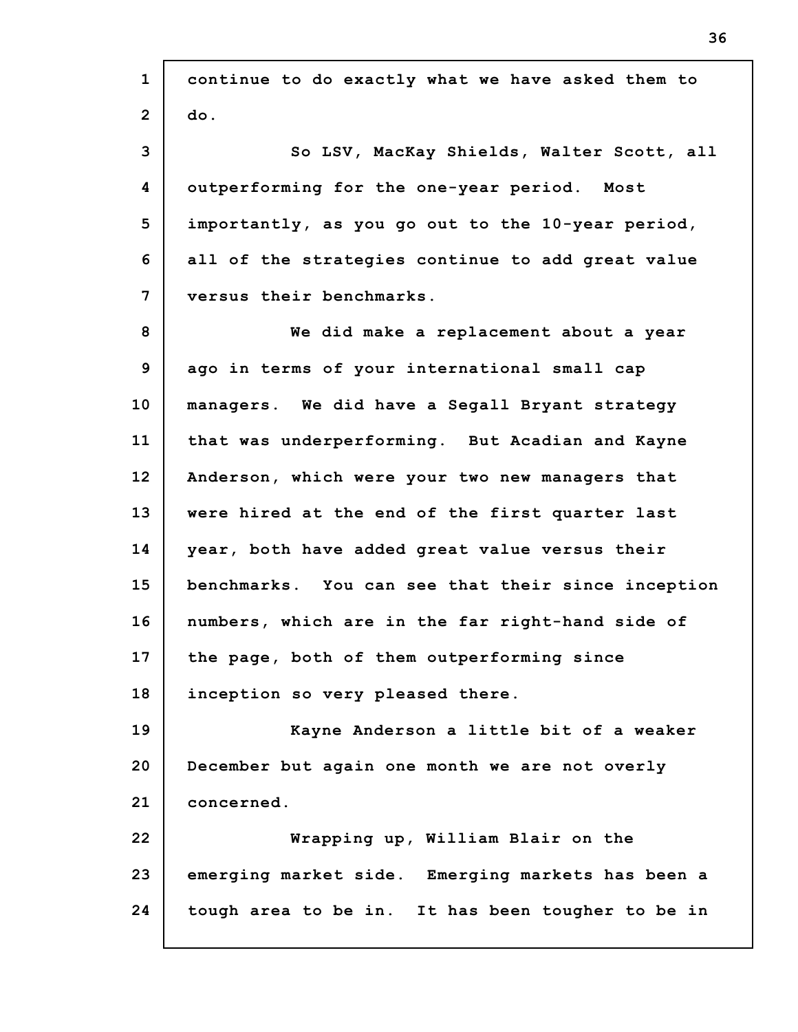continue to do exactly what we have asked them to do.

So LSV, MacKay Shields, Walter Scott, all outperforming for the one-year period. Most importantly, as you go out to the 10-year period, all of the strategies continue to add great value versus their benchmarks.

We did make a replacement about a year ago in terms of your international small cap managers. We did have a Segall Bryant strategy that was underperforming. But Acadian and Kayne Anderson, which were your two new managers that were hired at the end of the first quarter last year, both have added great value versus their benchmarks. You can see that their since inception numbers, which are in the far right-hand side of the page, both of them outperforming since inception so very pleased there.

Kayne Anderson a little bit of a weaker December but again one month we are not overly concerned.

Wrapping up, William Blair on the emerging market side. Emerging markets has been a tough area to be in. It has been tougher to be in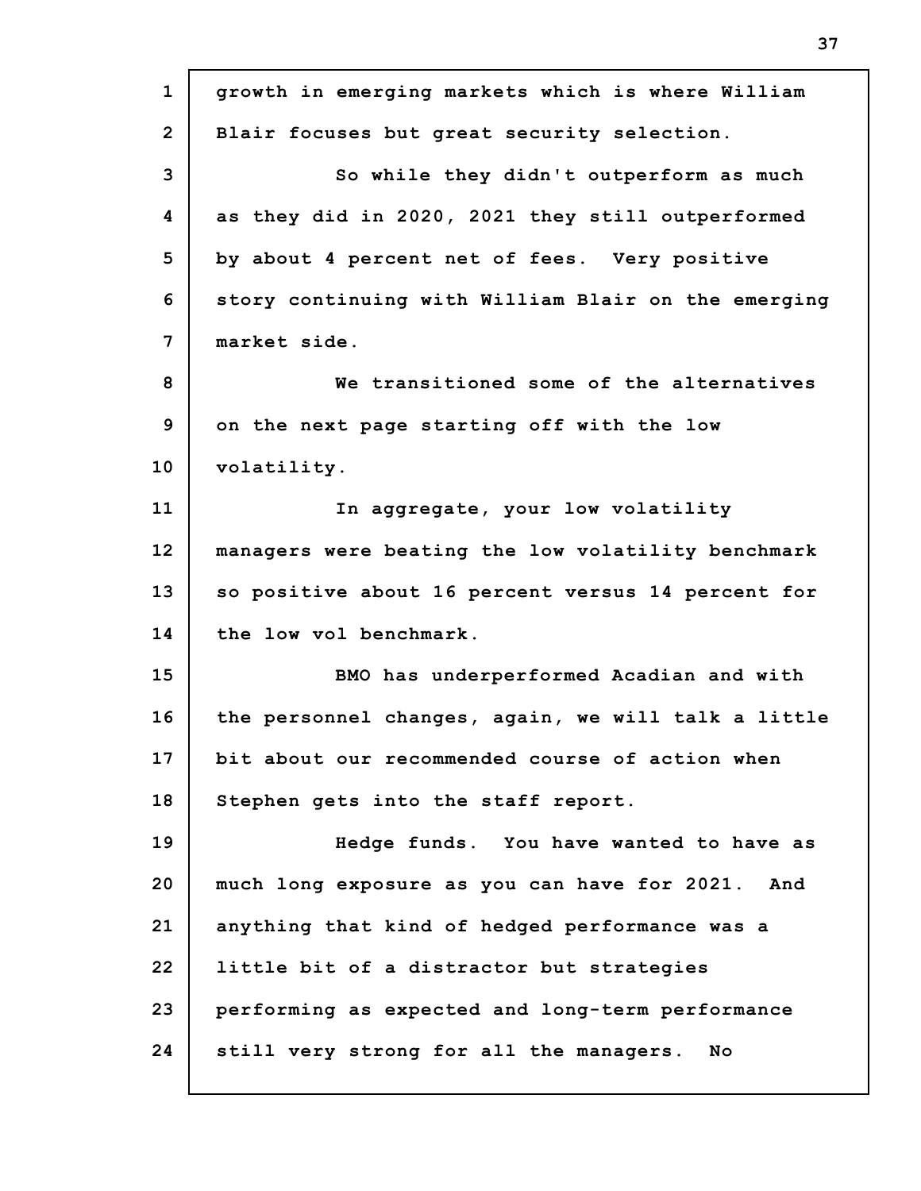growth in emerging markets which is where William Blair focuses but great security selection.

So while they didn't outperform as much as they did in 2020, 2021 they still outperformed by about 4 percent net of fees. Very positive story continuing with William Blair on the emerging market side.

We transitioned some of the alternatives on the next page starting off with the low volatility.

In aggregate, your low volatility managers were beating the low volatility benchmark so positive about 16 percent versus 14 percent for the low vol benchmark.

BMO has underperformed Acadian and with the personnel changes, again, we will talk a little bit about our recommended course of action when Stephen gets into the staff report.

Hedge funds. You have wanted to have as much long exposure as you can have for 2021. And anything that kind of hedged performance was a little bit of a distractor but strategies performing as expected and long-term performance still very strong for all the managers. No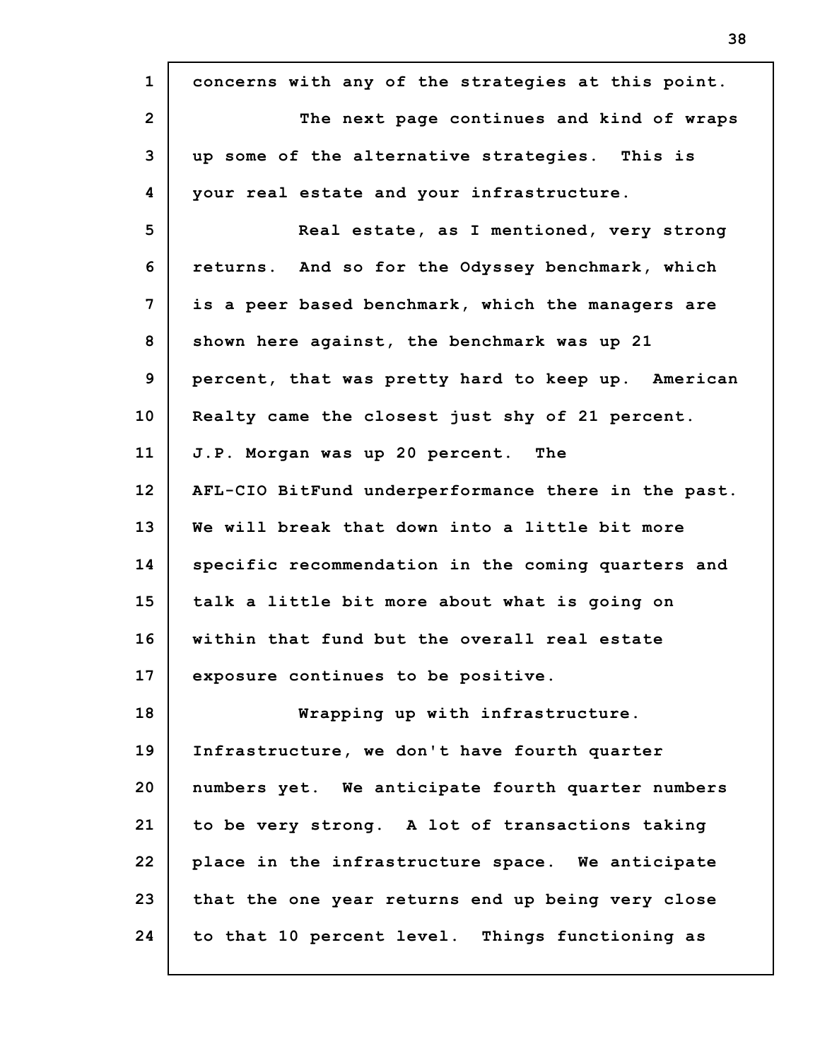concerns with any of the strategies at this point.

The next page continues and kind of wraps up some of the alternative strategies. This is your real estate and your infrastructure.

Real estate, as I mentioned, very strong returns. And so for the Odyssey benchmark, which is a peer based benchmark, which the managers are shown here against, the benchmark was up 21 percent, that was pretty hard to keep up. American Realty came the closest just shy of 21 percent. J.P. Morgan was up 20 percent. The AFL-CIO BitFund underperformance there in the past. We will break that down into a little bit more specific recommendation in the coming quarters and talk a little bit more about what is going on within that fund but the overall real estate exposure continues to be positive.

Wrapping up with infrastructure. Infrastructure, we don't have fourth quarter numbers yet. We anticipate fourth quarter numbers to be very strong. A lot of transactions taking place in the infrastructure space. We anticipate that the one year returns end up being very close to that 10 percent level. Things functioning as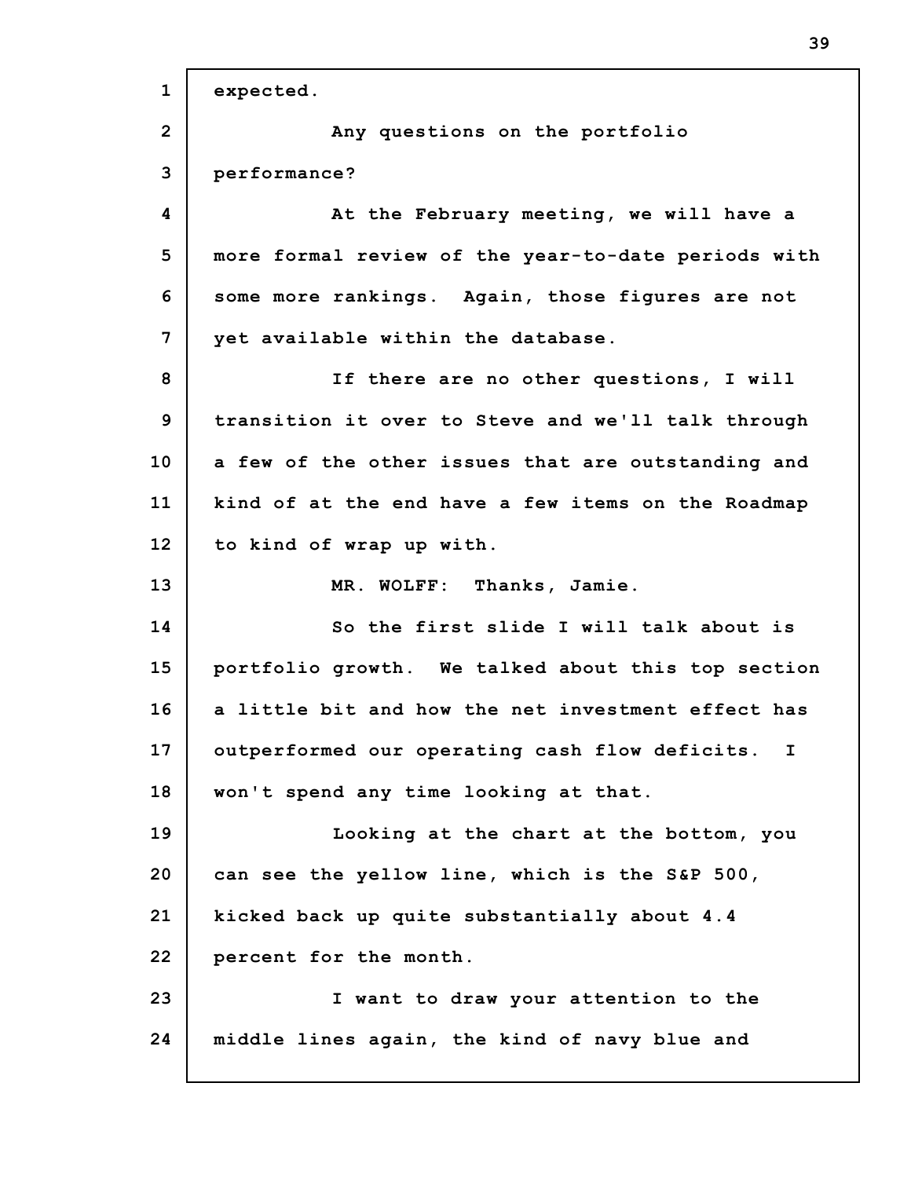expected.

Any questions on the portfolio performance?

At the February meeting, we will have a more formal review of the year-to-date periods with some more rankings. Again, those figures are not yet available within the database.

If there are no other questions, I will transition it over to Steve and we'll talk through a few of the other issues that are outstanding and kind of at the end have a few items on the Roadmap to kind of wrap up with.

MR. WOLFF: Thanks, Jamie.

So the first slide I will talk about is portfolio growth. We talked about this top section a little bit and how the net investment effect has outperformed our operating cash flow deficits. I won't spend any time looking at that.

Looking at the chart at the bottom, you can see the yellow line, which is the S&P 500, kicked back up quite substantially about 4.4 percent for the month.

I want to draw your attention to the middle lines again, the kind of navy blue and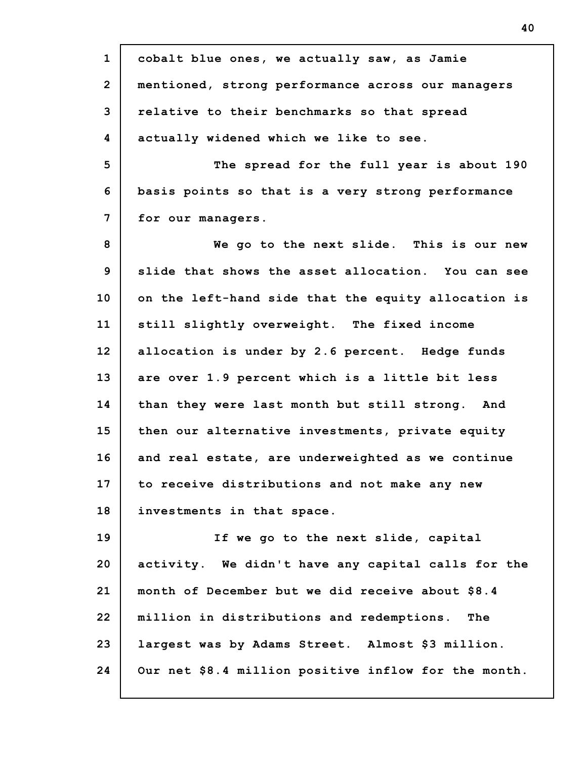cobalt blue ones, we actually saw, as Jamie mentioned, strong performance across our managers relative to their benchmarks so that spread actually widened which we like to see.

The spread for the full year is about 190 basis points so that is a very strong performance for our managers.

We go to the next slide. This is our new slide that shows the asset allocation. You can see on the left-hand side that the equity allocation is still slightly overweight. The fixed income allocation is under by 2.6 percent. Hedge funds are over 1.9 percent which is a little bit less than they were last month but still strong. And then our alternative investments, private equity and real estate, are underweighted as we continue to receive distributions and not make any new investments in that space.

If we go to the next slide, capital activity. We didn't have any capital calls for the month of December but we did receive about $8.4 million in distributions and redemptions. The largest was by Adams Street. Almost $3 million. Our net $8.4 million positive inflow for the month.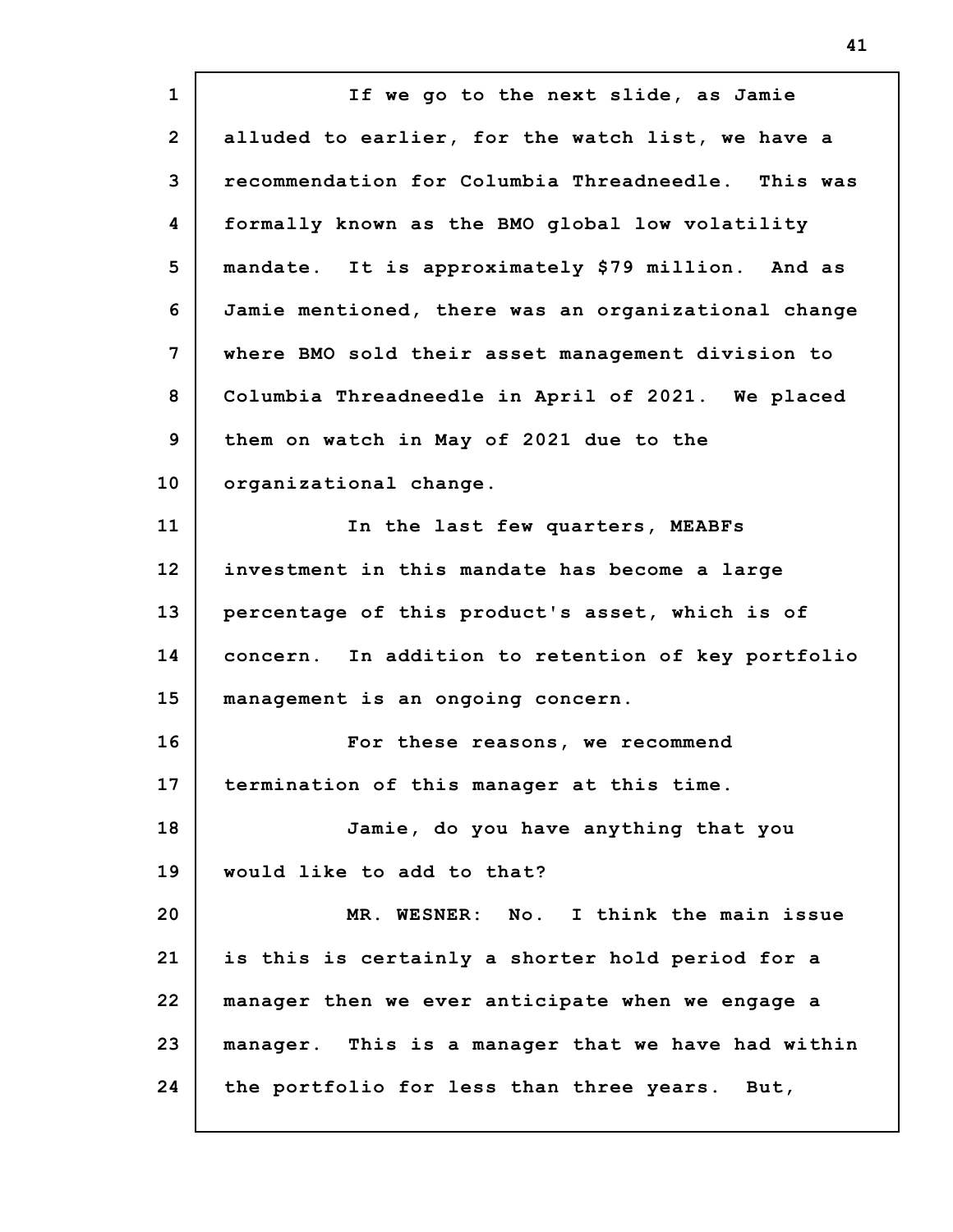If we go to the next slide, as Jamie alluded to earlier, for the watch list, we have a recommendation for Columbia Threadneedle. This was formally known as the BMO global low volatility mandate. It is approximately $79 million. And as Jamie mentioned, there was an organizational change where BMO sold their asset management division to Columbia Threadneedle in April of 2021. We placed them on watch in May of 2021 due to the organizational change.

In the last few quarters, MEABFs investment in this mandate has become a large percentage of this product's asset, which is of concern. In addition to retention of key portfolio management is an ongoing concern.

For these reasons, we recommend termination of this manager at this time.

Jamie, do you have anything that you would like to add to that?

MR. WESNER: No. I think the main issue is this is certainly a shorter hold period for a manager then we ever anticipate when we engage a manager. This is a manager that we have had within the portfolio for less than three years. But,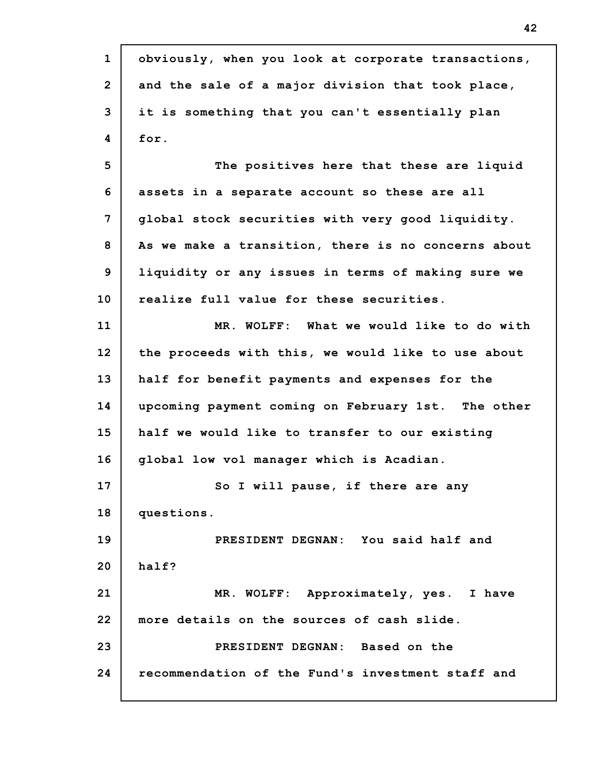obviously, when you look at corporate transactions, and the sale of a major division that took place, it is something that you can't essentially plan for.

The positives here that these are liquid assets in a separate account so these are all global stock securities with very good liquidity. As we make a transition, there is no concerns about liquidity or any issues in terms of making sure we realize full value for these securities.

MR. WOLFF: What we would like to do with the proceeds with this, we would like to use about half for benefit payments and expenses for the upcoming payment coming on February 1st. The other half we would like to transfer to our existing global low vol manager which is Acadian.

So I will pause, if there are any questions.

PRESIDENT DEGNAN: You said half and half?

MR. WOLFF: Approximately, yes. I have more details on the sources of cash slide.

PRESIDENT DEGNAN: Based on the recommendation of the Fund's investment staff and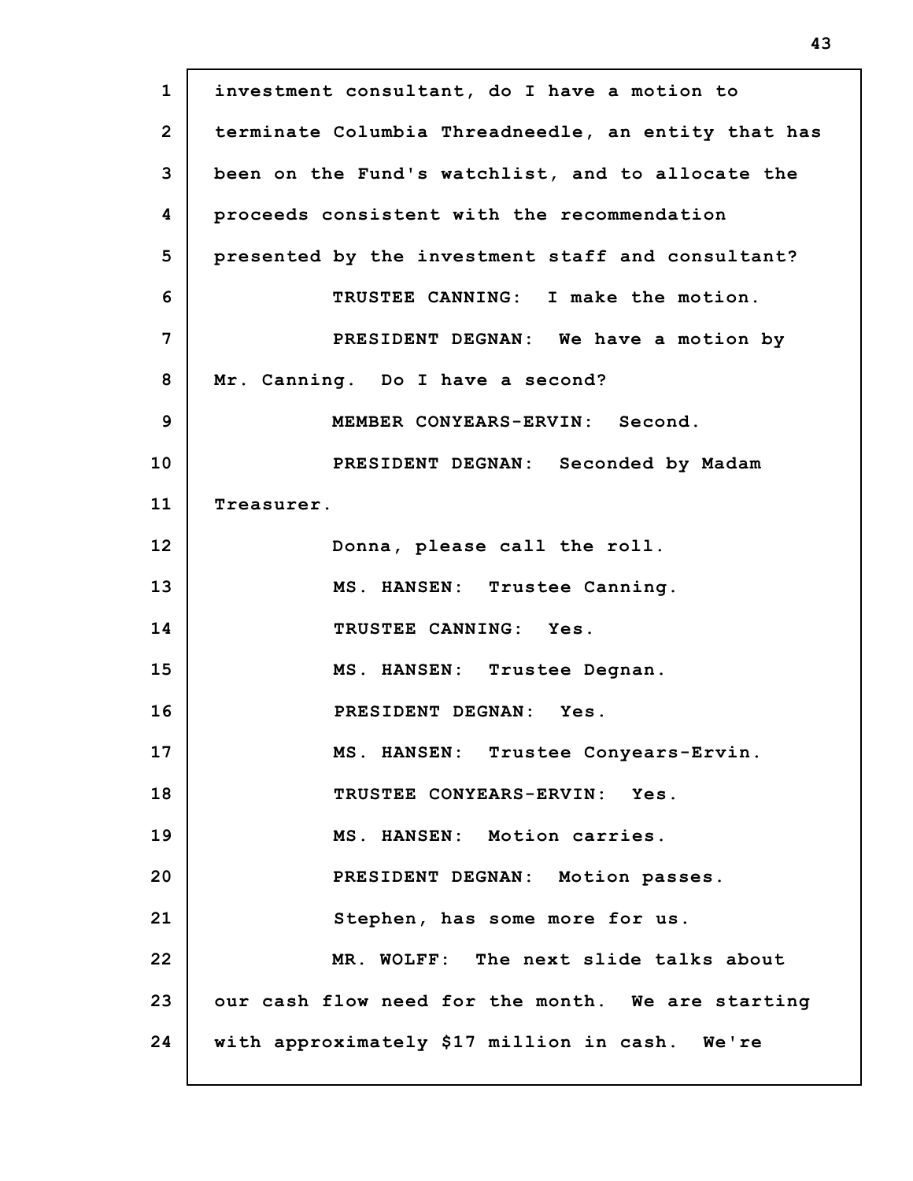investment consultant, do I have a motion to terminate Columbia Threadneedle, an entity that has been on the Fund's watchlist, and to allocate the proceeds consistent with the recommendation presented by the investment staff and consultant?

TRUSTEE CANNING: I make the motion.

PRESIDENT DEGNAN: We have a motion by Mr. Canning. Do I have a second?

MEMBER CONYEARS-ERVIN: Second.

PRESIDENT DEGNAN: Seconded by Madam Treasurer.

Donna, please call the roll.

MS. HANSEN: Trustee Canning.

TRUSTEE CANNING: Yes.

MS. HANSEN: Trustee Degnan.

PRESIDENT DEGNAN: Yes.

MS. HANSEN: Trustee Conyears-Ervin.

TRUSTEE CONYEARS-ERVIN: Yes.

MS. HANSEN: Motion carries.

PRESIDENT DEGNAN: Motion passes.

Stephen, has some more for us.

MR. WOLFF: The next slide talks about our cash flow need for the month. We are starting with approximately $17 million in cash. We're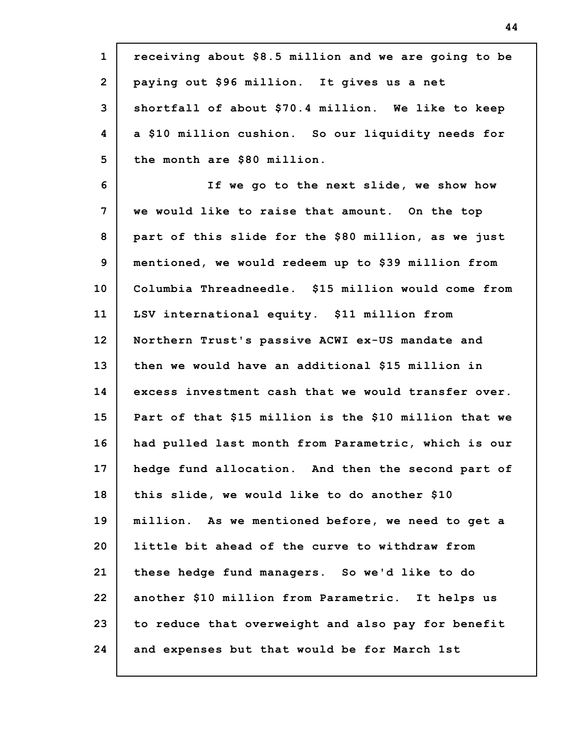receiving about $8.5 million and we are going to be paying out $96 million. It gives us a net shortfall of about $70.4 million. We like to keep a $10 million cushion. So our liquidity needs for the month are $80 million.

If we go to the next slide, we show how we would like to raise that amount. On the top part of this slide for the $80 million, as we just mentioned, we would redeem up to $39 million from Columbia Threadneedle. $15 million would come from LSV international equity. $11 million from Northern Trust's passive ACWI ex-US mandate and then we would have an additional $15 million in excess investment cash that we would transfer over. Part of that $15 million is the $10 million that we had pulled last month from Parametric, which is our hedge fund allocation. And then the second part of this slide, we would like to do another $10 million. As we mentioned before, we need to get a little bit ahead of the curve to withdraw from these hedge fund managers. So we'd like to do another $10 million from Parametric. It helps us to reduce that overweight and also pay for benefit and expenses but that would be for March 1st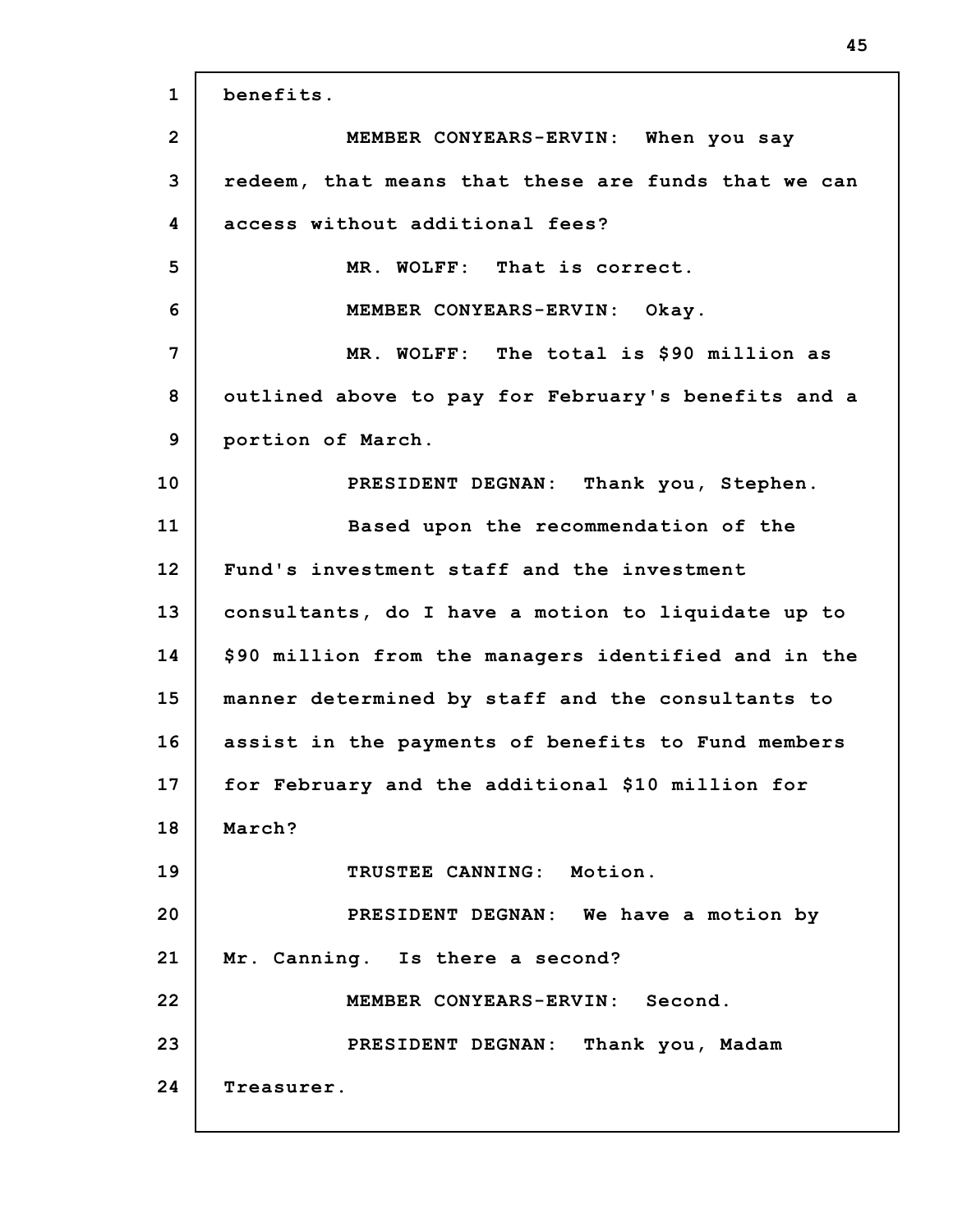benefits.

MEMBER CONYEARS-ERVIN: When you say redeem, that means that these are funds that we can access without additional fees?

MR. WOLFF: That is correct.

MEMBER CONYEARS-ERVIN: Okay.

MR. WOLFF: The total is $90 million as outlined above to pay for February's benefits and a portion of March.

PRESIDENT DEGNAN: Thank you, Stephen.

Based upon the recommendation of the Fund's investment staff and the investment consultants, do I have a motion to liquidate up to $90 million from the managers identified and in the manner determined by staff and the consultants to assist in the payments of benefits to Fund members for February and the additional $10 million for March?

TRUSTEE CANNING: Motion.

PRESIDENT DEGNAN: We have a motion by Mr. Canning. Is there a second?

MEMBER CONYEARS-ERVIN: Second.

PRESIDENT DEGNAN: Thank you, Madam Treasurer.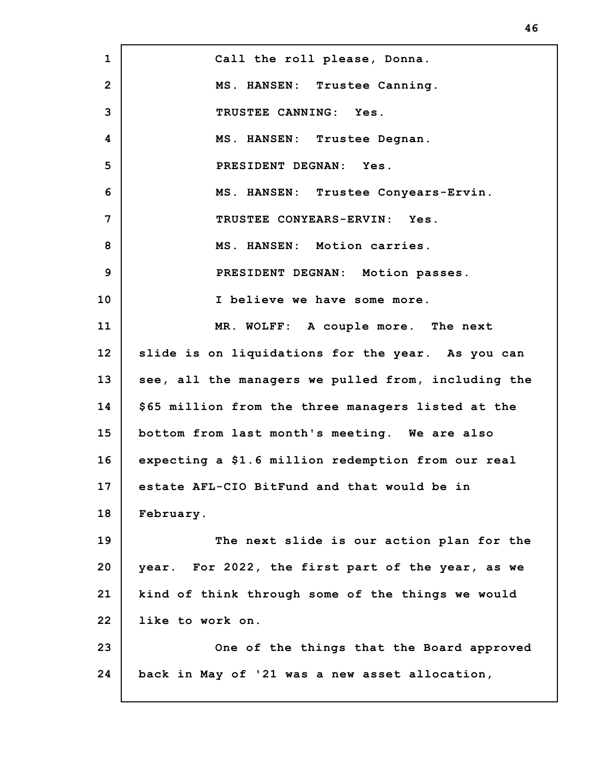Call the roll please, Donna.

MS. HANSEN: Trustee Canning.

TRUSTEE CANNING: Yes.

MS. HANSEN: Trustee Degnan.

PRESIDENT DEGNAN: Yes.

MS. HANSEN: Trustee Conyears-Ervin.

TRUSTEE CONYEARS-ERVIN: Yes.

MS. HANSEN: Motion carries.

PRESIDENT DEGNAN: Motion passes.

I believe we have some more.

MR. WOLFF: A couple more. The next slide is on liquidations for the year. As you can see, all the managers we pulled from, including the $65 million from the three managers listed at the bottom from last month's meeting. We are also expecting a $1.6 million redemption from our real estate AFL-CIO BitFund and that would be in February.

The next slide is our action plan for the year. For 2022, the first part of the year, as we kind of think through some of the things we would like to work on.

One of the things that the Board approved back in May of '21 was a new asset allocation,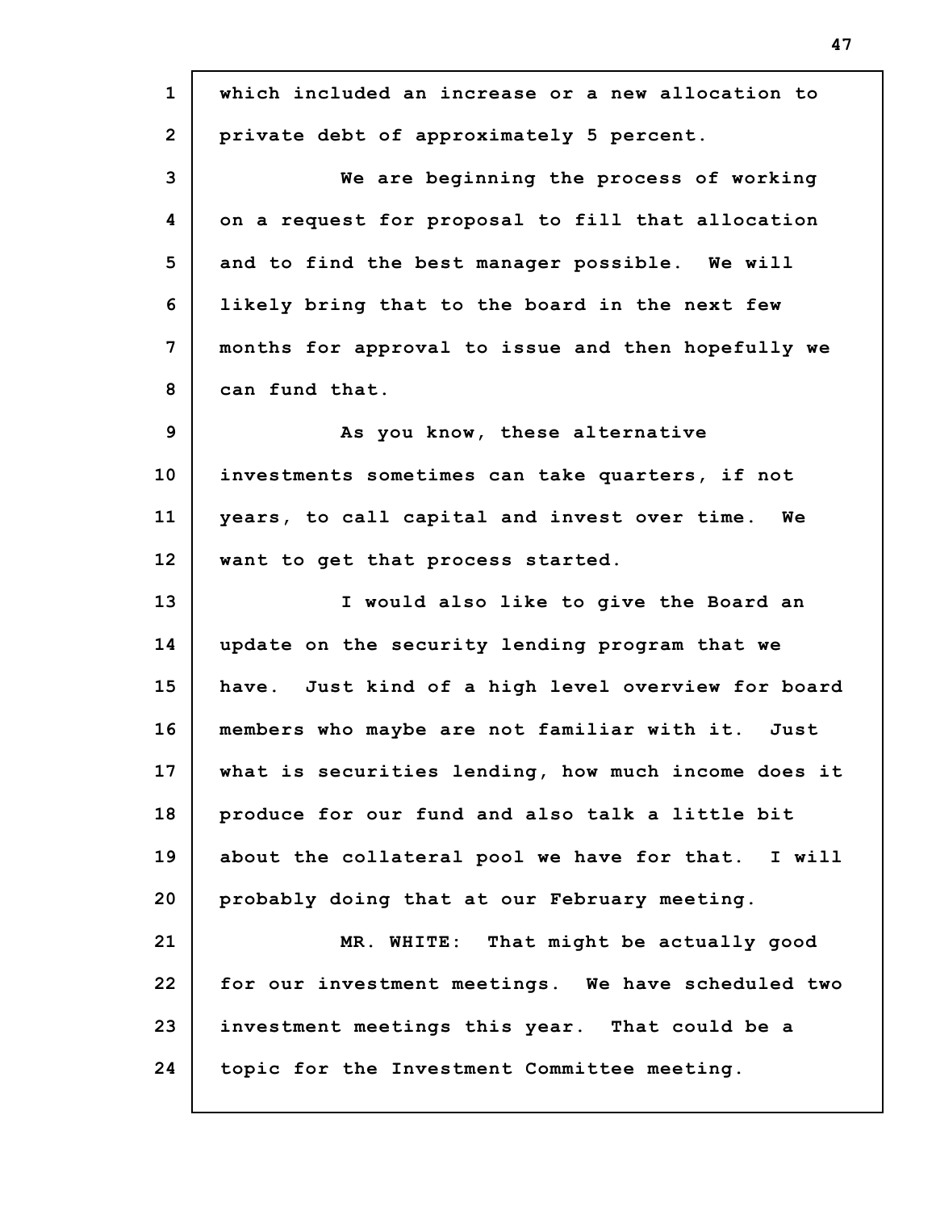which included an increase or a new allocation to private debt of approximately 5 percent.

We are beginning the process of working on a request for proposal to fill that allocation and to find the best manager possible. We will likely bring that to the board in the next few months for approval to issue and then hopefully we can fund that.

As you know, these alternative investments sometimes can take quarters, if not years, to call capital and invest over time. We want to get that process started.

I would also like to give the Board an update on the security lending program that we have. Just kind of a high level overview for board members who maybe are not familiar with it. Just what is securities lending, how much income does it produce for our fund and also talk a little bit about the collateral pool we have for that. I will probably doing that at our February meeting.

MR. WHITE: That might be actually good for our investment meetings. We have scheduled two investment meetings this year. That could be a topic for the Investment Committee meeting.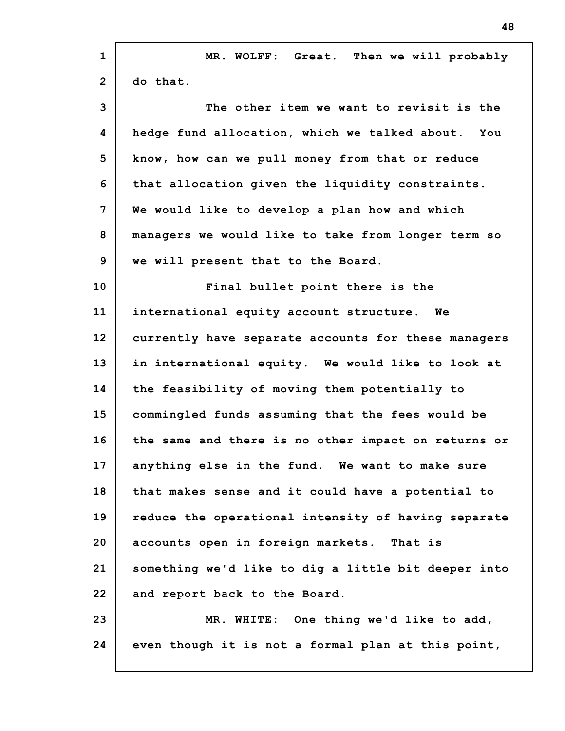MR. WOLFF: Great. Then we will probably do that.

The other item we want to revisit is the hedge fund allocation, which we talked about. You know, how can we pull money from that or reduce that allocation given the liquidity constraints. We would like to develop a plan how and which managers we would like to take from longer term so we will present that to the Board.

Final bullet point there is the international equity account structure. We currently have separate accounts for these managers in international equity. We would like to look at the feasibility of moving them potentially to commingled funds assuming that the fees would be the same and there is no other impact on returns or anything else in the fund. We want to make sure that makes sense and it could have a potential to reduce the operational intensity of having separate accounts open in foreign markets. That is something we'd like to dig a little bit deeper into and report back to the Board.

MR. WHITE: One thing we'd like to add, even though it is not a formal plan at this point,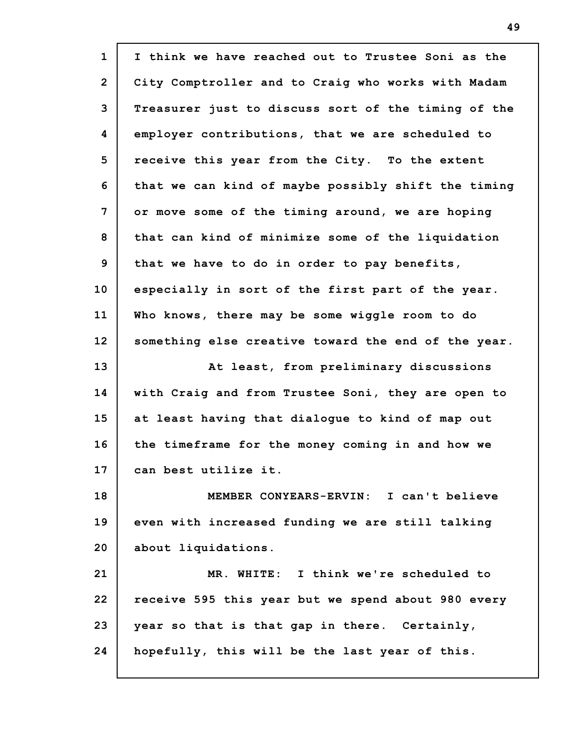I think we have reached out to Trustee Soni as the City Comptroller and to Craig who works with Madam Treasurer just to discuss sort of the timing of the employer contributions, that we are scheduled to receive this year from the City. To the extent that we can kind of maybe possibly shift the timing or move some of the timing around, we are hoping that can kind of minimize some of the liquidation that we have to do in order to pay benefits, especially in sort of the first part of the year. Who knows, there may be some wiggle room to do something else creative toward the end of the year.

At least, from preliminary discussions with Craig and from Trustee Soni, they are open to at least having that dialogue to kind of map out the timeframe for the money coming in and how we can best utilize it.

MEMBER CONYEARS-ERVIN: I can't believe even with increased funding we are still talking about liquidations.

MR. WHITE: I think we're scheduled to receive 595 this year but we spend about 980 every year so that is that gap in there. Certainly, hopefully, this will be the last year of this.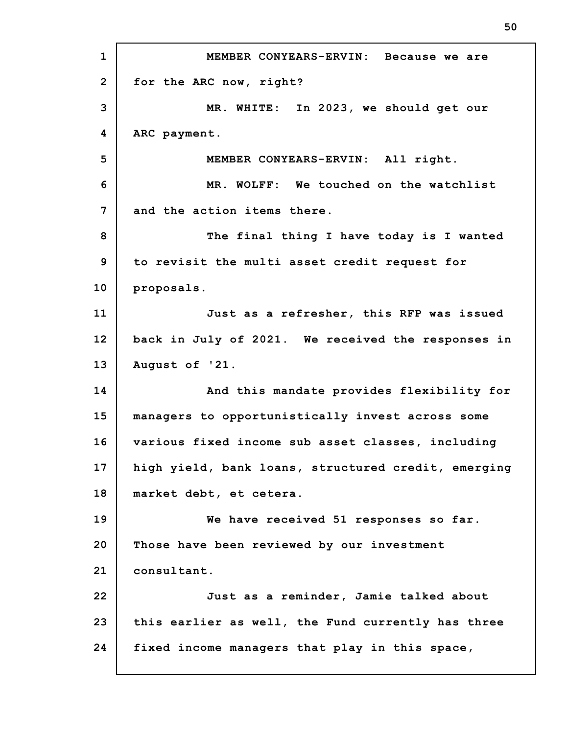MEMBER CONYEARS-ERVIN: Because we are for the ARC now, right?

MR. WHITE: In 2023, we should get our ARC payment.

MEMBER CONYEARS-ERVIN: All right.

MR. WOLFF: We touched on the watchlist and the action items there.

The final thing I have today is I wanted to revisit the multi asset credit request for proposals.

Just as a refresher, this RFP was issued back in July of 2021. We received the responses in August of '21.

And this mandate provides flexibility for managers to opportunistically invest across some various fixed income sub asset classes, including high yield, bank loans, structured credit, emerging market debt, et cetera.

We have received 51 responses so far. Those have been reviewed by our investment consultant.

Just as a reminder, Jamie talked about this earlier as well, the Fund currently has three fixed income managers that play in this space,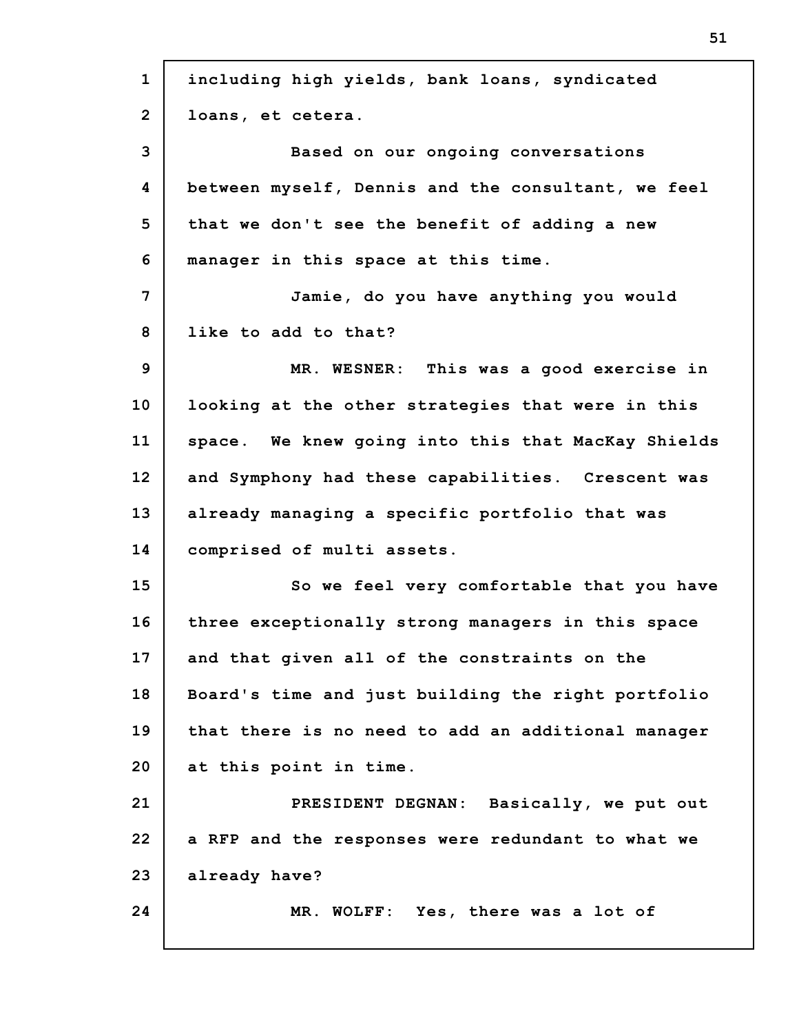including high yields, bank loans, syndicated loans, et cetera.

Based on our ongoing conversations between myself, Dennis and the consultant, we feel that we don't see the benefit of adding a new manager in this space at this time.

Jamie, do you have anything you would like to add to that?

MR. WESNER: This was a good exercise in looking at the other strategies that were in this space. We knew going into this that MacKay Shields and Symphony had these capabilities. Crescent was already managing a specific portfolio that was comprised of multi assets.

So we feel very comfortable that you have three exceptionally strong managers in this space and that given all of the constraints on the Board's time and just building the right portfolio that there is no need to add an additional manager at this point in time.

PRESIDENT DEGNAN: Basically, we put out a RFP and the responses were redundant to what we already have?

MR. WOLFF: Yes, there was a lot of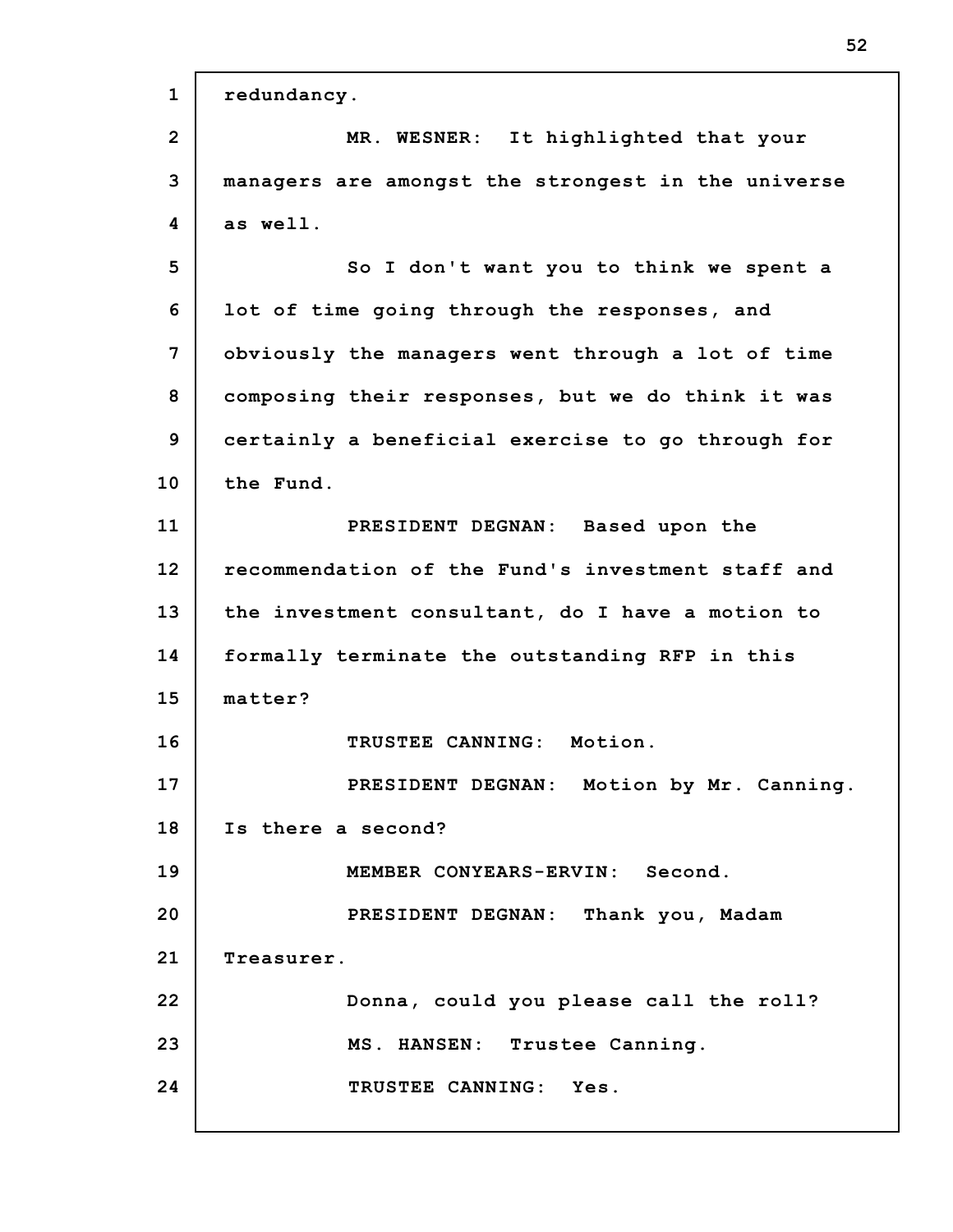redundancy.

MR. WESNER: It highlighted that your managers are amongst the strongest in the universe as well.

So I don't want you to think we spent a lot of time going through the responses, and obviously the managers went through a lot of time composing their responses, but we do think it was certainly a beneficial exercise to go through for the Fund.

PRESIDENT DEGNAN: Based upon the recommendation of the Fund's investment staff and the investment consultant, do I have a motion to formally terminate the outstanding RFP in this matter?

TRUSTEE CANNING: Motion.

PRESIDENT DEGNAN: Motion by Mr. Canning. Is there a second?

MEMBER CONYEARS-ERVIN: Second.

PRESIDENT DEGNAN: Thank you, Madam Treasurer.

Donna, could you please call the roll?

MS. HANSEN: Trustee Canning.

TRUSTEE CANNING: Yes.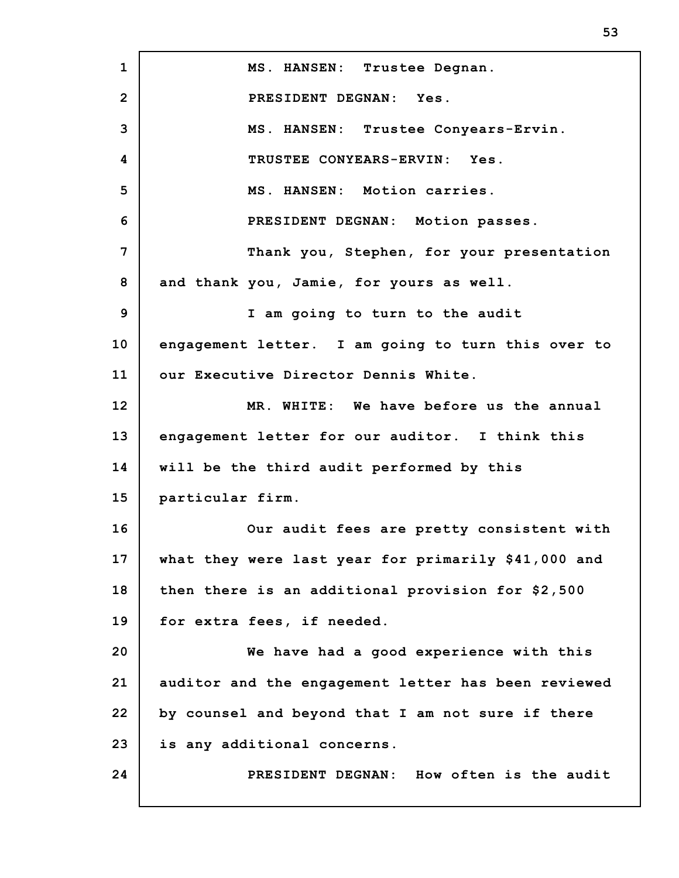MS. HANSEN: Trustee Degnan.

PRESIDENT DEGNAN: Yes.

MS. HANSEN: Trustee Conyears-Ervin.

TRUSTEE CONYEARS-ERVIN: Yes.

MS. HANSEN: Motion carries.

PRESIDENT DEGNAN: Motion passes.

Thank you, Stephen, for your presentation and thank you, Jamie, for yours as well.

I am going to turn to the audit engagement letter. I am going to turn this over to our Executive Director Dennis White.

MR. WHITE: We have before us the annual engagement letter for our auditor. I think this will be the third audit performed by this particular firm.

Our audit fees are pretty consistent with what they were last year for primarily $41,000 and then there is an additional provision for $2,500 for extra fees, if needed.

We have had a good experience with this auditor and the engagement letter has been reviewed by counsel and beyond that I am not sure if there is any additional concerns.

PRESIDENT DEGNAN: How often is the audit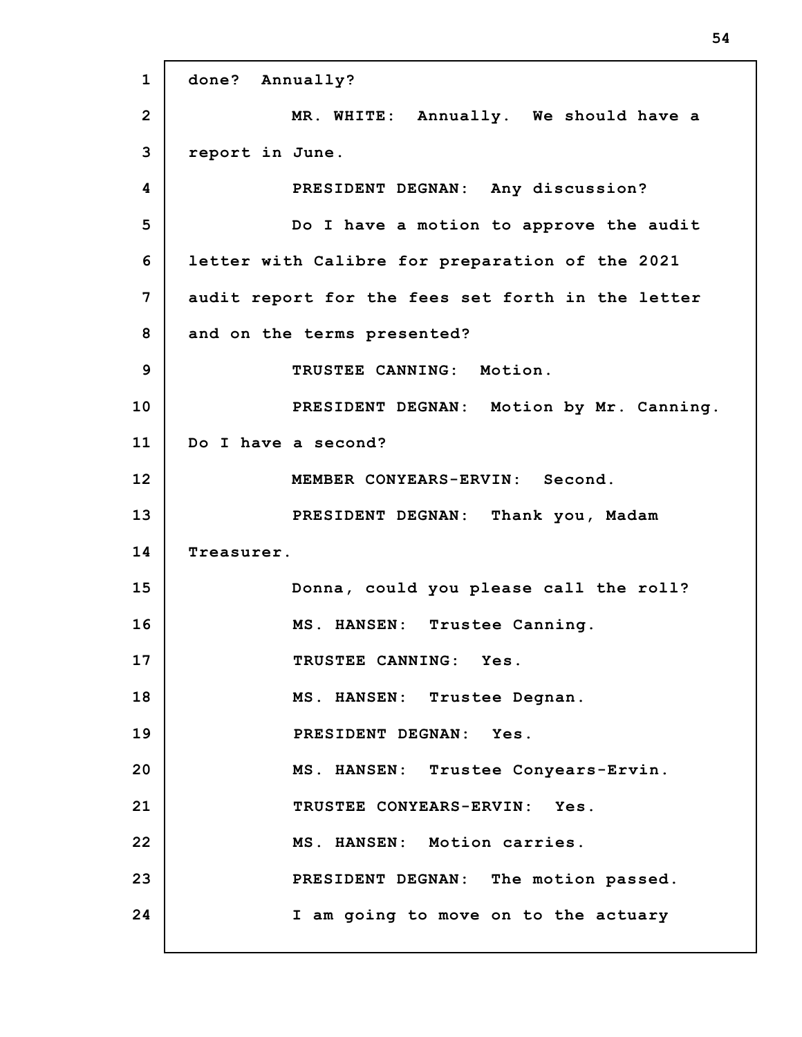done? Annually?

MR. WHITE: Annually. We should have a report in June.

PRESIDENT DEGNAN: Any discussion?

Do I have a motion to approve the audit letter with Calibre for preparation of the 2021 audit report for the fees set forth in the letter and on the terms presented?

TRUSTEE CANNING: Motion.

PRESIDENT DEGNAN: Motion by Mr. Canning. Do I have a second?

MEMBER CONYEARS-ERVIN: Second.

PRESIDENT DEGNAN: Thank you, Madam Treasurer.

Donna, could you please call the roll?

MS. HANSEN: Trustee Canning.

TRUSTEE CANNING: Yes.

MS. HANSEN: Trustee Degnan.

PRESIDENT DEGNAN: Yes.

MS. HANSEN: Trustee Conyears-Ervin.

TRUSTEE CONYEARS-ERVIN: Yes.

MS. HANSEN: Motion carries.

PRESIDENT DEGNAN: The motion passed.

I am going to move on to the actuary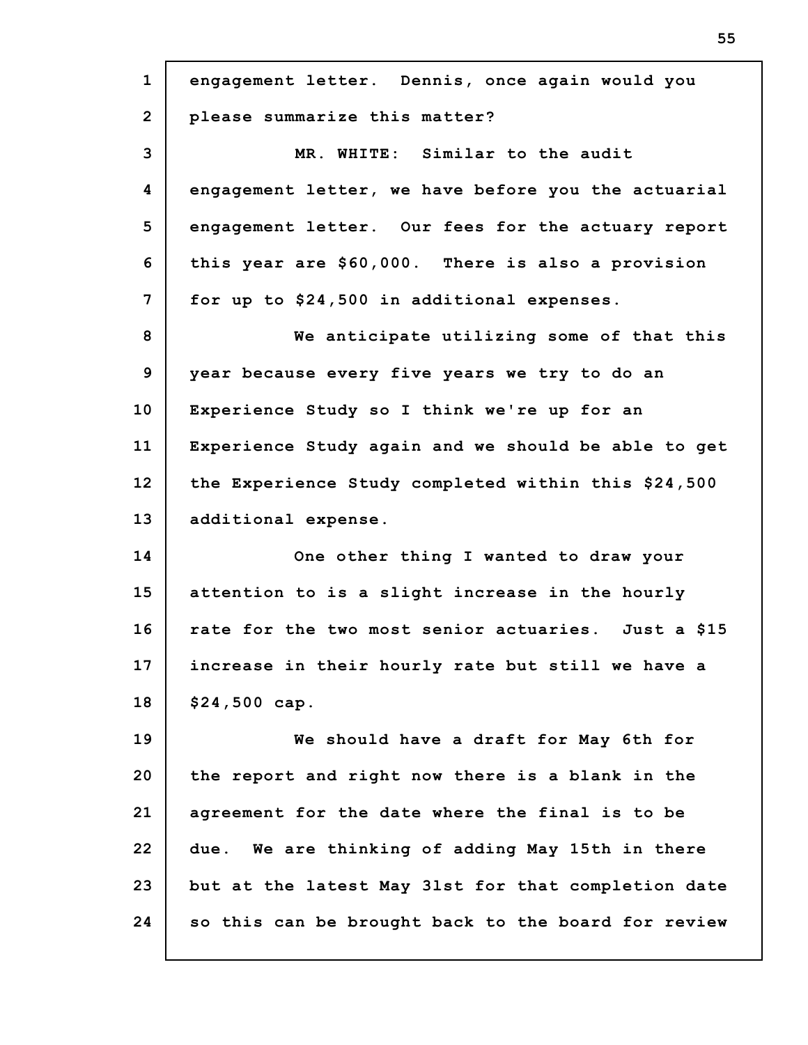engagement letter. Dennis, once again would you please summarize this matter?

MR. WHITE: Similar to the audit engagement letter, we have before you the actuarial engagement letter. Our fees for the actuary report this year are $60,000. There is also a provision for up to $24,500 in additional expenses.

We anticipate utilizing some of that this year because every five years we try to do an Experience Study so I think we're up for an Experience Study again and we should be able to get the Experience Study completed within this $24,500 additional expense.

One other thing I wanted to draw your attention to is a slight increase in the hourly rate for the two most senior actuaries. Just a $15 increase in their hourly rate but still we have a $24,500 cap.

We should have a draft for May 6th for the report and right now there is a blank in the agreement for the date where the final is to be due. We are thinking of adding May 15th in there but at the latest May 31st for that completion date so this can be brought back to the board for review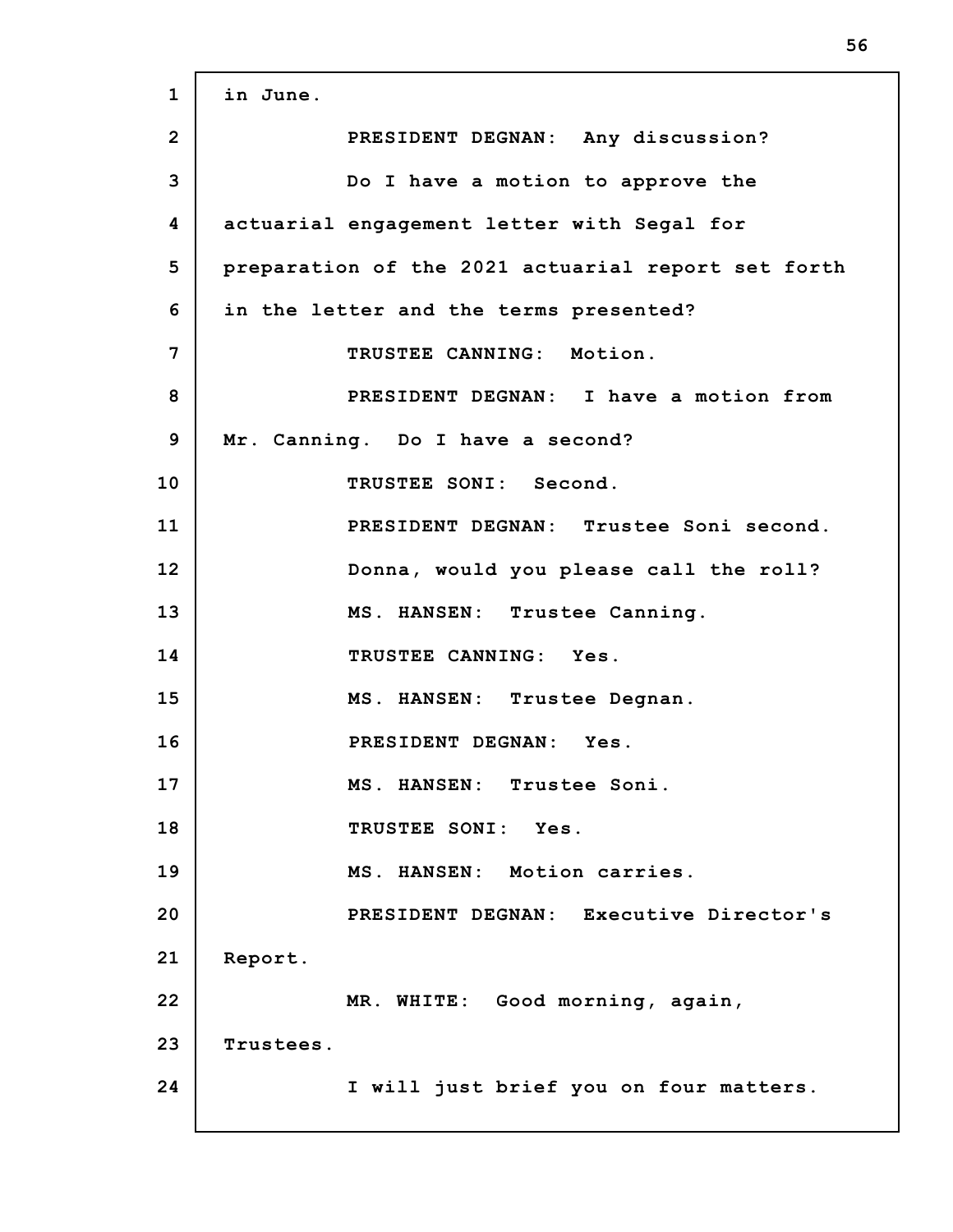in June.

PRESIDENT DEGNAN: Any discussion?

Do I have a motion to approve the actuarial engagement letter with Segal for preparation of the 2021 actuarial report set forth in the letter and the terms presented?

TRUSTEE CANNING: Motion.

PRESIDENT DEGNAN: I have a motion from Mr. Canning. Do I have a second?

TRUSTEE SONI: Second.

PRESIDENT DEGNAN: Trustee Soni second.

Donna, would you please call the roll?

MS. HANSEN: Trustee Canning.

TRUSTEE CANNING: Yes.

MS. HANSEN: Trustee Degnan.

PRESIDENT DEGNAN: Yes.

MS. HANSEN: Trustee Soni.

TRUSTEE SONI: Yes.

MS. HANSEN: Motion carries.

PRESIDENT DEGNAN: Executive Director's Report.

MR. WHITE: Good morning, again, Trustees.

I will just brief you on four matters.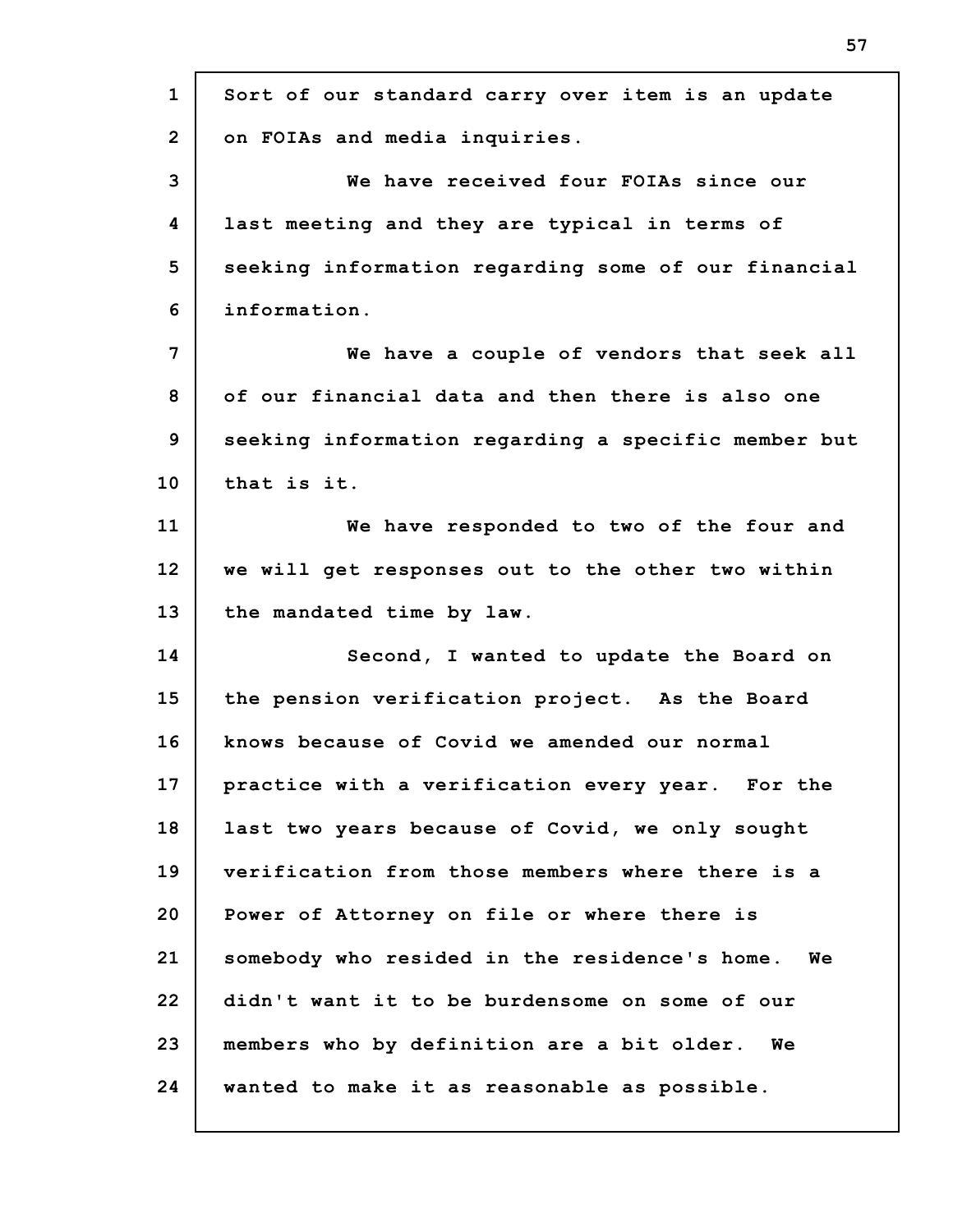Sort of our standard carry over item is an update on FOIAs and media inquiries.

We have received four FOIAs since our last meeting and they are typical in terms of seeking information regarding some of our financial information.

We have a couple of vendors that seek all of our financial data and then there is also one seeking information regarding a specific member but that is it.

We have responded to two of the four and we will get responses out to the other two within the mandated time by law.

Second, I wanted to update the Board on the pension verification project. As the Board knows because of Covid we amended our normal practice with a verification every year. For the last two years because of Covid, we only sought verification from those members where there is a Power of Attorney on file or where there is somebody who resided in the residence's home. We didn't want it to be burdensome on some of our members who by definition are a bit older. We wanted to make it as reasonable as possible.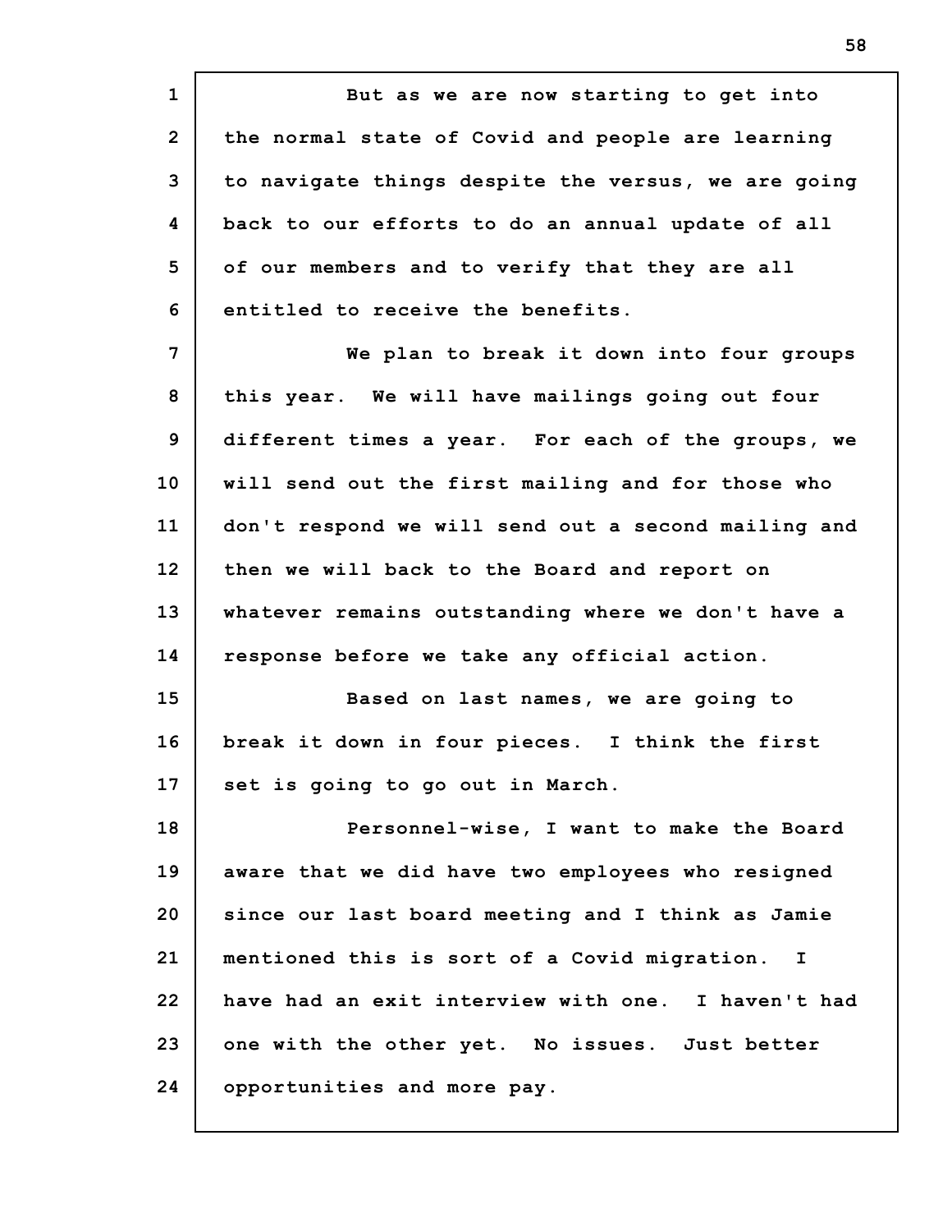But as we are now starting to get into the normal state of Covid and people are learning to navigate things despite the versus, we are going back to our efforts to do an annual update of all of our members and to verify that they are all entitled to receive the benefits.

We plan to break it down into four groups this year. We will have mailings going out four different times a year. For each of the groups, we will send out the first mailing and for those who don't respond we will send out a second mailing and then we will back to the Board and report on whatever remains outstanding where we don't have a response before we take any official action.

Based on last names, we are going to break it down in four pieces. I think the first set is going to go out in March.

Personnel-wise, I want to make the Board aware that we did have two employees who resigned since our last board meeting and I think as Jamie mentioned this is sort of a Covid migration. I have had an exit interview with one. I haven't had one with the other yet. No issues. Just better opportunities and more pay.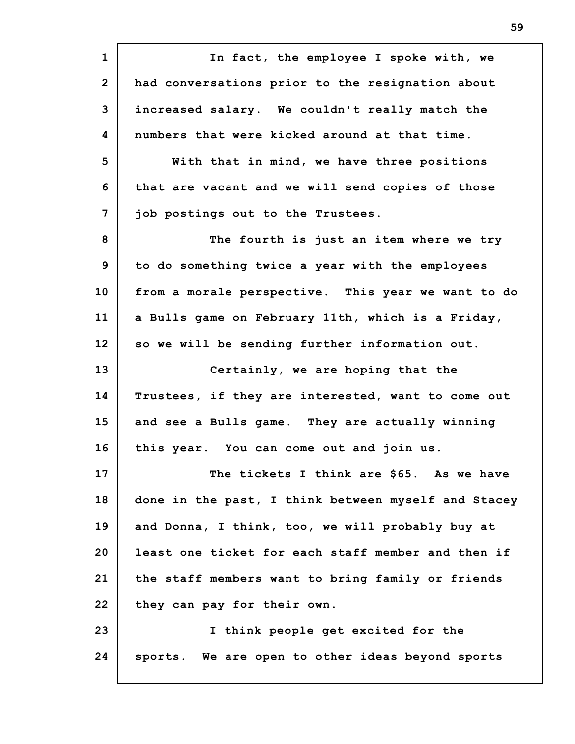In fact, the employee I spoke with, we had conversations prior to the resignation about increased salary. We couldn't really match the numbers that were kicked around at that time.

With that in mind, we have three positions that are vacant and we will send copies of those job postings out to the Trustees.

The fourth is just an item where we try to do something twice a year with the employees from a morale perspective. This year we want to do a Bulls game on February 11th, which is a Friday, so we will be sending further information out.

Certainly, we are hoping that the Trustees, if they are interested, want to come out and see a Bulls game. They are actually winning this year. You can come out and join us.

The tickets I think are $65. As we have done in the past, I think between myself and Stacey and Donna, I think, too, we will probably buy at least one ticket for each staff member and then if the staff members want to bring family or friends they can pay for their own.

I think people get excited for the sports. We are open to other ideas beyond sports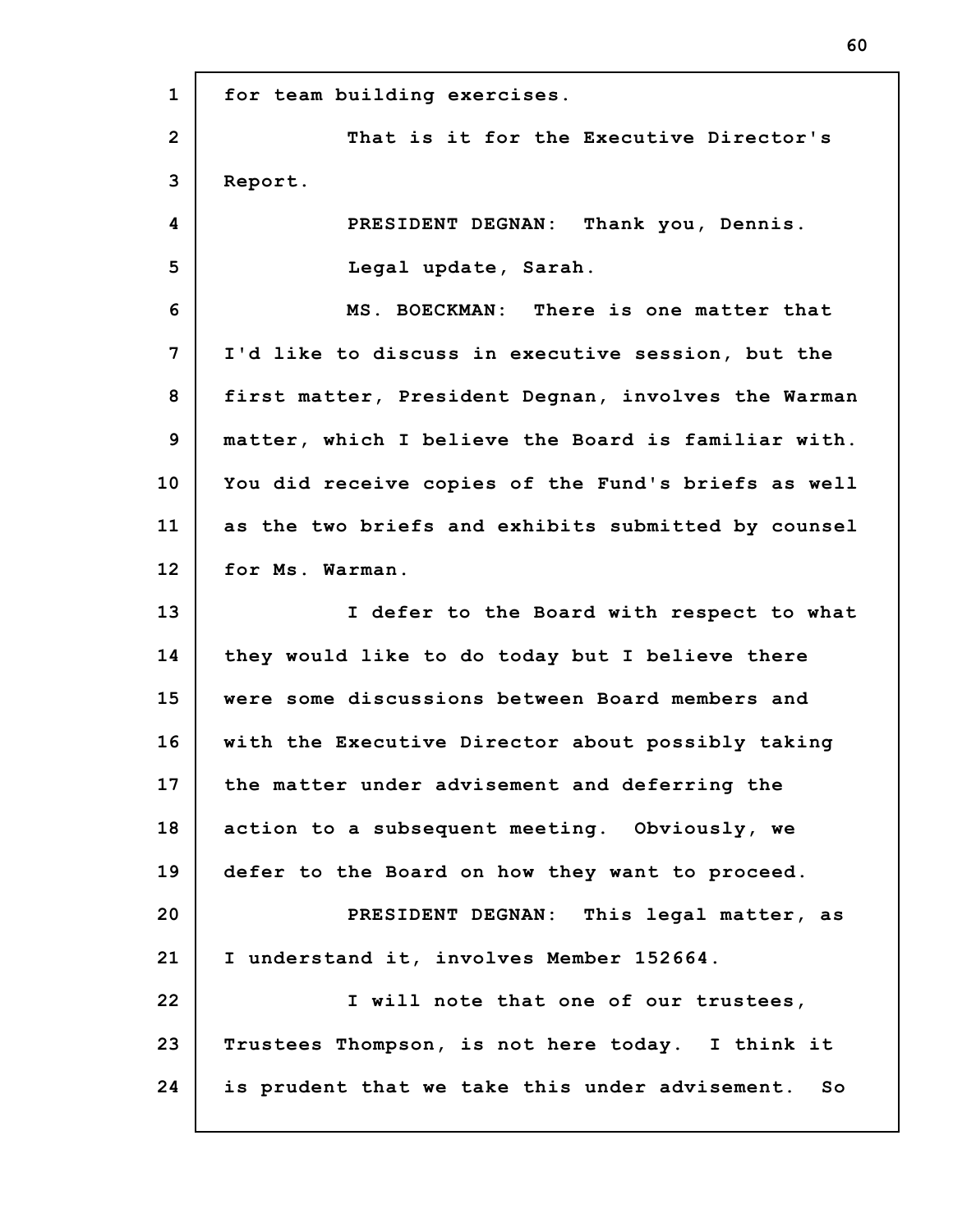for team building exercises.

That is it for the Executive Director's Report.

PRESIDENT DEGNAN: Thank you, Dennis.

Legal update, Sarah.

MS. BOECKMAN: There is one matter that I'd like to discuss in executive session, but the first matter, President Degnan, involves the Warman matter, which I believe the Board is familiar with. You did receive copies of the Fund's briefs as well as the two briefs and exhibits submitted by counsel for Ms. Warman.

I defer to the Board with respect to what they would like to do today but I believe there were some discussions between Board members and with the Executive Director about possibly taking the matter under advisement and deferring the action to a subsequent meeting. Obviously, we defer to the Board on how they want to proceed.

PRESIDENT DEGNAN: This legal matter, as I understand it, involves Member 152664.

I will note that one of our trustees, Trustees Thompson, is not here today. I think it is prudent that we take this under advisement. So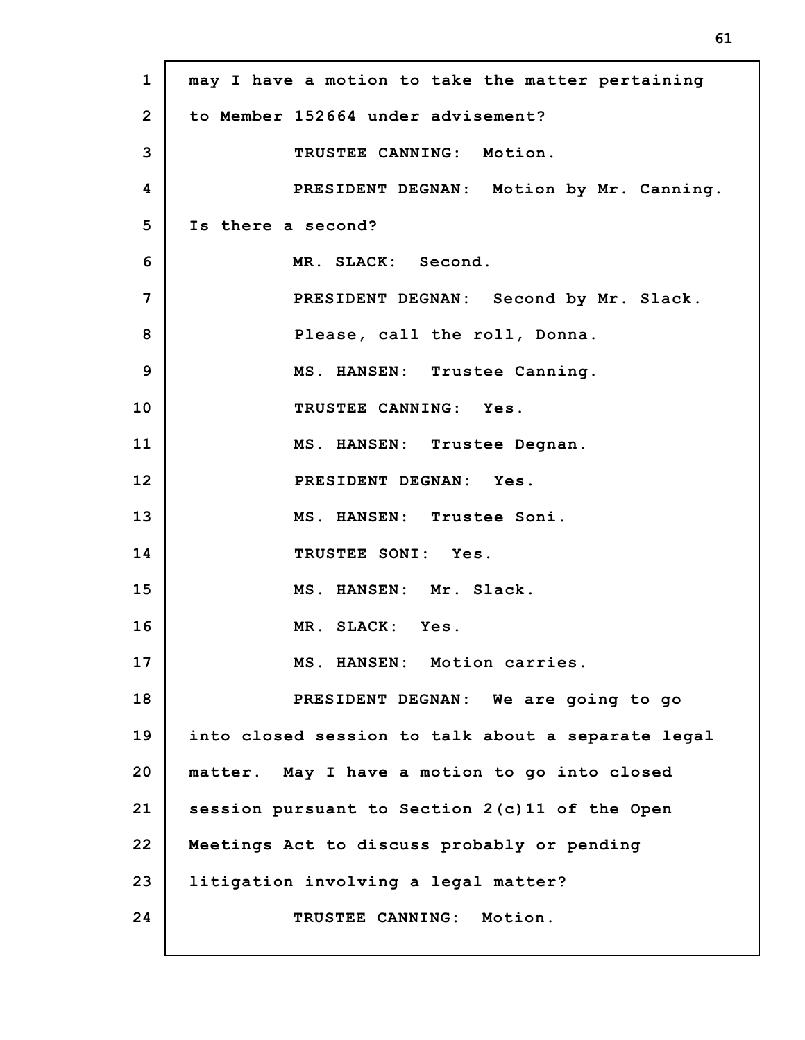may I have a motion to take the matter pertaining to Member 152664 under advisement?

TRUSTEE CANNING: Motion.

PRESIDENT DEGNAN: Motion by Mr. Canning. Is there a second?

MR. SLACK: Second.

PRESIDENT DEGNAN: Second by Mr. Slack. Please, call the roll, Donna.

MS. HANSEN: Trustee Canning.

TRUSTEE CANNING: Yes.

MS. HANSEN: Trustee Degnan.

PRESIDENT DEGNAN: Yes.

MS. HANSEN: Trustee Soni.

TRUSTEE SONI: Yes.

MS. HANSEN: Mr. Slack.

MR. SLACK: Yes.

MS. HANSEN: Motion carries.

PRESIDENT DEGNAN: We are going to go into closed session to talk about a separate legal matter. May I have a motion to go into closed session pursuant to Section 2(c)11 of the Open Meetings Act to discuss probably or pending litigation involving a legal matter?

TRUSTEE CANNING: Motion.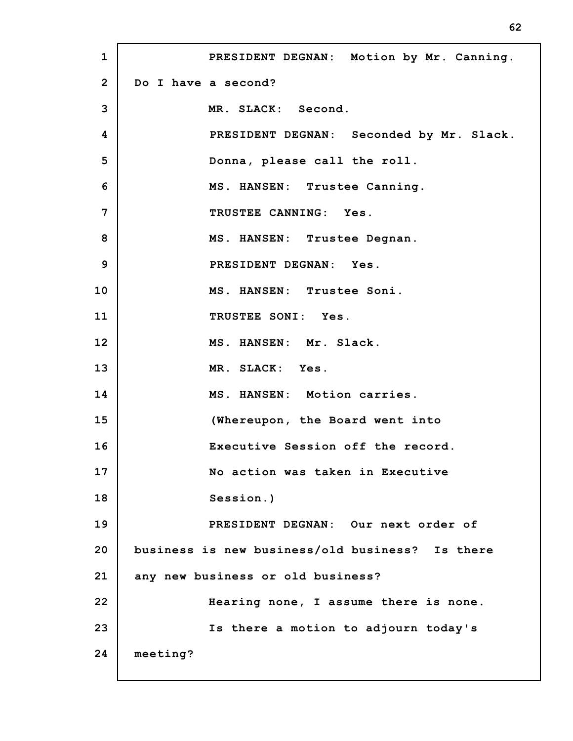PRESIDENT DEGNAN: Motion by Mr. Canning. Do I have a second?

MR. SLACK: Second.

PRESIDENT DEGNAN: Seconded by Mr. Slack. Donna, please call the roll.

MS. HANSEN: Trustee Canning.

TRUSTEE CANNING: Yes.

MS. HANSEN: Trustee Degnan.

PRESIDENT DEGNAN: Yes.

MS. HANSEN: Trustee Soni.

TRUSTEE SONI: Yes.

MS. HANSEN: Mr. Slack.

MR. SLACK: Yes.

MS. HANSEN: Motion carries.

(Whereupon, the Board went into Executive Session off the record. No action was taken in Executive Session.)

PRESIDENT DEGNAN: Our next order of business is new business/old business? Is there any new business or old business?

Hearing none, I assume there is none.

Is there a motion to adjourn today's meeting?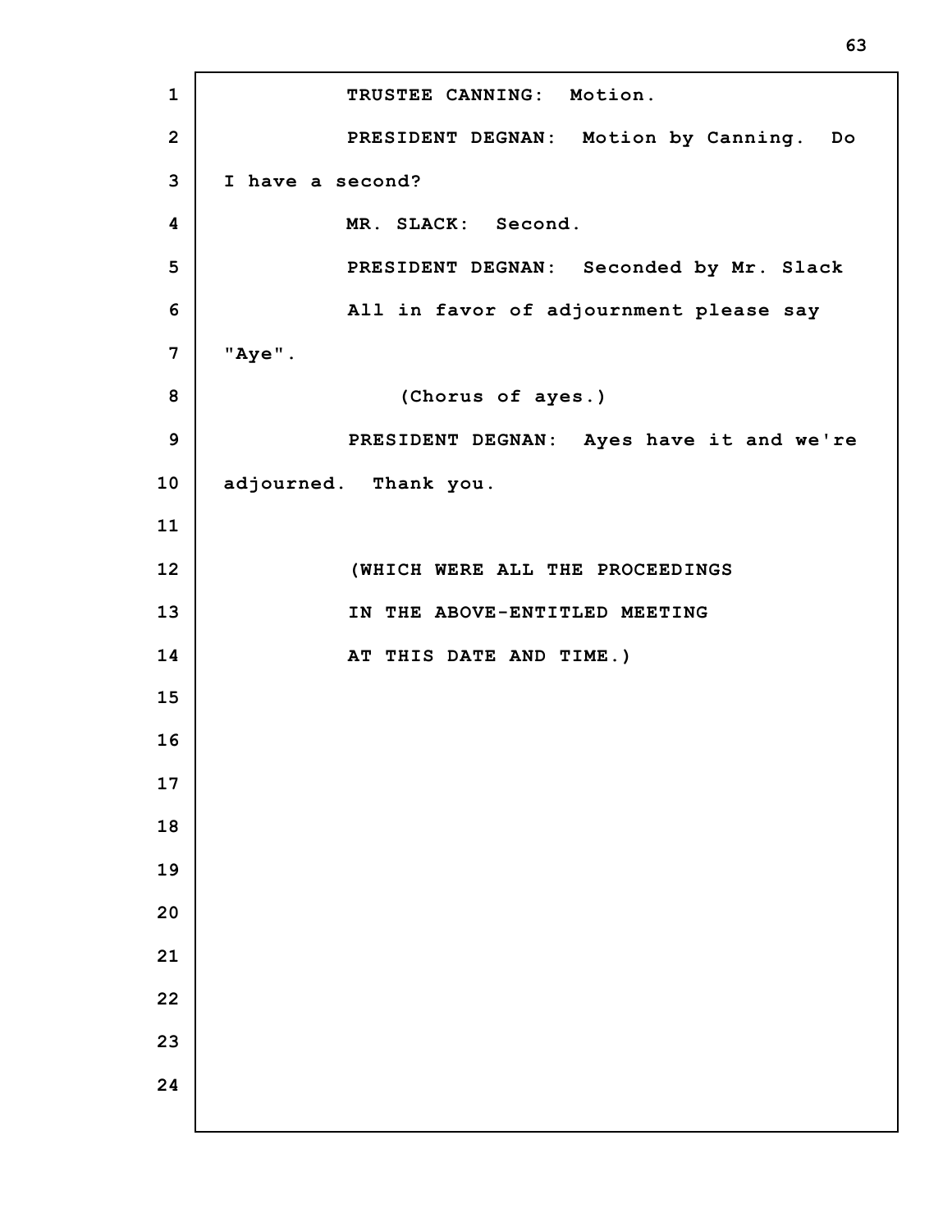TRUSTEE CANNING: Motion.

PRESIDENT DEGNAN: Motion by Canning. Do I have a second?

MR. SLACK: Second.

PRESIDENT DEGNAN: Seconded by Mr. Slack

All in favor of adjournment please say "Aye".

(Chorus of ayes.)

PRESIDENT DEGNAN: Ayes have it and we're adjourned. Thank you.

(WHICH WERE ALL THE PROCEEDINGS IN THE ABOVE-ENTITLED MEETING AT THIS DATE AND TIME.)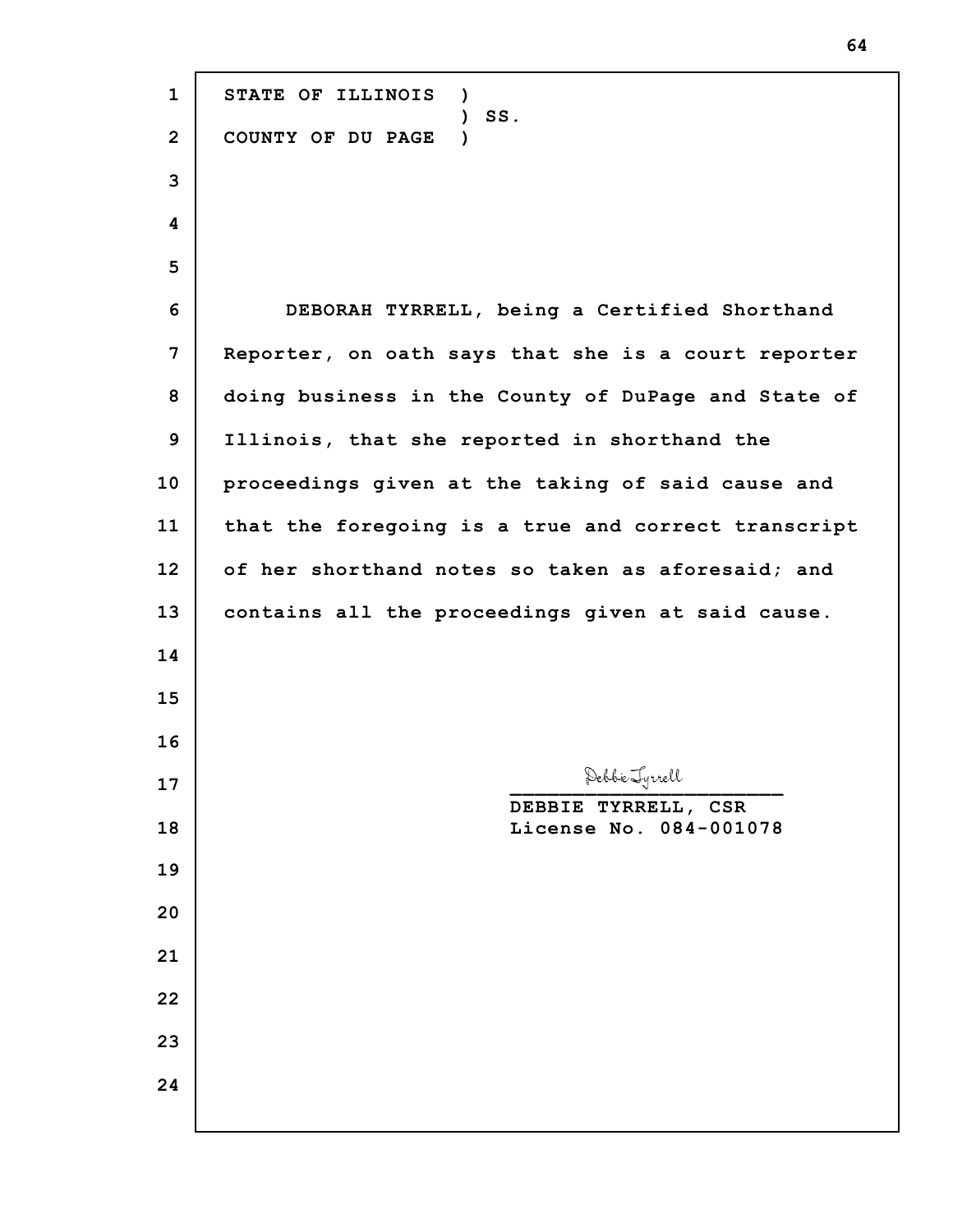STATE OF ILLINOIS )
) SS.
COUNTY OF DU PAGE )

DEBORAH TYRRELL, being a Certified Shorthand Reporter, on oath says that she is a court reporter doing business in the County of DuPage and State of Illinois, that she reported in shorthand the proceedings given at the taking of said cause and that the foregoing is a true and correct transcript of her shorthand notes so taken as aforesaid; and contains all the proceedings given at said cause.

Debbie Tyrrell
______________________
DEBBIE TYRRELL, CSR
License No. 084-001078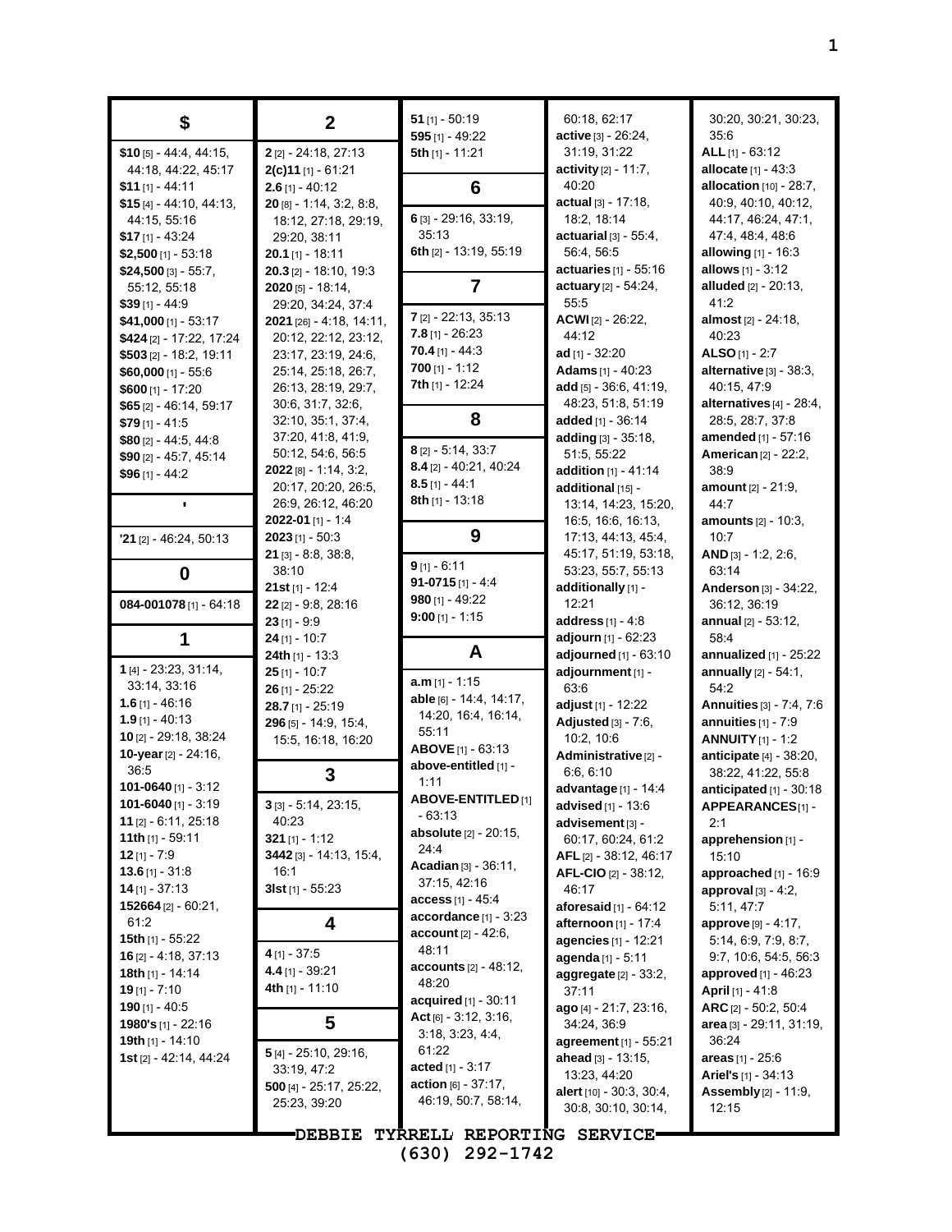## $

**$10** [5] - 44:4, 44:15, 44:18, 44:22, 45:17
**$11** [1] - 44:11
**$15** [4] - 44:10, 44:13, 44:15, 55:16
**$17** [1] - 43:24
**$2,500** [1] - 53:18
**$24,500** [3] - 55:7, 55:12, 55:18
**$39** [1] - 44:9
**$41,000** [1] - 53:17
**$424** [2] - 17:22, 17:24
**$503** [2] - 18:2, 19:11
**$60,000** [1] - 55:6
**$600** [1] - 17:20
**$65** [2] - 46:14, 59:17
**$79** [1] - 41:5
**$80** [2] - 44:5, 44:8
**$90** [2] - 45:7, 45:14
**$96** [1] - 44:2

## '

**'21** [2] - 46:24, 50:13

## 0

**084-001078** [1] - 64:18

## 1

**1** [4] - 23:23, 31:14, 33:14, 33:16
**1.6** [1] - 46:16
**1.9** [1] - 40:13
**10** [2] - 29:18, 38:24
**10-year** [2] - 24:16, 36:5
**101-0640** [1] - 3:12
**101-6040** [1] - 3:19
**11** [2] - 6:11, 25:18
**11th** [1] - 59:11
**12** [1] - 7:9
**13.6** [1] - 31:8
**14** [1] - 37:13
**152664** [2] - 60:21, 61:2
**15th** [1] - 55:22
**16** [2] - 4:18, 37:13
**18th** [1] - 14:14
**19** [1] - 7:10
**190** [1] - 40:5
**1980's** [1] - 22:16
**19th** [1] - 14:10
**1st** [2] - 42:14, 44:24

## 2

**2** [2] - 24:18, 27:13
**2(c)11** [1] - 61:21
**2.6** [1] - 40:12
**20** [8] - 1:14, 3:2, 8:8, 18:12, 27:18, 29:19, 29:20, 38:11
**20.1** [1] - 18:11
**20.3** [2] - 18:10, 19:3
**2020** [5] - 18:14, 29:20, 34:24, 37:4
**2021** [26] - 4:18, 14:11, 20:12, 22:12, 23:12, 23:17, 23:19, 24:6, 25:14, 25:18, 26:7, 26:13, 28:19, 29:7, 30:6, 31:7, 32:6, 32:10, 35:1, 37:4, 37:20, 41:8, 41:9, 50:12, 54:6, 56:5
**2022** [8] - 1:14, 3:2, 20:17, 20:20, 26:5, 26:9, 26:12, 46:20
**2022-01** [1] - 1:4
**2023** [1] - 50:3
**21** [3] - 8:8, 38:8, 38:10
**21st** [1] - 12:4
**22** [2] - 9:8, 28:16
**23** [1] - 9:9
**24** [1] - 10:7
**24th** [1] - 13:3
**25** [1] - 10:7
**26** [1] - 25:22
**28.7** [1] - 25:19
**296** [5] - 14:9, 15:4, 15:5, 16:18, 16:20

## 3

**3** [3] - 5:14, 23:15, 40:23
**321** [1] - 1:12
**3442** [3] - 14:13, 15:4, 16:1
**3lst** [1] - 55:23

## 4

**4** [1] - 37:5
**4.4** [1] - 39:21
**4th** [1] - 11:10

## 5

**5** [4] - 25:10, 29:16, 33:19, 47:2
**500** [4] - 25:17, 25:22, 25:23, 39:20
**51** [1] - 50:19
**595** [1] - 49:22
**5th** [1] - 11:21

## 6

**6** [3] - 29:16, 33:19, 35:13
**6th** [2] - 13:19, 55:19

## 7

**7** [2] - 22:13, 35:13
**7.8** [1] - 26:23
**70.4** [1] - 44:3
**700** [1] - 1:12
**7th** [1] - 12:24

## 8

**8** [2] - 5:14, 33:7
**8.4** [2] - 40:21, 40:24
**8.5** [1] - 44:1
**8th** [1] - 13:18

## 9

**9** [1] - 6:11
**91-0715** [1] - 4:4
**980** [1] - 49:22
**9:00** [1] - 1:15

## A

**a.m** [1] - 1:15
**able** [6] - 14:4, 14:17, 14:20, 16:4, 16:14, 55:11
**ABOVE** [1] - 63:13
**above-entitled** [1] - 1:11
**ABOVE-ENTITLED** [1] - 63:13
**absolute** [2] - 20:15, 24:4
**Acadian** [3] - 36:11, 37:15, 42:16
**access** [1] - 45:4
**accordance** [1] - 3:23
**account** [2] - 42:6, 48:11
**accounts** [2] - 48:12, 48:20
**acquired** [1] - 30:11
**Act** [6] - 3:12, 3:16, 3:18, 3:23, 4:4, 61:22
**acted** [1] - 3:17
**action** [6] - 37:17, 46:19, 50:7, 58:14, 60:18, 62:17
**active** [3] - 26:24, 31:19, 31:22
**activity** [2] - 11:7, 40:20
**actual** [3] - 17:18, 18:2, 18:14
**actuarial** [3] - 55:4, 56:4, 56:5
**actuaries** [1] - 55:16
**actuary** [2] - 54:24, 55:5
**ACWI** [2] - 26:22, 44:12
**ad** [1] - 32:20
**Adams** [1] - 40:23
**add** [5] - 36:6, 41:19, 48:23, 51:8, 51:19
**added** [1] - 36:14
**adding** [3] - 35:18, 51:5, 55:22
**addition** [1] - 41:14
**additional** [15] - 13:14, 14:23, 15:20, 16:5, 16:6, 16:13, 17:13, 44:13, 45:4, 45:17, 51:19, 53:18, 53:23, 55:7, 55:13
**additionally** [1] - 12:21
**address** [1] - 4:8
**adjourn** [1] - 62:23
**adjourned** [1] - 63:10
**adjournment** [1] - 63:6
**adjust** [1] - 12:22
**Adjusted** [3] - 7:6, 10:2, 10:6
**Administrative** [2] - 6:6, 6:10
**advantage** [1] - 14:4
**advised** [1] - 13:6
**advisement** [3] - 60:17, 60:24, 61:2
**AFL** [2] - 38:12, 46:17
**AFL-CIO** [2] - 38:12, 46:17
**aforesaid** [1] - 64:12
**afternoon** [1] - 17:4
**agencies** [1] - 12:21
**agenda** [1] - 5:11
**aggregate** [2] - 33:2, 37:11
**ago** [4] - 21:7, 23:16, 34:24, 36:9
**agreement** [1] - 55:21
**ahead** [3] - 13:15, 13:23, 44:20
**alert** [10] - 30:3, 30:4, 30:8, 30:10, 30:14, 30:20, 30:21, 30:23, 35:6
**ALL** [1] - 63:12
**allocate** [1] - 43:3
**allocation** [10] - 28:7, 40:9, 40:10, 40:12, 44:17, 46:24, 47:1, 47:4, 48:4, 48:6
**allowing** [1] - 16:3
**allows** [1] - 3:12
**alluded** [2] - 20:13, 41:2
**almost** [2] - 24:18, 40:23
**ALSO** [1] - 2:7
**alternative** [3] - 38:3, 40:15, 47:9
**alternatives** [4] - 28:4, 28:5, 28:7, 37:8
**amended** [1] - 57:16
**American** [2] - 22:2, 38:9
**amount** [2] - 21:9, 44:7
**amounts** [2] - 10:3, 10:7
**AND** [3] - 1:2, 2:6, 63:14
**Anderson** [3] - 34:22, 36:12, 36:19
**annual** [2] - 53:12, 58:4
**annualized** [1] - 25:22
**annually** [2] - 54:1, 54:2
**Annuities** [3] - 7:4, 7:6
**annuities** [1] - 7:9
**ANNUITY** [1] - 1:2
**anticipate** [4] - 38:20, 38:22, 41:22, 55:8
**anticipated** [1] - 30:18
**APPEARANCES** [1] - 2:1
**apprehension** [1] - 15:10
**approached** [1] - 16:9
**approval** [3] - 4:2, 5:11, 47:7
**approve** [9] - 4:17, 5:14, 6:9, 7:9, 8:7, 9:7, 10:6, 54:5, 56:3
**approved** [1] - 46:23
**April** [1] - 41:8
**ARC** [2] - 50:2, 50:4
**area** [3] - 29:11, 31:19, 36:24
**areas** [1] - 25:6
**Ariel's** [1] - 34:13
**Assembly** [2] - 11:9, 12:15

DEBBIE TYRRELL REPORTING SERVICE
(630) 292-1742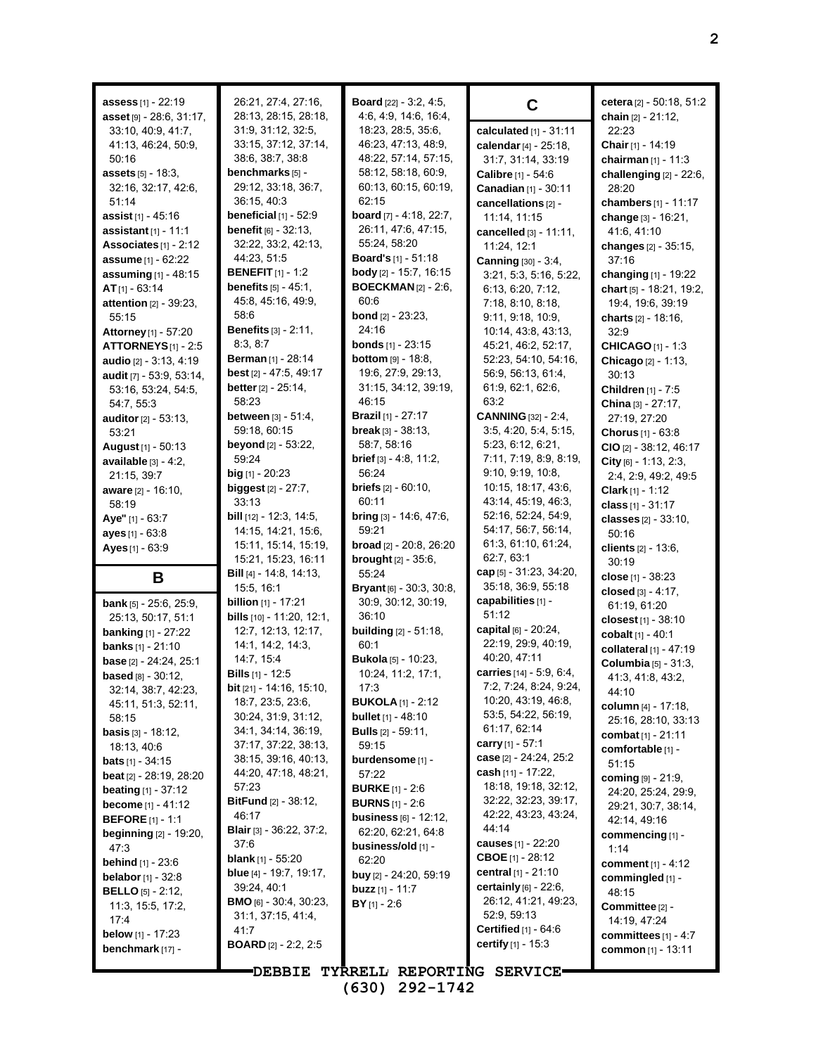**assess** [1] - 22:19
**asset** [9] - 28:6, 31:17, 33:10, 40:9, 41:7, 41:13, 46:24, 50:9, 50:16
**assets** [5] - 18:3, 32:16, 32:17, 42:6, 51:14
**assist** [1] - 45:16
**assistant** [1] - 11:1
**Associates** [1] - 2:12
**assume** [1] - 62:22
**assuming** [1] - 48:15
**AT** [1] - 63:14
**attention** [2] - 39:23, 55:15
**Attorney** [1] - 57:20
**ATTORNEYS** [1] - 2:5
**audio** [2] - 3:13, 4:19
**audit** [7] - 53:9, 53:14, 53:16, 53:24, 54:5, 54:7, 55:3
**auditor** [2] - 53:13, 53:21
**August** [1] - 50:13
**available** [3] - 4:2, 21:15, 39:7
**aware** [2] - 16:10, 58:19
**Aye"** [1] - 63:7
**ayes** [1] - 63:8
**Ayes** [1] - 63:9

## B

**bank** [5] - 25:6, 25:9, 25:13, 50:17, 51:1
**banking** [1] - 27:22
**banks** [1] - 21:10
**base** [2] - 24:24, 25:1
**based** [8] - 30:12, 32:14, 38:7, 42:23, 45:11, 51:3, 52:11, 58:15
**basis** [3] - 18:12, 18:13, 40:6
**bats** [1] - 34:15
**beat** [2] - 28:19, 28:20
**beating** [1] - 37:12
**become** [1] - 41:12
**BEFORE** [1] - 1:1
**beginning** [2] - 19:20, 47:3
**behind** [1] - 23:6
**belabor** [1] - 32:8
**BELLO** [5] - 2:12, 11:3, 15:5, 17:2, 17:4
**below** [1] - 17:23
**benchmark** [17] - 26:21, 27:4, 27:16, 28:13, 28:15, 28:18, 31:9, 31:12, 32:5, 33:15, 37:12, 37:14, 38:6, 38:7, 38:8
**benchmarks** [5] - 29:12, 33:18, 36:7, 36:15, 40:3
**beneficial** [1] - 52:9
**benefit** [6] - 32:13, 32:22, 33:2, 42:13, 44:23, 51:5
**BENEFIT** [1] - 1:2
**benefits** [5] - 45:1, 45:8, 45:16, 49:9, 58:6
**Benefits** [3] - 2:11, 8:3, 8:7
**Berman** [1] - 28:14
**best** [2] - 47:5, 49:17
**better** [2] - 25:14, 58:23
**between** [3] - 51:4, 59:18, 60:15
**beyond** [2] - 53:22, 59:24
**big** [1] - 20:23
**biggest** [2] - 27:7, 33:13
**bill** [12] - 12:3, 14:5, 14:15, 14:21, 15:6, 15:11, 15:14, 15:19, 15:21, 15:23, 16:11
**Bill** [4] - 14:8, 14:13, 15:5, 16:1
**billion** [1] - 17:21
**bills** [10] - 11:20, 12:1, 12:7, 12:13, 12:17, 14:1, 14:2, 14:3, 14:7, 15:4
**Bills** [1] - 12:5
**bit** [21] - 14:16, 15:10, 18:7, 23:5, 23:6, 30:24, 31:9, 31:12, 34:1, 34:14, 36:19, 37:17, 37:22, 38:13, 38:15, 39:16, 40:13, 44:20, 47:18, 48:21, 57:23
**BitFund** [2] - 38:12, 46:17
**Blair** [3] - 36:22, 37:2, 37:6
**blank** [1] - 55:20
**blue** [4] - 19:7, 19:17, 39:24, 40:1
**BMO** [6] - 30:4, 30:23, 31:1, 37:15, 41:4, 41:7
**BOARD** [2] - 2:2, 2:5
**Board** [22] - 3:2, 4:5, 4:6, 4:9, 14:6, 16:4, 18:23, 28:5, 35:6, 46:23, 47:13, 48:9, 48:22, 57:14, 57:15, 58:12, 58:18, 60:9, 60:13, 60:15, 60:19, 62:15
**board** [7] - 4:18, 22:7, 26:11, 47:6, 47:15, 55:24, 58:20
**Board's** [1] - 51:18
**body** [2] - 15:7, 16:15
**BOECKMAN** [2] - 2:6, 60:6
**bond** [2] - 23:23, 24:16
**bonds** [1] - 23:15
**bottom** [9] - 18:8, 19:6, 27:9, 29:13, 31:15, 34:12, 39:19, 46:15
**Brazil** [1] - 27:17
**break** [3] - 38:13, 58:7, 58:16
**brief** [3] - 4:8, 11:2, 56:24
**briefs** [2] - 60:10, 60:11
**bring** [3] - 14:6, 47:6, 59:21
**broad** [2] - 20:8, 26:20
**brought** [2] - 35:6, 55:24
**Bryant** [6] - 30:3, 30:8, 30:9, 30:12, 30:19, 36:10
**building** [2] - 51:18, 60:1
**Bukola** [5] - 10:23, 10:24, 11:2, 17:1, 17:3
**BUKOLA** [1] - 2:12
**bullet** [1] - 48:10
**Bulls** [2] - 59:11, 59:15
**burdensome** [1] - 57:22
**BURKE** [1] - 2:6
**BURNS** [1] - 2:6
**business** [6] - 12:12, 62:20, 62:21, 64:8
**business/old** [1] - 62:20
**buy** [2] - 24:20, 59:19
**buzz** [1] - 11:7
**BY** [1] - 2:6

## C

**calculated** [1] - 31:11
**calendar** [4] - 25:18, 31:7, 31:14, 33:19
**Calibre** [1] - 54:6
**Canadian** [1] - 30:11
**cancellations** [2] - 11:14, 11:15
**cancelled** [3] - 11:11, 11:24, 12:1
**Canning** [30] - 3:4, 3:21, 5:3, 5:16, 5:22, 6:13, 6:20, 7:12, 7:18, 8:10, 8:18, 9:11, 9:18, 10:9, 10:14, 43:8, 43:13, 45:21, 46:2, 52:17, 52:23, 54:10, 54:16, 56:9, 56:13, 61:4, 61:9, 62:1, 62:6, 63:2
**CANNING** [32] - 2:4, 3:5, 4:20, 5:4, 5:15, 5:23, 6:12, 6:21, 7:11, 7:19, 8:9, 8:19, 9:10, 9:19, 10:8, 10:15, 18:17, 43:6, 43:14, 45:19, 46:3, 52:16, 52:24, 54:9, 54:17, 56:7, 56:14, 61:3, 61:10, 61:24, 62:7, 63:1
**cap** [5] - 31:23, 34:20, 35:18, 36:9, 55:18
**capabilities** [1] - 51:12
**capital** [6] - 20:24, 22:19, 29:9, 40:19, 40:20, 47:11
**carries** [14] - 5:9, 6:4, 7:2, 7:24, 8:24, 9:24, 10:20, 43:19, 46:8, 53:5, 54:22, 56:19, 61:17, 62:14
**carry** [1] - 57:1
**case** [2] - 24:24, 25:2
**cash** [11] - 17:22, 18:18, 19:18, 32:12, 32:22, 32:23, 39:17, 42:22, 43:23, 43:24, 44:14
**causes** [1] - 22:20
**CBOE** [1] - 28:12
**central** [1] - 21:10
**certainly** [6] - 22:6, 26:12, 41:21, 49:23, 52:9, 59:13
**Certified** [1] - 64:6
**certify** [1] - 15:3
**cetera** [2] - 50:18, 51:2
**chain** [2] - 21:12, 22:23
**Chair** [1] - 14:19
**chairman** [1] - 11:3
**challenging** [2] - 22:6, 28:20
**chambers** [1] - 11:17
**change** [3] - 16:21, 41:6, 41:10
**changes** [2] - 35:15, 37:16
**changing** [1] - 19:22
**chart** [5] - 18:21, 19:2, 19:4, 19:6, 39:19
**charts** [2] - 18:16, 32:9
**CHICAGO** [1] - 1:3
**Chicago** [2] - 1:13, 30:13
**Children** [1] - 7:5
**China** [3] - 27:17, 27:19, 27:20
**Chorus** [1] - 63:8
**CIO** [2] - 38:12, 46:17
**City** [6] - 1:13, 2:3, 2:4, 2:9, 49:2, 49:5
**Clark** [1] - 1:12
**class** [1] - 31:17
**classes** [2] - 33:10, 50:16
**clients** [2] - 13:6, 30:19
**close** [1] - 38:23
**closed** [3] - 4:17, 61:19, 61:20
**closest** [1] - 38:10
**cobalt** [1] - 40:1
**collateral** [1] - 47:19
**Columbia** [5] - 31:3, 41:3, 41:8, 43:2, 44:10
**column** [4] - 17:18, 25:16, 28:10, 33:13
**combat** [1] - 21:11
**comfortable** [1] - 51:15
**coming** [9] - 21:9, 24:20, 25:24, 29:9, 29:21, 30:7, 38:14, 42:14, 49:16
**commencing** [1] - 1:14
**comment** [1] - 4:12
**commingled** [1] - 48:15
**Committee** [2] - 14:19, 47:24
**committees** [1] - 4:7
**common** [1] - 13:11

DEBBIE TYRRELL REPORTING SERVICE
(630) 292-1742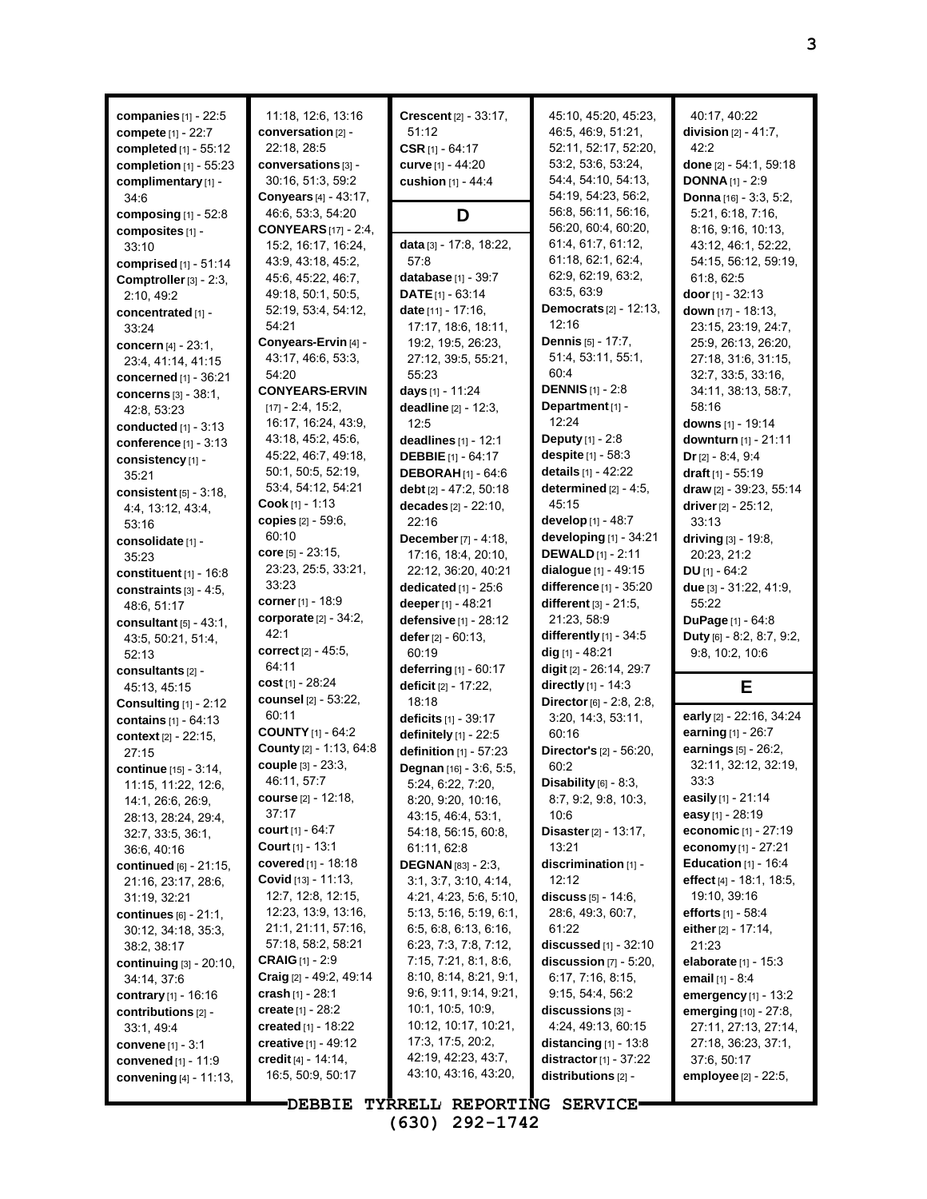**companies** [1] - 22:5
**compete** [1] - 22:7
**completed** [1] - 55:12
**completion** [1] - 55:23
**complimentary** [1] - 34:6
**composing** [1] - 52:8
**composites** [1] - 33:10
**comprised** [1] - 51:14
**Comptroller** [3] - 2:3, 2:10, 49:2
**concentrated** [1] - 33:24
**concern** [4] - 23:1, 23:4, 41:14, 41:15
**concerned** [1] - 36:21
**concerns** [3] - 38:1, 42:8, 53:23
**conducted** [1] - 3:13
**conference** [1] - 3:13
**consistency** [1] - 35:21
**consistent** [5] - 3:18, 4:4, 13:12, 43:4, 53:16
**consolidate** [1] - 35:23
**constituent** [1] - 16:8
**constraints** [3] - 4:5, 48:6, 51:17
**consultant** [5] - 43:1, 43:5, 50:21, 51:4, 52:13
**consultants** [2] - 45:13, 45:15
**Consulting** [1] - 2:12
**contains** [1] - 64:13
**context** [2] - 22:15, 27:15
**continue** [15] - 3:14, 11:15, 11:22, 12:6, 14:1, 26:6, 26:9, 28:13, 28:24, 29:4, 32:7, 33:5, 36:1, 36:6, 40:16
**continued** [6] - 21:15, 21:16, 23:17, 28:6, 31:19, 32:21
**continues** [6] - 21:1, 30:12, 34:18, 35:3, 38:2, 38:17
**continuing** [3] - 20:10, 34:14, 37:6
**contrary** [1] - 16:16
**contributions** [2] - 33:1, 49:4
**convene** [1] - 3:1
**convened** [1] - 11:9
**convening** [4] - 11:13, 11:18, 12:6, 13:16
**conversation** [2] - 22:18, 28:5
**conversations** [3] - 30:16, 51:3, 59:2
**Conyears** [4] - 43:17, 46:6, 53:3, 54:20
**CONYEARS** [17] - 2:4, 15:2, 16:17, 16:24, 43:9, 43:18, 45:2, 45:6, 45:22, 46:7, 49:18, 50:1, 50:5, 52:19, 53:4, 54:12, 54:21
**Conyears-Ervin** [4] - 43:17, 46:6, 53:3, 54:20
**CONYEARS-ERVIN** [17] - 2:4, 15:2, 16:17, 16:24, 43:9, 43:18, 45:2, 45:6, 45:22, 46:7, 49:18, 50:1, 50:5, 52:19, 53:4, 54:12, 54:21
**Cook** [1] - 1:13
**copies** [2] - 59:6, 60:10
**core** [5] - 23:15, 23:23, 25:5, 33:21, 33:23
**corner** [1] - 18:9
**corporate** [2] - 34:2, 42:1
**correct** [2] - 45:5, 64:11
**cost** [1] - 28:24
**counsel** [2] - 53:22, 60:11
**COUNTY** [1] - 64:2
**County** [2] - 1:13, 64:8
**couple** [3] - 23:3, 46:11, 57:7
**course** [2] - 12:18, 37:17
**court** [1] - 64:7
**Court** [1] - 13:1
**covered** [1] - 18:18
**Covid** [13] - 11:13, 12:7, 12:8, 12:15, 12:23, 13:9, 13:16, 21:1, 21:11, 57:16, 57:18, 58:2, 58:21
**CRAIG** [1] - 2:9
**Craig** [2] - 49:2, 49:14
**crash** [1] - 28:1
**create** [1] - 28:2
**created** [1] - 18:22
**creative** [1] - 49:12
**credit** [4] - 14:14, 16:5, 50:9, 50:17
**Crescent** [2] - 33:17, 51:12
**CSR** [1] - 64:17
**curve** [1] - 44:20
**cushion** [1] - 44:4

## D

**data** [3] - 17:8, 18:22, 57:8
**database** [1] - 39:7
**DATE** [1] - 63:14
**date** [11] - 17:16, 17:17, 18:6, 18:11, 19:2, 19:5, 26:23, 27:12, 39:5, 55:21, 55:23
**days** [1] - 11:24
**deadline** [2] - 12:3, 12:5
**deadlines** [1] - 12:1
**DEBBIE** [1] - 64:17
**DEBORAH** [1] - 64:6
**debt** [2] - 47:2, 50:18
**decades** [2] - 22:10, 22:16
**December** [7] - 4:18, 17:16, 18:4, 20:10, 22:12, 36:20, 40:21
**dedicated** [1] - 25:6
**deeper** [1] - 48:21
**defensive** [1] - 28:12
**defer** [2] - 60:13, 60:19
**deferring** [1] - 60:17
**deficit** [2] - 17:22, 18:18
**deficits** [1] - 39:17
**definitely** [1] - 22:5
**definition** [1] - 57:23
**Degnan** [16] - 3:6, 5:5, 5:24, 6:22, 7:20, 8:20, 9:20, 10:16, 43:15, 46:4, 53:1, 54:18, 56:15, 60:8, 61:11, 62:8
**DEGNAN** [83] - 2:3, 3:1, 3:7, 3:10, 4:14, 4:21, 4:23, 5:6, 5:10, 5:13, 5:16, 5:19, 6:1, 6:5, 6:8, 6:13, 6:16, 6:23, 7:3, 7:8, 7:12, 7:15, 7:21, 8:1, 8:6, 8:10, 8:14, 8:21, 9:1, 9:6, 9:11, 9:14, 9:21, 10:1, 10:5, 10:9, 10:12, 10:17, 10:21, 17:3, 17:5, 20:2, 42:19, 42:23, 43:7, 43:10, 43:16, 43:20, 45:10, 45:20, 45:23, 46:5, 46:9, 51:21, 52:11, 52:17, 52:20, 53:2, 53:6, 53:24, 54:4, 54:10, 54:13, 54:19, 54:23, 56:2, 56:8, 56:11, 56:16, 56:20, 60:4, 60:20, 61:4, 61:7, 61:12, 61:18, 62:1, 62:4, 62:9, 62:19, 63:2, 63:5, 63:9
**Democrats** [2] - 12:13, 12:16
**Dennis** [5] - 17:7, 51:4, 53:11, 55:1, 60:4
**DENNIS** [1] - 2:8
**Department** [1] - 12:24
**Deputy** [1] - 2:8
**despite** [1] - 58:3
**details** [1] - 42:22
**determined** [2] - 4:5, 45:15
**develop** [1] - 48:7
**developing** [1] - 34:21
**DEWALD** [1] - 2:11
**dialogue** [1] - 49:15
**difference** [1] - 35:20
**different** [3] - 21:5, 21:23, 58:9
**differently** [1] - 34:5
**dig** [1] - 48:21
**digit** [2] - 26:14, 29:7
**directly** [1] - 14:3
**Director** [6] - 2:8, 2:8, 3:20, 14:3, 53:11, 60:16
**Director's** [2] - 56:20, 60:2
**Disability** [6] - 8:3, 8:7, 9:2, 9:8, 10:3, 10:6
**Disaster** [2] - 13:17, 13:21
**discrimination** [1] - 12:12
**discuss** [5] - 14:6, 28:6, 49:3, 60:7, 61:22
**discussed** [1] - 32:10
**discussion** [7] - 5:20, 6:17, 7:16, 8:15, 9:15, 54:4, 56:2
**discussions** [3] - 4:24, 49:13, 60:15
**distancing** [1] - 13:8
**distractor** [1] - 37:22
**distributions** [2] - 40:17, 40:22
**division** [2] - 41:7, 42:2
**done** [2] - 54:1, 59:18
**DONNA** [1] - 2:9
**Donna** [16] - 3:3, 5:2, 5:21, 6:18, 7:16, 8:16, 9:16, 10:13, 43:12, 46:1, 52:22, 54:15, 56:12, 59:19, 61:8, 62:5
**door** [1] - 32:13
**down** [17] - 18:13, 23:15, 23:19, 24:7, 25:9, 26:13, 26:20, 27:18, 31:6, 31:15, 32:7, 33:5, 33:16, 34:11, 38:13, 58:7, 58:16
**downs** [1] - 19:14
**downturn** [1] - 21:11
**Dr** [2] - 8:4, 9:4
**draft** [1] - 55:19
**draw** [2] - 39:23, 55:14
**driver** [2] - 25:12, 33:13
**driving** [3] - 19:8, 20:23, 21:2
**DU** [1] - 64:2
**due** [3] - 31:22, 41:9, 55:22
**DuPage** [1] - 64:8
**Duty** [6] - 8:2, 8:7, 9:2, 9:8, 10:2, 10:6

## E

**early** [2] - 22:16, 34:24
**earning** [1] - 26:7
**earnings** [5] - 26:2, 32:11, 32:12, 32:19, 33:3
**easily** [1] - 21:14
**easy** [1] - 28:19
**economic** [1] - 27:19
**economy** [1] - 27:21
**Education** [1] - 16:4
**effect** [4] - 18:1, 18:5, 19:10, 39:16
**efforts** [1] - 58:4
**either** [2] - 17:14, 21:23
**elaborate** [1] - 15:3
**email** [1] - 8:4
**emergency** [1] - 13:2
**emerging** [10] - 27:8, 27:11, 27:13, 27:14, 27:18, 36:23, 37:1, 37:6, 50:17
**employee** [2] - 22:5,

DEBBIE TYRRELL REPORTING SERVICE
(630) 292-1742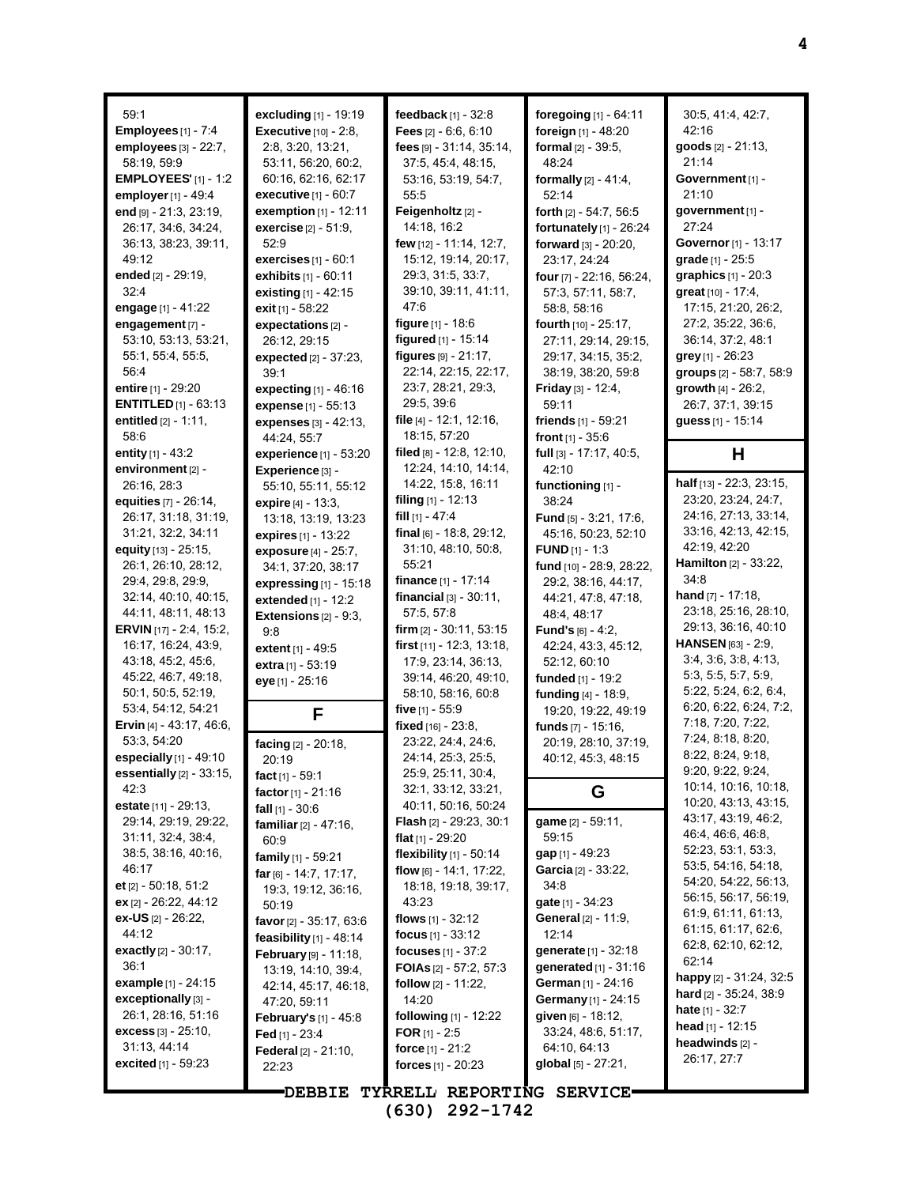59:1
**Employees** [1] - 7:4
**employees** [3] - 22:7, 58:19, 59:9
**EMPLOYEES'** [1] - 1:2
**employer** [1] - 49:4
**end** [9] - 21:3, 23:19, 26:17, 34:6, 34:24, 36:13, 38:23, 39:11, 49:12
**ended** [2] - 29:19, 32:4
**engage** [1] - 41:22
**engagement** [7] - 53:10, 53:13, 53:21, 55:1, 55:4, 55:5, 56:4
**entire** [1] - 29:20
**ENTITLED** [1] - 63:13
**entitled** [2] - 1:11, 58:6
**entity** [1] - 43:2
**environment** [2] - 26:16, 28:3
**equities** [7] - 26:14, 26:17, 31:18, 31:19, 31:21, 32:2, 34:11
**equity** [13] - 25:15, 26:1, 26:10, 28:12, 29:4, 29:8, 29:9, 32:14, 40:10, 40:15, 44:11, 48:11, 48:13
**ERVIN** [17] - 2:4, 15:2, 16:17, 16:24, 43:9, 43:18, 45:2, 45:6, 45:22, 46:7, 49:18, 50:1, 50:5, 52:19, 53:4, 54:12, 54:21
**Ervin** [4] - 43:17, 46:6, 53:3, 54:20
**especially** [1] - 49:10
**essentially** [2] - 33:15, 42:3
**estate** [11] - 29:13, 29:14, 29:19, 29:22, 31:11, 32:4, 38:4, 38:5, 38:16, 40:16, 46:17
**et** [2] - 50:18, 51:2
**ex** [2] - 26:22, 44:12
**ex-US** [2] - 26:22, 44:12
**exactly** [2] - 30:17, 36:1
**example** [1] - 24:15
**exceptionally** [3] - 26:1, 28:16, 51:16
**excess** [3] - 25:10, 31:13, 44:14
**excited** [1] - 59:23
**excluding** [1] - 19:19
**Executive** [10] - 2:8, 2:8, 3:20, 13:21, 53:11, 56:20, 60:2, 60:16, 62:16, 62:17
**executive** [1] - 60:7
**exemption** [1] - 12:11
**exercise** [2] - 51:9, 52:9
**exercises** [1] - 60:1
**exhibits** [1] - 60:11
**existing** [1] - 42:15
**exit** [1] - 58:22
**expectations** [2] - 26:12, 29:15
**expected** [2] - 37:23, 39:1
**expecting** [1] - 46:16
**expense** [1] - 55:13
**expenses** [3] - 42:13, 44:24, 55:7
**experience** [1] - 53:20
**Experience** [3] - 55:10, 55:11, 55:12
**expire** [4] - 13:3, 13:18, 13:19, 13:23
**expires** [1] - 13:22
**exposure** [4] - 25:7, 34:1, 37:20, 38:17
**expressing** [1] - 15:18
**extended** [1] - 12:2
**Extensions** [2] - 9:3, 9:8
**extent** [1] - 49:5
**extra** [1] - 53:19
**eye** [1] - 25:16

## F

**facing** [2] - 20:18, 20:19
**fact** [1] - 59:1
**factor** [1] - 21:16
**fall** [1] - 30:6
**familiar** [2] - 47:16, 60:9
**family** [1] - 59:21
**far** [6] - 14:7, 17:17, 19:3, 19:12, 36:16, 50:19
**favor** [2] - 35:17, 63:6
**feasibility** [1] - 48:14
**February** [9] - 11:18, 13:19, 14:10, 39:4, 42:14, 45:17, 46:18, 47:20, 59:11
**February's** [1] - 45:8
**Fed** [1] - 23:4
**Federal** [2] - 21:10, 22:23
**feedback** [1] - 32:8
**Fees** [2] - 6:6, 6:10
**fees** [9] - 31:14, 35:14, 37:5, 45:4, 48:15, 53:16, 53:19, 54:7, 55:5
**Feigenholtz** [2] - 14:18, 16:2
**few** [12] - 11:14, 12:7, 15:12, 19:14, 20:17, 29:3, 31:5, 33:7, 39:10, 39:11, 41:11, 47:6
**figure** [1] - 18:6
**figured** [1] - 15:14
**figures** [9] - 21:17, 22:14, 22:15, 22:17, 23:7, 28:21, 29:3, 29:5, 39:6
**file** [4] - 12:1, 12:16, 18:15, 57:20
**filed** [8] - 12:8, 12:10, 12:24, 14:10, 14:14, 14:22, 15:8, 16:11
**filing** [1] - 12:13
**fill** [1] - 47:4
**final** [6] - 18:8, 29:12, 31:10, 48:10, 50:8, 55:21
**finance** [1] - 17:14
**financial** [3] - 30:11, 57:5, 57:8
**firm** [2] - 30:11, 53:15
**first** [11] - 12:3, 13:18, 17:9, 23:14, 36:13, 39:14, 46:20, 49:10, 58:10, 58:16, 60:8
**five** [1] - 55:9
**fixed** [16] - 23:8, 23:22, 24:4, 24:6, 24:14, 25:3, 25:5, 25:9, 25:11, 30:4, 32:1, 33:12, 33:21, 40:11, 50:16, 50:24
**Flash** [2] - 29:23, 30:1
**flat** [1] - 29:20
**flexibility** [1] - 50:14
**flow** [6] - 14:1, 17:22, 18:18, 19:18, 39:17, 43:23
**flows** [1] - 32:12
**focus** [1] - 33:12
**focuses** [1] - 37:2
**FOIAs** [2] - 57:2, 57:3
**follow** [2] - 11:22, 14:20
**following** [1] - 12:22
**FOR** [1] - 2:5
**force** [1] - 21:2
**forces** [1] - 20:23
**foregoing** [1] - 64:11
**foreign** [1] - 48:20
**formal** [2] - 39:5, 48:24
**formally** [2] - 41:4, 52:14
**forth** [2] - 54:7, 56:5
**fortunately** [1] - 26:24
**forward** [3] - 20:20, 23:17, 24:24
**four** [7] - 22:16, 56:24, 57:3, 57:11, 58:7, 58:8, 58:16
**fourth** [10] - 25:17, 27:11, 29:14, 29:15, 29:17, 34:15, 35:2, 38:19, 38:20, 59:8
**Friday** [3] - 12:4, 59:11
**friends** [1] - 59:21
**front** [1] - 35:6
**full** [3] - 17:17, 40:5, 42:10
**functioning** [1] - 38:24
**Fund** [5] - 3:21, 17:6, 45:16, 50:23, 52:10
**FUND** [1] - 1:3
**fund** [10] - 28:9, 28:22, 29:2, 38:16, 44:17, 44:21, 47:8, 47:18, 48:4, 48:17
**Fund's** [6] - 4:2, 42:24, 43:3, 45:12, 52:12, 60:10
**funded** [1] - 19:2
**funding** [4] - 18:9, 19:20, 19:22, 49:19
**funds** [7] - 15:16, 20:19, 28:10, 37:19, 40:12, 45:3, 48:15

## G

**game** [2] - 59:11, 59:15
**gap** [1] - 49:23
**Garcia** [2] - 33:22, 34:8
**gate** [1] - 34:23
**General** [2] - 11:9, 12:14
**generate** [1] - 32:18
**generated** [1] - 31:16
**German** [1] - 24:16
**Germany** [1] - 24:15
**given** [6] - 18:12, 33:24, 48:6, 51:17, 64:10, 64:13
**global** [5] - 27:21, 30:5, 41:4, 42:7, 42:16
**goods** [2] - 21:13, 21:14
**Government** [1] - 21:10
**government** [1] - 27:24
**Governor** [1] - 13:17
**grade** [1] - 25:5
**graphics** [1] - 20:3
**great** [10] - 17:4, 17:15, 21:20, 26:2, 27:2, 35:22, 36:6, 36:14, 37:2, 48:1
**grey** [1] - 26:23
**groups** [2] - 58:7, 58:9
**growth** [4] - 26:2, 26:7, 37:1, 39:15
**guess** [1] - 15:14

## H

**half** [13] - 22:3, 23:15, 23:20, 23:24, 24:7, 24:16, 27:13, 33:14, 33:16, 42:13, 42:15, 42:19, 42:20
**Hamilton** [2] - 33:22, 34:8
**hand** [7] - 17:18, 23:18, 25:16, 28:10, 29:13, 36:16, 40:10
**HANSEN** [63] - 2:9, 3:4, 3:6, 3:8, 4:13, 5:3, 5:5, 5:7, 5:9, 5:22, 5:24, 6:2, 6:4, 6:20, 6:22, 6:24, 7:2, 7:18, 7:20, 7:22, 7:24, 8:18, 8:20, 8:22, 8:24, 9:18, 9:20, 9:22, 9:24, 10:14, 10:16, 10:18, 10:20, 43:13, 43:15, 43:17, 43:19, 46:2, 46:4, 46:6, 46:8, 52:23, 53:1, 53:3, 53:5, 54:16, 54:18, 54:20, 54:22, 56:13, 56:15, 56:17, 56:19, 61:9, 61:11, 61:13, 61:15, 61:17, 62:6, 62:8, 62:10, 62:12, 62:14
**happy** [2] - 31:24, 32:5
**hard** [2] - 35:24, 38:9
**hate** [1] - 32:7
**head** [1] - 12:15
**headwinds** [2] - 26:17, 27:7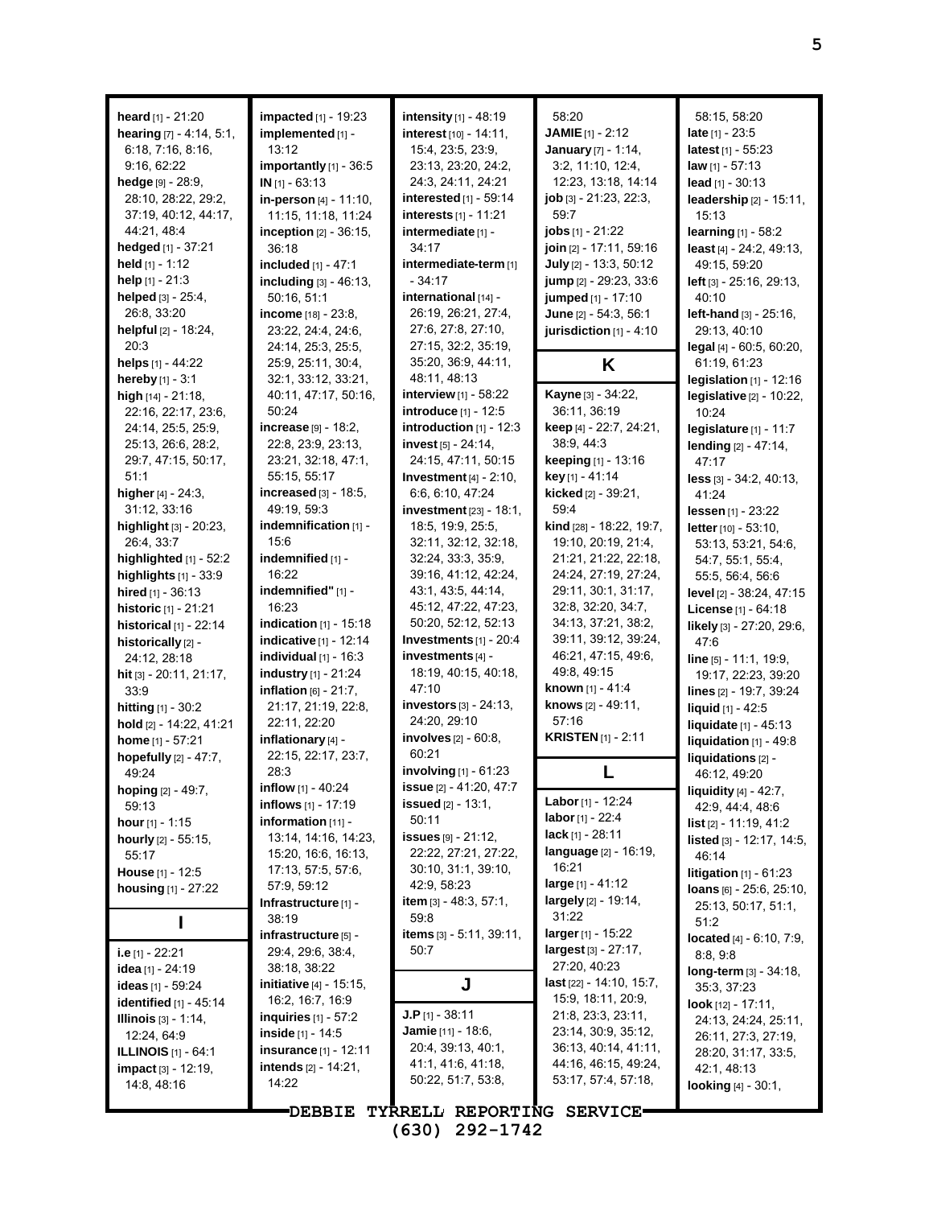**heard** [1] - 21:20
**hearing** [7] - 4:14, 5:1, 6:18, 7:16, 8:16, 9:16, 62:22
**hedge** [9] - 28:9, 28:10, 28:22, 29:2, 37:19, 40:12, 44:17, 44:21, 48:4
**hedged** [1] - 37:21
**held** [1] - 1:12
**help** [1] - 21:3
**helped** [3] - 25:4, 26:8, 33:20
**helpful** [2] - 18:24, 20:3
**helps** [1] - 44:22
**hereby** [1] - 3:1
**high** [14] - 21:18, 22:16, 22:17, 23:6, 24:14, 25:5, 25:9, 25:13, 26:6, 28:2, 29:7, 47:15, 50:17, 51:1
**higher** [4] - 24:3, 31:12, 33:16
**highlight** [3] - 20:23, 26:4, 33:7
**highlighted** [1] - 52:2
**highlights** [1] - 33:9
**hired** [1] - 36:13
**historic** [1] - 21:21
**historical** [1] - 22:14
**historically** [2] - 24:12, 28:18
**hit** [3] - 20:11, 21:17, 33:9
**hitting** [1] - 30:2
**hold** [2] - 14:22, 41:21
**home** [1] - 57:21
**hopefully** [2] - 47:7, 49:24
**hoping** [2] - 49:7, 59:13
**hour** [1] - 1:15
**hourly** [2] - 55:15, 55:17
**House** [1] - 12:5
**housing** [1] - 27:22

**I**

**i.e** [1] - 22:21
**idea** [1] - 24:19
**ideas** [1] - 59:24
**identified** [1] - 45:14
**Illinois** [3] - 1:14, 12:24, 64:9
**ILLINOIS** [1] - 64:1
**impact** [3] - 12:19, 14:8, 48:16
**impacted** [1] - 19:23
**implemented** [1] - 13:12
**importantly** [1] - 36:5
**IN** [1] - 63:13
**in-person** [4] - 11:10, 11:15, 11:18, 11:24
**inception** [2] - 36:15, 36:18
**included** [1] - 47:1
**including** [3] - 46:13, 50:16, 51:1
**income** [18] - 23:8, 23:22, 24:4, 24:6, 24:14, 25:3, 25:5, 25:9, 25:11, 30:4, 32:1, 33:12, 33:21, 40:11, 47:17, 50:16, 50:24
**increase** [9] - 18:2, 22:8, 23:9, 23:13, 23:21, 32:18, 47:1, 55:15, 55:17
**increased** [3] - 18:5, 49:19, 59:3
**indemnification** [1] - 15:6
**indemnified** [1] - 16:22
**indemnified"** [1] - 16:23
**indication** [1] - 15:18
**indicative** [1] - 12:14
**individual** [1] - 16:3
**industry** [1] - 21:24
**inflation** [6] - 21:7, 21:17, 21:19, 22:8, 22:11, 22:20
**inflationary** [4] - 22:15, 22:17, 23:7, 28:3
**inflow** [1] - 40:24
**inflows** [1] - 17:19
**information** [11] - 13:14, 14:16, 14:23, 15:20, 16:6, 16:13, 17:13, 57:5, 57:6, 57:9, 59:12
**Infrastructure** [1] - 38:19
**infrastructure** [5] - 29:4, 29:6, 38:4, 38:18, 38:22
**initiative** [4] - 15:15, 16:2, 16:7, 16:9
**inquiries** [1] - 57:2
**inside** [1] - 14:5
**insurance** [1] - 12:11
**intends** [2] - 14:21, 14:22
**intensity** [1] - 48:19
**interest** [10] - 14:11, 15:4, 23:5, 23:9, 23:13, 23:20, 23:2, 24:3, 24:11, 24:21
**interested** [1] - 59:14
**interests** [1] - 11:21
**intermediate** [1] - 34:17
**intermediate-term** [1] - 34:17
**international** [14] - 26:19, 26:21, 27:4, 27:6, 27:8, 27:10, 27:15, 32:2, 35:19, 35:20, 36:9, 44:11, 48:11, 48:13
**interview** [1] - 58:22
**introduce** [1] - 12:5
**introduction** [1] - 12:3
**invest** [5] - 24:14, 24:15, 47:11, 50:15
**Investment** [4] - 2:10, 6:6, 6:10, 47:24
**investment** [23] - 18:1, 18:5, 19:9, 25:5, 32:11, 32:12, 32:18, 32:24, 33:3, 35:9, 39:16, 41:12, 42:24, 43:1, 43:5, 44:14, 45:12, 47:22, 47:23, 50:20, 52:12, 52:13
**Investments** [1] - 20:4
**investments** [4] - 18:19, 40:15, 40:18, 47:10
**investors** [3] - 24:13, 24:20, 29:10
**involves** [2] - 60:8, 60:21
**involving** [1] - 61:23
**issue** [2] - 41:20, 47:7
**issued** [2] - 13:1, 50:11
**issues** [9] - 21:12, 22:22, 27:21, 27:22, 30:10, 31:1, 39:10, 42:9, 58:23
**item** [3] - 48:3, 57:1, 59:8
**items** [3] - 5:11, 39:11, 50:7

**J**

**J.P** [1] - 38:11
**Jamie** [11] - 18:6, 20:4, 39:13, 40:1, 41:1, 41:6, 41:18, 50:22, 51:7, 53:8, 58:20
**JAMIE** [1] - 2:12
**January** [7] - 1:14, 3:2, 11:10, 12:4, 12:23, 13:18, 14:14
**job** [3] - 21:23, 22:3, 59:7
**jobs** [1] - 21:22
**join** [2] - 17:11, 59:16
**July** [2] - 13:3, 50:12
**jump** [2] - 29:23, 33:6
**jumped** [1] - 17:10
**June** [2] - 54:3, 56:1
**jurisdiction** [1] - 4:10

**K**

**Kayne** [3] - 34:22, 36:11, 36:19
**keep** [4] - 22:7, 24:21, 38:9, 44:3
**keeping** [1] - 13:16
**key** [1] - 41:14
**kicked** [2] - 39:21, 59:4
**kind** [28] - 18:22, 19:7, 19:10, 20:19, 21:4, 21:21, 21:22, 22:18, 24:24, 27:19, 27:24, 29:11, 30:1, 31:17, 32:8, 32:20, 34:7, 34:13, 37:21, 38:2, 39:11, 39:12, 39:24, 46:21, 47:15, 49:6, 49:8, 49:15
**known** [1] - 41:4
**knows** [2] - 49:11, 57:16
**KRISTEN** [1] - 2:11

**L**

**Labor** [1] - 12:24
**labor** [1] - 22:4
**lack** [1] - 28:11
**language** [2] - 16:19, 16:21
**large** [1] - 41:12
**largely** [2] - 19:14, 31:22
**larger** [1] - 15:22
**largest** [3] - 27:17, 27:20, 40:23
**last** [22] - 14:10, 15:7, 15:9, 18:11, 20:9, 21:8, 23:3, 23:11, 23:14, 30:9, 35:12, 36:13, 40:14, 41:11, 44:16, 46:15, 49:24, 53:17, 57:4, 57:18, 58:15, 58:20
**late** [1] - 23:5
**latest** [1] - 55:23
**law** [1] - 57:13
**lead** [1] - 30:13
**leadership** [2] - 15:11, 15:13
**learning** [1] - 58:2
**least** [4] - 24:2, 49:13, 49:15, 59:20
**left** [3] - 25:16, 29:13, 40:10
**left-hand** [3] - 25:16, 29:13, 40:10
**legal** [4] - 60:5, 60:20, 61:19, 61:23
**legislation** [1] - 12:16
**legislative** [2] - 10:22, 10:24
**legislature** [1] - 11:7
**lending** [2] - 47:14, 47:17
**less** [3] - 34:2, 40:13, 41:24
**lessen** [1] - 23:22
**letter** [10] - 53:10, 53:13, 53:21, 54:6, 54:7, 55:1, 55:4, 55:5, 56:4, 56:6
**level** [2] - 38:24, 47:15
**License** [1] - 64:18
**likely** [3] - 27:20, 29:6, 47:6
**line** [5] - 11:1, 19:9, 19:17, 22:23, 39:20
**lines** [2] - 19:7, 39:24
**liquid** [1] - 42:5
**liquidate** [1] - 45:13
**liquidation** [1] - 49:8
**liquidations** [2] - 46:12, 49:20
**liquidity** [4] - 42:7, 42:9, 44:4, 48:6
**list** [2] - 11:19, 41:2
**listed** [3] - 12:17, 14:5, 46:14
**litigation** [1] - 61:23
**loans** [6] - 25:6, 25:10, 25:13, 50:17, 51:1, 51:2
**located** [4] - 6:10, 7:9, 8:8, 9:8
**long-term** [3] - 34:18, 35:3, 37:23
**look** [12] - 17:11, 24:13, 24:24, 25:11, 26:11, 27:3, 27:19, 28:20, 31:17, 33:5, 42:1, 48:13
**looking** [4] - 30:1,

DEBBIE TYRRELL REPORTING SERVICE
(630) 292-1742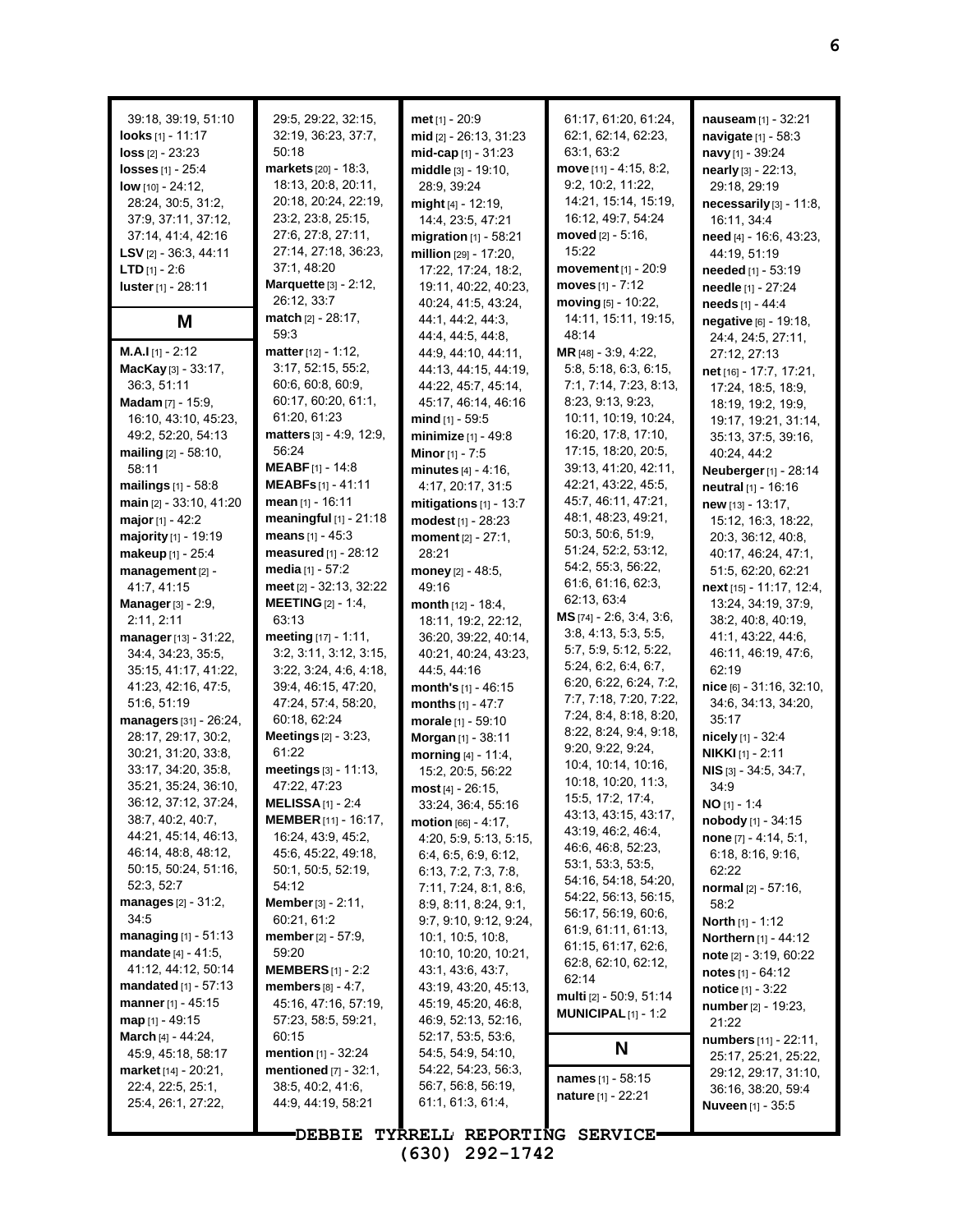39:18, 39:19, 51:10
**looks** [1] - 11:17
**loss** [2] - 23:23
**losses** [1] - 25:4
**low** [10] - 24:12, 28:24, 30:5, 31:2, 37:9, 37:11, 37:12, 37:14, 41:4, 42:16
**LSV** [2] - 36:3, 44:11
**LTD** [1] - 2:6
**luster** [1] - 28:11

## M

**M.A.I** [1] - 2:12
**MacKay** [3] - 33:17, 36:3, 51:11
**Madam** [7] - 15:9, 16:10, 43:10, 45:23, 49:2, 52:20, 54:13
**mailing** [2] - 58:10, 58:11
**mailings** [1] - 58:8
**main** [2] - 33:10, 41:20
**major** [1] - 42:2
**majority** [1] - 19:19
**makeup** [1] - 25:4
**management** [2] - 41:7, 41:15
**Manager** [3] - 2:9, 2:11, 2:11
**manager** [13] - 31:22, 34:4, 34:23, 35:5, 35:15, 41:17, 41:22, 41:23, 42:16, 47:5, 51:6, 51:19
**managers** [31] - 26:24, 28:17, 29:17, 30:2, 30:21, 31:20, 33:8, 33:17, 34:20, 35:8, 35:21, 35:24, 36:10, 36:12, 37:12, 37:24, 38:7, 40:2, 40:7, 44:21, 45:14, 46:13, 46:14, 48:8, 48:12, 50:15, 50:24, 51:16, 52:3, 52:7
**manages** [2] - 31:2, 34:5
**managing** [1] - 51:13
**mandate** [4] - 41:5, 41:12, 44:12, 50:14
**mandated** [1] - 57:13
**manner** [1] - 45:15
**map** [1] - 49:15
**March** [4] - 44:24, 45:9, 45:18, 58:17
**market** [14] - 20:21, 22:4, 22:5, 25:1, 25:4, 26:1, 27:22, 29:5, 29:22, 32:15, 32:19, 36:23, 37:7, 50:18
**markets** [20] - 18:3, 18:13, 20:8, 20:11, 20:18, 20:24, 22:19, 23:2, 23:8, 25:15, 27:6, 27:8, 27:11, 27:14, 27:18, 36:23, 37:1, 48:20
**Marquette** [3] - 2:12, 26:12, 33:7
**match** [2] - 28:17, 59:3
**matter** [12] - 1:12, 3:17, 52:15, 55:2, 60:6, 60:8, 60:9, 60:17, 60:20, 61:1, 61:20, 61:23
**matters** [3] - 4:9, 12:9, 56:24
**MEABF** [1] - 14:8
**MEABFs** [1] - 41:11
**mean** [1] - 16:11
**meaningful** [1] - 21:18
**means** [1] - 45:3
**measured** [1] - 28:12
**media** [1] - 57:2
**meet** [2] - 32:13, 32:22
**MEETING** [2] - 1:4, 63:13
**meeting** [17] - 1:11, 3:2, 3:11, 3:12, 3:15, 3:22, 3:24, 4:6, 4:18, 39:4, 46:15, 47:20, 47:24, 57:4, 58:20, 60:18, 62:24
**Meetings** [2] - 3:23, 61:22
**meetings** [3] - 11:13, 47:22, 47:23
**MELISSA** [1] - 2:4
**MEMBER** [11] - 16:17, 16:24, 43:9, 45:2, 45:6, 45:22, 49:18, 50:1, 50:5, 52:19, 54:12
**Member** [3] - 2:11, 60:21, 61:2
**member** [2] - 57:9, 59:20
**MEMBERS** [1] - 2:2
**members** [8] - 4:7, 45:16, 47:16, 57:19, 57:23, 58:5, 59:21, 60:15
**mention** [1] - 32:24
**mentioned** [7] - 32:1, 38:5, 40:2, 41:6, 44:9, 44:19, 58:21
**met** [1] - 20:9
**mid** [2] - 26:13, 31:23
**mid-cap** [1] - 31:23
**middle** [3] - 19:10, 28:9, 39:24
**might** [4] - 12:19, 14:4, 23:5, 47:21
**migration** [1] - 58:21
**million** [29] - 17:20, 17:22, 17:24, 18:2, 19:11, 40:22, 40:23, 40:24, 41:5, 43:24, 44:1, 44:2, 44:3, 44:4, 44:5, 44:8, 44:9, 44:10, 44:11, 44:13, 44:15, 44:19, 44:22, 45:7, 45:14, 45:17, 46:14, 46:16
**mind** [1] - 59:5
**minimize** [1] - 49:8
**Minor** [1] - 7:5
**minutes** [4] - 4:16, 4:17, 20:17, 31:5
**mitigations** [1] - 13:7
**modest** [1] - 28:23
**moment** [2] - 27:1, 28:21
**money** [2] - 48:5, 49:16
**month** [12] - 18:4, 18:11, 19:2, 22:12, 36:20, 39:22, 40:14, 40:21, 40:24, 43:23, 44:5, 44:16
**month's** [1] - 46:15
**months** [1] - 47:7
**morale** [1] - 59:10
**Morgan** [1] - 38:11
**morning** [4] - 11:4, 15:2, 20:5, 56:22
**most** [4] - 26:15, 33:24, 36:4, 55:16
**motion** [66] - 4:17, 4:20, 5:9, 5:13, 5:15, 6:4, 6:5, 6:9, 6:12, 6:13, 7:2, 7:3, 7:8, 7:11, 7:24, 8:1, 8:6, 8:9, 8:11, 8:24, 9:1, 9:7, 9:10, 9:12, 9:24, 10:1, 10:5, 10:8, 10:10, 10:20, 10:21, 43:1, 43:6, 43:7, 43:19, 43:20, 45:13, 45:19, 45:20, 46:8, 46:9, 52:13, 52:16, 52:17, 53:5, 53:6, 54:5, 54:9, 54:10, 54:22, 54:23, 56:3, 56:7, 56:8, 56:19, 61:1, 61:3, 61:4, 61:17, 61:20, 61:24, 62:1, 62:14, 62:23, 63:1, 63:2
**move** [11] - 4:15, 8:2, 9:2, 10:2, 11:22, 14:21, 15:14, 15:19, 16:12, 49:7, 54:24
**moved** [2] - 5:16, 15:22
**movement** [1] - 20:9
**moves** [1] - 7:12
**moving** [5] - 10:22, 14:11, 15:11, 19:15, 48:14
**MR** [48] - 3:9, 4:22, 5:8, 5:18, 6:3, 6:15, 7:1, 7:14, 7:23, 8:13, 8:23, 9:13, 9:23, 10:11, 10:19, 10:24, 16:20, 17:8, 17:10, 17:15, 18:20, 20:5, 39:13, 41:20, 42:11, 42:21, 43:22, 45:5, 45:7, 46:11, 47:21, 48:1, 48:23, 49:21, 50:3, 50:6, 51:9, 51:24, 52:2, 53:12, 54:2, 55:3, 56:22, 61:6, 61:16, 62:3, 62:13, 63:4
**MS** [74] - 2:6, 3:4, 3:6, 3:8, 4:13, 5:3, 5:5, 5:7, 5:9, 5:12, 5:22, 5:24, 6:2, 6:4, 6:7, 6:20, 6:22, 6:24, 7:2, 7:7, 7:18, 7:20, 7:22, 7:24, 8:4, 8:18, 8:20, 8:22, 8:24, 9:4, 9:18, 9:20, 9:22, 9:24, 10:4, 10:14, 10:16, 10:18, 10:20, 11:3, 15:5, 17:2, 17:4, 43:13, 43:15, 43:17, 43:19, 46:2, 46:4, 46:6, 46:8, 52:23, 53:1, 53:3, 53:5, 54:16, 54:18, 54:20, 54:22, 56:13, 56:15, 56:17, 56:19, 60:6, 61:9, 61:11, 61:13, 61:15, 61:17, 62:6, 62:8, 62:10, 62:12, 62:14
**multi** [2] - 50:9, 51:14
**MUNICIPAL** [1] - 1:2

## N

**names** [1] - 58:15
**nature** [1] - 22:21
**nauseam** [1] - 32:21
**navigate** [1] - 58:3
**navy** [1] - 39:24
**nearly** [3] - 22:13, 29:18, 29:19
**necessarily** [3] - 11:8, 16:11, 34:4
**need** [4] - 16:6, 43:23, 44:19, 51:19
**needed** [1] - 53:19
**needle** [1] - 27:24
**needs** [1] - 44:4
**negative** [6] - 19:18, 24:4, 24:5, 27:11, 27:12, 27:13
**net** [16] - 17:7, 17:21, 17:24, 18:5, 18:9, 18:19, 19:2, 19:9, 19:17, 19:21, 31:14, 35:13, 37:5, 39:16, 40:24, 44:2
**Neuberger** [1] - 28:14
**neutral** [1] - 16:16
**new** [13] - 13:17, 15:12, 16:3, 18:22, 20:3, 36:12, 40:8, 40:17, 46:24, 47:1, 51:5, 62:20, 62:21
**next** [15] - 11:17, 12:4, 13:24, 34:19, 37:9, 38:2, 40:8, 40:19, 41:1, 43:22, 44:6, 46:11, 46:19, 47:6, 62:19
**nice** [6] - 31:16, 32:10, 34:6, 34:13, 34:20, 35:17
**nicely** [1] - 32:4
**NIKKI** [1] - 2:11
**NIS** [3] - 34:5, 34:7, 34:9
**NO** [1] - 1:4
**nobody** [1] - 34:15
**none** [7] - 4:14, 5:1, 6:18, 8:16, 9:16, 62:22
**normal** [2] - 57:16, 58:2
**North** [1] - 1:12
**Northern** [1] - 44:12
**note** [2] - 3:19, 60:22
**notes** [1] - 64:12
**notice** [1] - 3:22
**number** [2] - 19:23, 21:22
**numbers** [11] - 22:11, 25:17, 25:21, 25:22, 29:12, 29:17, 31:10, 36:16, 38:20, 59:4
**Nuveen** [1] - 35:5

DEBBIE TYRRELL REPORTING SERVICE
(630) 292-1742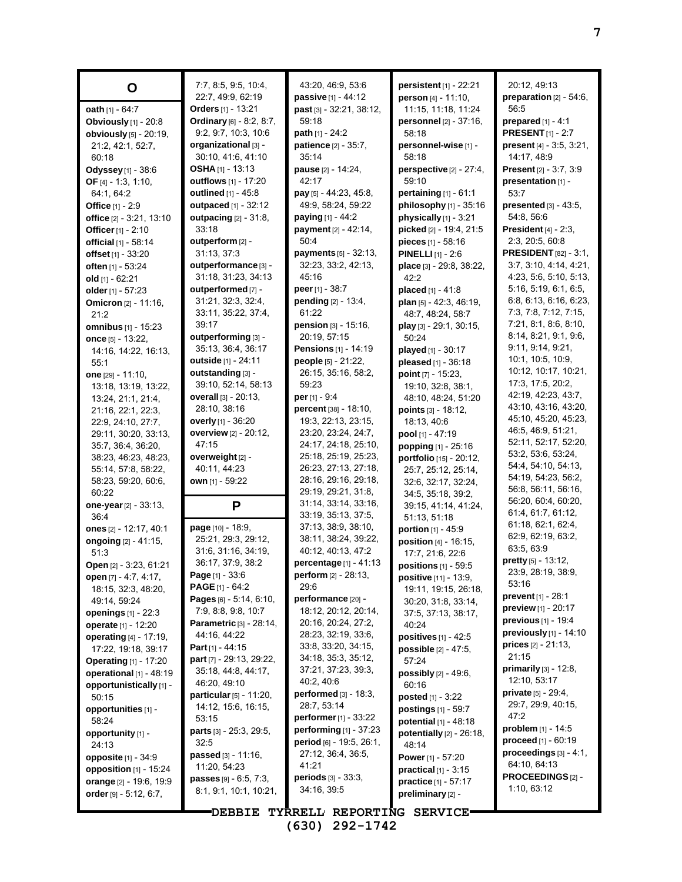## O

**oath** [1] - 64:7
**Obviously** [1] - 20:8
**obviously** [5] - 20:19, 21:2, 42:1, 52:7, 60:18
**Odyssey** [1] - 38:6
**OF** [4] - 1:3, 1:10, 64:1, 64:2
**Office** [1] - 2:9
**office** [2] - 3:21, 13:10
**Officer** [1] - 2:10
**official** [1] - 58:14
**offset** [1] - 33:20
**often** [1] - 53:24
**old** [1] - 62:21
**older** [1] - 57:23
**Omicron** [2] - 11:16, 21:2
**omnibus** [1] - 15:23
**once** [5] - 13:22, 14:16, 14:22, 16:13, 55:1
**one** [29] - 11:10, 13:18, 13:19, 13:22, 13:24, 21:1, 21:4, 21:16, 22:1, 22:3, 22:9, 24:10, 27:7, 29:11, 30:20, 33:13, 35:7, 36:4, 36:20, 38:23, 46:23, 48:23, 55:14, 57:8, 58:22, 58:23, 59:20, 60:6, 60:22
**one-year** [2] - 33:13, 36:4
**ones** [2] - 12:17, 40:1
**ongoing** [2] - 41:15, 51:3
**Open** [2] - 3:23, 61:21
**open** [7] - 4:7, 4:17, 18:15, 32:3, 48:20, 49:14, 59:24
**openings** [1] - 22:3
**operate** [1] - 12:20
**operating** [4] - 17:19, 17:22, 19:18, 39:17
**Operating** [1] - 17:20
**operational** [1] - 48:19
**opportunistically** [1] - 50:15
**opportunities** [1] - 58:24
**opportunity** [1] - 24:13
**opposite** [1] - 34:9
**opposition** [1] - 15:24
**orange** [2] - 19:6, 19:9
**order** [9] - 5:12, 6:7, 7:7, 8:5, 9:5, 10:4, 22:7, 49:9, 62:19
**Orders** [1] - 13:21
**Ordinary** [6] - 8:2, 8:7, 9:2, 9:7, 10:3, 10:6
**organizational** [3] - 30:10, 41:6, 41:10
**OSHA** [1] - 13:13
**outflows** [1] - 17:20
**outlined** [1] - 45:8
**outpaced** [1] - 32:12
**outpacing** [2] - 31:8, 33:18
**outperform** [2] - 31:13, 37:3
**outperformance** [3] - 31:18, 31:23, 34:13
**outperformed** [7] - 31:21, 32:3, 32:4, 33:11, 35:22, 37:4, 39:17
**outperforming** [3] - 35:13, 36:4, 36:17
**outside** [1] - 24:11
**outstanding** [3] - 39:10, 52:14, 58:13
**overall** [3] - 20:13, 28:10, 38:16
**overly** [1] - 36:20
**overview** [2] - 20:12, 47:15
**overweight** [2] - 40:11, 44:23
**own** [1] - 59:22

## P

**page** [10] - 18:9, 25:21, 29:3, 29:12, 31:6, 31:16, 34:19, 36:17, 37:9, 38:2
**Page** [1] - 33:6
**PAGE** [1] - 64:2
**Pages** [6] - 5:14, 6:10, 7:9, 8:8, 9:8, 10:7
**Parametric** [3] - 28:14, 44:16, 44:22
**Part** [1] - 44:15
**part** [7] - 29:13, 29:22, 35:18, 44:8, 44:17, 46:20, 49:10
**particular** [5] - 11:20, 14:12, 15:6, 16:15, 53:15
**parts** [3] - 25:3, 29:5, 32:5
**passed** [3] - 11:16, 11:20, 54:23
**passes** [9] - 6:5, 7:3, 8:1, 9:1, 10:1, 10:21, 43:20, 46:9, 53:6
**passive** [1] - 44:12
**past** [3] - 32:21, 38:12, 59:18
**path** [1] - 24:2
**patience** [2] - 35:7, 35:14
**pause** [2] - 14:24, 42:17
**pay** [5] - 44:23, 45:8, 49:9, 58:24, 59:22
**paying** [1] - 44:2
**payment** [2] - 42:14, 50:4
**payments** [5] - 32:13, 32:23, 33:2, 42:13, 45:16
**peer** [1] - 38:7
**pending** [2] - 13:4, 61:22
**pension** [3] - 15:16, 20:19, 57:15
**Pensions** [1] - 14:19
**people** [5] - 21:22, 26:15, 35:16, 58:2, 59:23
**per** [1] - 9:4
**percent** [38] - 18:10, 19:3, 22:13, 23:15, 23:20, 23:24, 24:7, 24:17, 24:18, 25:10, 25:18, 25:19, 25:23, 26:23, 27:13, 27:18, 28:16, 29:16, 29:18, 29:19, 29:21, 31:8, 31:14, 33:14, 33:16, 33:19, 35:13, 37:5, 37:13, 38:9, 38:10, 38:11, 38:24, 39:22, 40:12, 40:13, 47:2
**percentage** [1] - 41:13
**perform** [2] - 28:13, 29:6
**performance** [20] - 18:12, 20:12, 20:14, 20:16, 20:24, 27:2, 28:23, 32:19, 33:6, 33:8, 33:20, 34:15, 34:18, 35:3, 35:12, 37:21, 37:23, 39:3, 40:2, 40:6
**performed** [3] - 18:3, 28:7, 53:14
**performer** [1] - 33:22
**performing** [1] - 37:23
**period** [6] - 19:5, 26:1, 27:12, 36:4, 36:5, 41:21
**periods** [3] - 33:3, 34:16, 39:5
**persistent** [1] - 22:21
**person** [4] - 11:10, 11:15, 11:18, 11:24
**personnel** [2] - 37:16, 58:18
**personnel-wise** [1] - 58:18
**perspective** [2] - 27:4, 59:10
**pertaining** [1] - 61:1
**philosophy** [1] - 35:16
**physically** [1] - 3:21
**picked** [2] - 19:4, 21:5
**pieces** [1] - 58:16
**PINELLI** [1] - 2:6
**place** [3] - 29:8, 38:22, 42:2
**placed** [1] - 41:8
**plan** [5] - 42:3, 46:19, 48:7, 48:24, 58:7
**play** [3] - 29:1, 30:15, 50:24
**played** [1] - 30:17
**pleased** [1] - 36:18
**point** [7] - 15:23, 19:10, 32:8, 38:1, 48:10, 48:24, 51:20
**points** [3] - 18:12, 18:13, 40:6
**pool** [1] - 47:19
**popping** [1] - 25:16
**portfolio** [15] - 20:12, 25:7, 25:12, 25:14, 32:6, 32:17, 32:24, 34:5, 35:18, 39:2, 39:15, 41:14, 41:24, 51:13, 51:18
**portion** [1] - 45:9
**position** [4] - 16:15, 17:7, 21:6, 22:6
**positions** [1] - 59:5
**positive** [11] - 13:9, 19:11, 19:15, 26:18, 30:20, 31:8, 33:14, 37:5, 37:13, 38:17, 40:24
**positives** [1] - 42:5
**possible** [2] - 47:5, 57:24
**possibly** [2] - 49:6, 60:16
**posted** [1] - 3:22
**postings** [1] - 59:7
**potential** [1] - 48:18
**potentially** [2] - 26:18, 48:14
**Power** [1] - 57:20
**practical** [1] - 3:15
**practice** [1] - 57:17
**preliminary** [2] - 20:12, 49:13
**preparation** [2] - 54:6, 56:5
**prepared** [1] - 4:1
**PRESENT** [1] - 2:7
**present** [4] - 3:5, 3:21, 14:17, 48:9
**Present** [2] - 3:7, 3:9
**presentation** [1] - 53:7
**presented** [3] - 43:5, 54:8, 56:6
**President** [4] - 2:3, 2:3, 20:5, 60:8
**PRESIDENT** [82] - 3:1, 3:7, 3:10, 4:14, 4:21, 4:23, 5:6, 5:10, 5:13, 5:16, 5:19, 6:1, 6:5, 6:8, 6:13, 6:16, 6:23, 7:3, 7:8, 7:12, 7:15, 7:21, 8:1, 8:6, 8:10, 8:14, 8:21, 9:1, 9:6, 9:11, 9:14, 9:21, 10:1, 10:5, 10:9, 10:12, 10:17, 10:21, 17:3, 17:5, 20:2, 42:19, 42:23, 43:7, 43:10, 43:16, 43:20, 45:10, 45:20, 45:23, 46:5, 46:9, 51:21, 52:11, 52:17, 52:20, 53:2, 53:6, 53:24, 54:4, 54:10, 54:13, 54:19, 54:23, 56:2, 56:8, 56:11, 56:16, 56:20, 60:4, 60:20, 61:4, 61:7, 61:12, 61:18, 62:1, 62:4, 62:9, 62:19, 63:2, 63:5, 63:9
**pretty** [5] - 13:12, 23:9, 28:19, 38:9, 53:16
**prevent** [1] - 28:1
**preview** [1] - 20:17
**previous** [1] - 19:4
**previously** [1] - 14:10
**prices** [2] - 21:13, 21:15
**primarily** [3] - 12:8, 12:10, 53:17
**private** [5] - 29:4, 29:7, 29:9, 40:15, 47:2
**problem** [1] - 14:5
**proceed** [1] - 60:19
**proceedings** [3] - 4:1, 64:10, 64:13
**PROCEEDINGS** [2] - 1:10, 63:12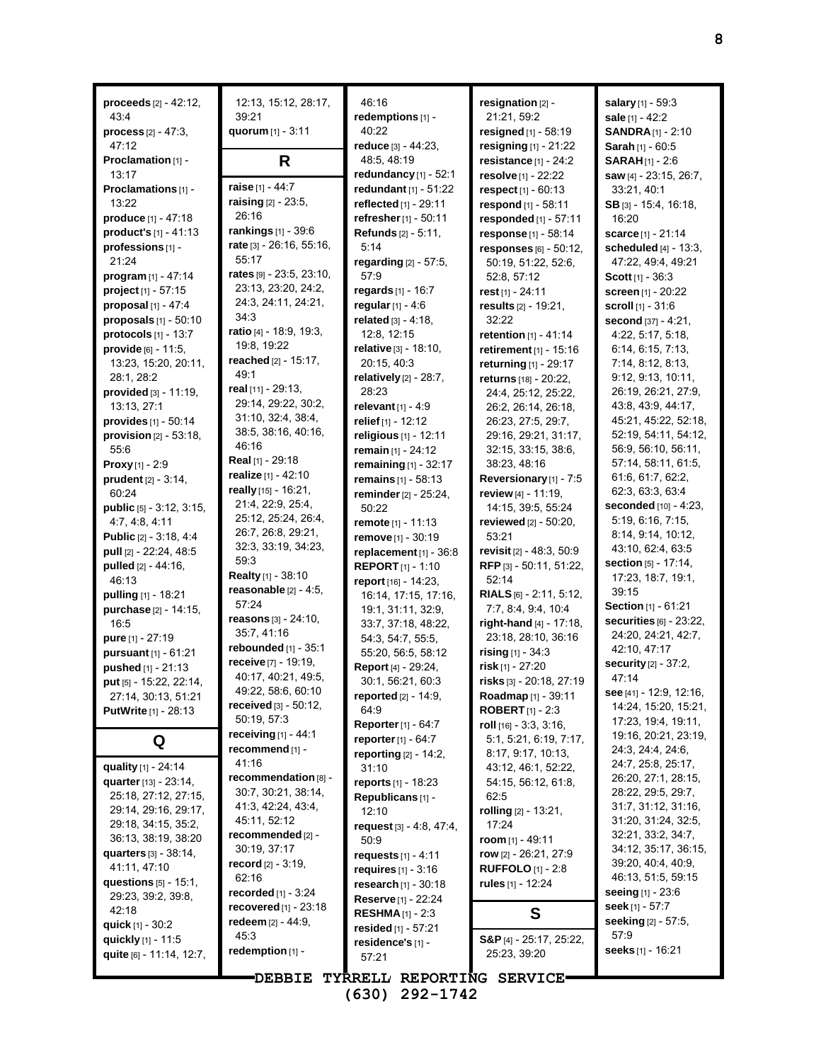**proceeds** [2] - 42:12, 43:4
**process** [2] - 47:3, 47:12
**Proclamation** [1] - 13:17
**Proclamations** [1] - 13:22
**produce** [1] - 47:18
**product's** [1] - 41:13
**professions** [1] - 21:24
**program** [1] - 47:14
**project** [1] - 57:15
**proposal** [1] - 47:4
**proposals** [1] - 50:10
**protocols** [1] - 13:7
**provide** [6] - 11:5, 13:23, 15:20, 20:11, 28:1, 28:2
**provided** [3] - 11:19, 13:13, 27:1
**provides** [1] - 50:14
**provision** [2] - 53:18, 55:6
**Proxy** [1] - 2:9
**prudent** [2] - 3:14, 60:24
**public** [5] - 3:12, 3:15, 4:7, 4:8, 4:11
**Public** [2] - 3:18, 4:4
**pull** [2] - 22:24, 48:5
**pulled** [2] - 44:16, 46:13
**pulling** [1] - 18:21
**purchase** [2] - 14:15, 16:5
**pure** [1] - 27:19
**pursuant** [1] - 61:21
**pushed** [1] - 21:13
**put** [5] - 15:22, 22:14, 27:14, 30:13, 51:21
**PutWrite** [1] - 28:13

## Q

**quality** [1] - 24:14
**quarter** [13] - 23:14, 25:18, 27:12, 27:15, 29:14, 29:16, 29:17, 29:18, 34:15, 35:2, 36:13, 38:19, 38:20
**quarters** [3] - 38:14, 41:11, 47:10
**questions** [5] - 15:1, 29:23, 39:2, 39:8, 42:18
**quick** [1] - 30:2
**quickly** [1] - 11:5
**quite** [6] - 11:14, 12:7, 12:13, 15:12, 28:17, 39:21
**quorum** [1] - 3:11

## R

**raise** [1] - 44:7
**raising** [2] - 23:5, 26:16
**rankings** [1] - 39:6
**rate** [3] - 26:16, 55:16, 55:17
**rates** [9] - 23:5, 23:10, 23:13, 23:20, 24:2, 24:3, 24:11, 24:21, 34:3
**ratio** [4] - 18:9, 19:3, 19:8, 19:22
**reached** [2] - 15:17, 49:1
**real** [11] - 29:13, 29:14, 29:22, 30:2, 31:10, 32:4, 38:4, 38:5, 38:16, 40:16, 46:16
**Real** [1] - 29:18
**realize** [1] - 42:10
**really** [15] - 16:21, 21:4, 22:9, 25:4, 25:12, 25:24, 26:4, 26:7, 26:8, 29:21, 32:3, 33:19, 34:23, 59:3
**Realty** [1] - 38:10
**reasonable** [2] - 4:5, 57:24
**reasons** [3] - 24:10, 35:7, 41:16
**rebounded** [1] - 35:1
**receive** [7] - 19:19, 40:17, 40:21, 49:5, 49:22, 58:6, 60:10
**received** [3] - 50:12, 50:19, 57:3
**receiving** [1] - 44:1
**recommend** [1] - 41:16
**recommendation** [8] - 30:7, 30:21, 38:14, 41:3, 42:24, 43:4, 45:11, 52:12
**recommended** [2] - 30:19, 37:17
**record** [2] - 3:19, 62:16
**recorded** [1] - 3:24
**recovered** [1] - 23:18
**redeem** [2] - 44:9, 45:3
**redemption** [1] - 46:16
**redemptions** [1] - 40:22
**reduce** [3] - 44:23, 48:5, 48:19
**redundancy** [1] - 52:1
**redundant** [1] - 51:22
**reflected** [1] - 29:11
**refresher** [1] - 50:11
**Refunds** [2] - 5:11, 5:14
**regarding** [2] - 57:5, 57:9
**regards** [1] - 16:7
**regular** [1] - 4:6
**related** [3] - 4:18, 12:8, 12:15
**relative** [3] - 18:10, 20:15, 40:3
**relatively** [2] - 28:7, 28:23
**relevant** [1] - 4:9
**relief** [1] - 12:12
**religious** [1] - 12:11
**remain** [1] - 24:12
**remaining** [1] - 32:17
**remains** [1] - 58:13
**reminder** [2] - 25:24, 50:22
**remote** [1] - 11:13
**remove** [1] - 30:19
**replacement** [1] - 36:8
**REPORT** [1] - 1:10
**report** [16] - 14:23, 16:14, 17:15, 17:16, 19:1, 31:11, 32:9, 33:7, 37:18, 48:22, 54:3, 54:7, 55:5, 55:20, 56:5, 58:12
**Report** [4] - 29:24, 30:1, 56:21, 60:3
**reported** [2] - 14:9, 64:9
**Reporter** [1] - 64:7
**reporter** [1] - 64:7
**reporting** [2] - 14:2, 31:10
**reports** [1] - 18:23
**Republicans** [1] - 12:10
**request** [3] - 4:8, 47:4, 50:9
**requests** [1] - 4:11
**requires** [1] - 3:16
**research** [1] - 30:18
**Reserve** [1] - 22:24
**RESHMA** [1] - 2:3
**resided** [1] - 57:21
**residence's** [1] - 57:21
**resignation** [2] - 21:21, 59:2
**resigned** [1] - 58:19
**resigning** [1] - 21:22
**resistance** [1] - 24:2
**resolve** [1] - 22:22
**respect** [1] - 60:13
**respond** [1] - 58:11
**responded** [1] - 57:11
**response** [1] - 58:14
**responses** [6] - 50:12, 50:19, 51:22, 52:6, 52:8, 57:12
**rest** [1] - 24:11
**results** [2] - 19:21, 32:22
**retention** [1] - 41:14
**retirement** [1] - 15:16
**returning** [1] - 29:17
**returns** [18] - 20:22, 24:4, 25:12, 25:22, 26:2, 26:14, 26:18, 26:23, 27:5, 29:7, 29:16, 29:21, 31:17, 32:15, 33:15, 38:6, 38:23, 48:16
**Reversionary** [1] - 7:5
**review** [4] - 11:19, 14:15, 39:5, 55:24
**reviewed** [2] - 50:20, 53:21
**revisit** [2] - 48:3, 50:9
**RFP** [3] - 50:11, 51:22, 52:14
**RIALS** [6] - 2:11, 5:12, 7:7, 8:4, 9:4, 10:4
**right-hand** [4] - 17:18, 23:18, 28:10, 36:16
**rising** [1] - 34:3
**risk** [1] - 27:20
**risks** [3] - 20:18, 27:19
**Roadmap** [1] - 39:11
**ROBERT** [1] - 2:3
**roll** [16] - 3:3, 3:16, 5:1, 5:21, 6:19, 7:17, 8:17, 9:17, 10:13, 43:12, 46:1, 52:22, 54:15, 56:12, 61:8, 62:5
**rolling** [2] - 13:21, 17:24
**room** [1] - 49:11
**row** [2] - 26:21, 27:9
**RUFFOLO** [1] - 2:8
**rules** [1] - 12:24

## S

**S&P** [4] - 25:17, 25:22, 25:23, 39:20
**salary** [1] - 59:3
**sale** [1] - 42:2
**SANDRA** [1] - 2:10
**Sarah** [1] - 60:5
**SARAH** [1] - 2:6
**saw** [4] - 23:15, 26:7, 33:21, 40:1
**SB** [3] - 15:4, 16:18, 16:20
**scarce** [1] - 21:14
**scheduled** [4] - 13:3, 47:22, 49:4, 49:21
**Scott** [1] - 36:3
**screen** [1] - 20:22
**scroll** [1] - 31:6
**second** [37] - 4:21, 4:22, 5:17, 5:18, 6:14, 6:15, 7:13, 7:14, 8:12, 8:13, 9:12, 9:13, 10:11, 26:19, 26:21, 27:9, 43:8, 43:9, 44:17, 45:21, 45:22, 52:18, 52:19, 54:11, 54:12, 56:9, 56:10, 56:11, 57:14, 58:11, 61:5, 61:6, 61:7, 62:2, 62:3, 63:3, 63:4
**seconded** [10] - 4:23, 5:19, 6:16, 7:15, 8:14, 9:14, 10:12, 43:10, 62:4, 63:5
**section** [5] - 17:14, 17:23, 18:7, 19:1, 39:15
**Section** [1] - 61:21
**securities** [6] - 23:22, 24:20, 24:21, 42:7, 42:10, 47:17
**security** [2] - 37:2, 47:14
**see** [41] - 12:9, 12:16, 14:24, 15:20, 15:21, 17:23, 19:4, 19:11, 19:16, 20:21, 23:19, 24:3, 24:4, 24:6, 24:7, 25:8, 25:17, 26:20, 27:1, 28:15, 28:22, 29:5, 29:7, 31:7, 31:12, 31:16, 31:20, 31:24, 32:5, 32:21, 33:2, 34:7, 34:12, 35:17, 36:15, 39:20, 40:4, 40:9, 46:13, 51:5, 59:15
**seeing** [1] - 23:6
**seek** [1] - 57:7
**seeking** [2] - 57:5, 57:9
**seeks** [1] - 16:21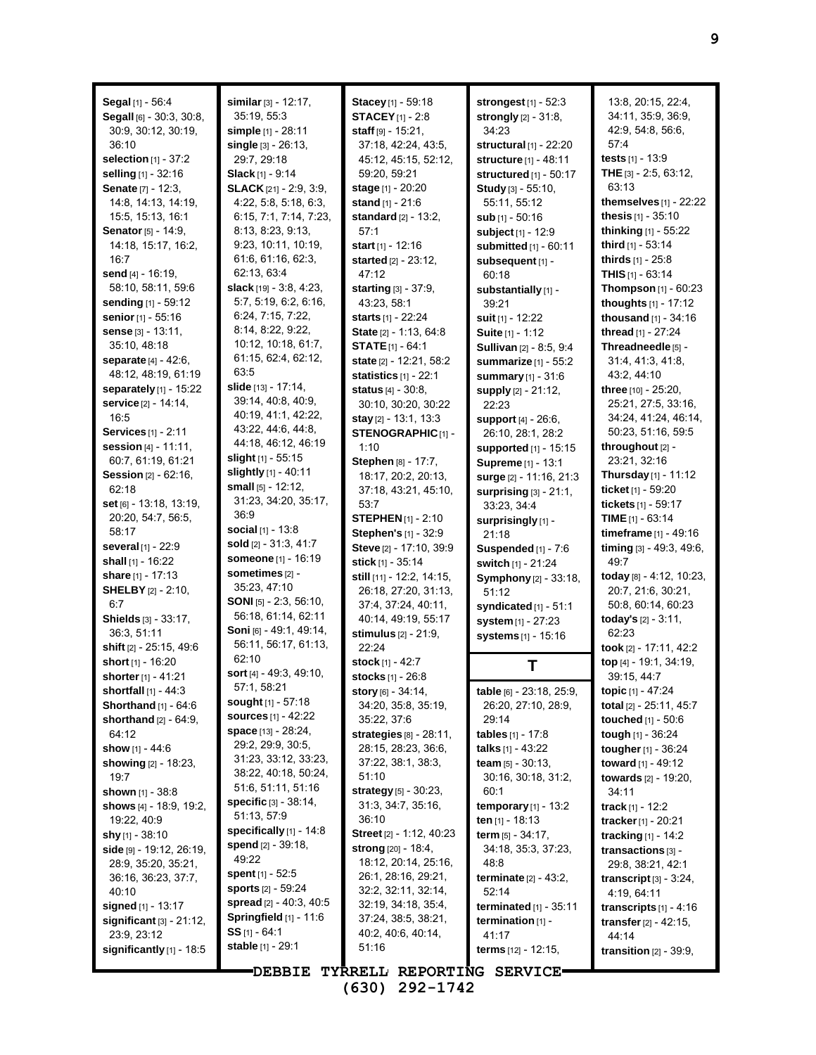**Segal** [1] - 56:4
**Segall** [6] - 30:3, 30:8, 30:9, 30:12, 30:19, 36:10
**selection** [1] - 37:2
**selling** [1] - 32:16
**Senate** [7] - 12:3, 14:8, 14:13, 14:19, 15:5, 15:13, 16:1
**Senator** [5] - 14:9, 14:18, 15:17, 16:2, 16:7
**send** [4] - 16:19, 58:10, 58:11, 59:6
**sending** [1] - 59:12
**senior** [1] - 55:16
**sense** [3] - 13:11, 35:10, 48:18
**separate** [4] - 42:6, 48:12, 48:19, 61:19
**separately** [1] - 15:22
**service** [2] - 14:14, 16:5
**Services** [1] - 2:11
**session** [4] - 11:11, 60:7, 61:19, 61:21
**Session** [2] - 62:16, 62:18
**set** [6] - 13:18, 13:19, 20:20, 54:7, 56:5, 58:17
**several** [1] - 22:9
**shall** [1] - 16:22
**share** [1] - 17:13
**SHELBY** [2] - 2:10, 6:7
**Shields** [3] - 33:17, 36:3, 51:11
**shift** [2] - 25:15, 49:6
**short** [1] - 16:20
**shorter** [1] - 41:21
**shortfall** [1] - 44:3
**Shorthand** [1] - 64:6
**shorthand** [2] - 64:9, 64:12
**show** [1] - 44:6
**showing** [2] - 18:23, 19:7
**shown** [1] - 38:8
**shows** [4] - 18:9, 19:2, 19:22, 40:9
**shy** [1] - 38:10
**side** [9] - 19:12, 26:19, 28:9, 35:20, 35:21, 36:16, 36:23, 37:7, 40:10
**signed** [1] - 13:17
**significant** [3] - 21:12, 23:9, 23:12
**significantly** [1] - 18:5
**similar** [3] - 12:17, 35:19, 55:3
**simple** [1] - 28:11
**single** [3] - 26:13, 29:7, 29:18
**Slack** [1] - 9:14
**SLACK** [21] - 2:9, 3:9, 4:22, 5:8, 5:18, 6:3, 6:15, 7:1, 7:14, 7:23, 8:13, 8:23, 9:13, 9:23, 10:11, 10:19, 61:6, 61:16, 62:3, 62:13, 63:4
**slack** [19] - 3:8, 4:23, 5:7, 5:19, 6:2, 6:16, 6:24, 7:15, 7:22, 8:14, 8:22, 9:22, 10:12, 10:18, 61:7, 61:15, 62:4, 62:12, 63:5
**slide** [13] - 17:14, 39:14, 40:8, 40:9, 40:19, 41:1, 42:22, 43:22, 44:6, 44:8, 44:18, 46:12, 46:19
**slight** [1] - 55:15
**slightly** [1] - 40:11
**small** [5] - 12:12, 31:23, 34:20, 35:17, 36:9
**social** [1] - 13:8
**sold** [2] - 31:3, 41:7
**someone** [1] - 16:19
**sometimes** [2] - 35:23, 47:10
**SONI** [5] - 2:3, 56:10, 56:18, 61:14, 62:11
**Soni** [6] - 49:1, 49:14, 56:11, 56:17, 61:13, 62:10
**sort** [4] - 49:3, 49:10, 57:1, 58:21
**sought** [1] - 57:18
**sources** [1] - 42:22
**space** [13] - 28:24, 29:2, 29:9, 30:5, 31:23, 33:12, 33:23, 38:22, 40:18, 50:24, 51:6, 51:11, 51:16
**specific** [3] - 38:14, 51:13, 57:9
**specifically** [1] - 14:8
**spend** [2] - 39:18, 49:22
**spent** [1] - 52:5
**sports** [2] - 59:24
**spread** [2] - 40:3, 40:5
**Springfield** [1] - 11:6
**SS** [1] - 64:1
**stable** [1] - 29:1
**Stacey** [1] - 59:18
**STACEY** [1] - 2:8
**staff** [9] - 15:21, 37:18, 42:24, 43:5, 45:12, 45:15, 52:12, 59:20, 59:21
**stage** [1] - 20:20
**stand** [1] - 21:6
**standard** [2] - 13:2, 57:1
**start** [1] - 12:16
**started** [2] - 23:12, 47:12
**starting** [3] - 37:9, 43:23, 58:1
**starts** [1] - 22:24
**State** [2] - 1:13, 64:8
**STATE** [1] - 64:1
**state** [2] - 12:21, 58:2
**statistics** [1] - 22:1
**status** [4] - 30:8, 30:10, 30:20, 30:22
**stay** [2] - 13:1, 13:3
**STENOGRAPHIC** [1] - 1:10
**Stephen** [8] - 17:7, 18:17, 20:2, 20:13, 37:18, 43:21, 45:10, 53:7
**STEPHEN** [1] - 2:10
**Stephen's** [1] - 32:9
**Steve** [2] - 17:10, 39:9
**stick** [1] - 35:14
**still** [11] - 12:2, 14:15, 26:18, 27:20, 31:13, 37:4, 37:24, 40:11, 40:14, 49:19, 55:17
**stimulus** [2] - 21:9, 22:24
**stock** [1] - 42:7
**stocks** [1] - 26:8
**story** [6] - 34:14, 34:20, 35:8, 35:19, 35:22, 37:6
**strategies** [8] - 28:11, 28:15, 28:23, 36:6, 37:22, 38:1, 38:3, 51:10
**strategy** [5] - 30:23, 31:3, 34:7, 35:16, 36:10
**Street** [2] - 1:12, 40:23
**strong** [20] - 18:4, 18:12, 20:14, 25:16, 26:1, 28:16, 29:21, 32:2, 32:11, 32:14, 32:19, 34:18, 35:4, 37:24, 38:5, 38:21, 40:2, 40:6, 40:14, 51:16
**strongest** [1] - 52:3
**strongly** [2] - 31:8, 34:23
**structural** [1] - 22:20
**structure** [1] - 48:11
**structured** [1] - 50:17
**Study** [3] - 55:10, 55:11, 55:12
**sub** [1] - 50:16
**subject** [1] - 12:9
**submitted** [1] - 60:11
**subsequent** [1] - 60:18
**substantially** [1] - 39:21
**suit** [1] - 12:22
**Suite** [1] - 1:12
**Sullivan** [2] - 8:5, 9:4
**summarize** [1] - 55:2
**summary** [1] - 31:6
**supply** [2] - 21:12, 22:23
**support** [4] - 26:6, 26:10, 28:1, 28:2
**supported** [1] - 15:15
**Supreme** [1] - 13:1
**surge** [2] - 11:16, 21:3
**surprising** [3] - 21:1, 33:23, 34:4
**surprisingly** [1] - 21:18
**Suspended** [1] - 7:6
**switch** [1] - 21:24
**Symphony** [2] - 33:18, 51:12
**syndicated** [1] - 51:1
**system** [1] - 27:23
**systems** [1] - 15:16

## T

**table** [6] - 23:18, 25:9, 26:20, 27:10, 28:9, 29:14
**tables** [1] - 17:8
**talks** [1] - 43:22
**team** [5] - 30:13, 30:16, 30:18, 31:2, 60:1
**temporary** [1] - 13:2
**ten** [1] - 18:13
**term** [5] - 34:17, 34:18, 35:3, 37:23, 48:8
**terminate** [2] - 43:2, 52:14
**terminated** [1] - 35:11
**termination** [1] - 41:17
**terms** [12] - 12:15, 13:8, 20:15, 22:4, 34:11, 35:9, 36:9, 42:9, 54:8, 56:6, 57:4
**tests** [1] - 13:9
**THE** [3] - 2:5, 63:12, 63:13
**themselves** [1] - 22:22
**thesis** [1] - 35:10
**thinking** [1] - 55:22
**third** [1] - 53:14
**thirds** [1] - 25:8
**THIS** [1] - 63:14
**Thompson** [1] - 60:23
**thoughts** [1] - 17:12
**thousand** [1] - 34:16
**thread** [1] - 27:24
**Threadneedle** [5] - 31:4, 41:3, 41:8, 43:2, 44:10
**three** [10] - 25:20, 25:21, 27:5, 33:16, 34:24, 41:24, 46:14, 50:23, 51:16, 59:5
**throughout** [2] - 23:21, 32:16
**Thursday** [1] - 11:12
**ticket** [1] - 59:20
**tickets** [1] - 59:17
**TIME** [1] - 63:14
**timeframe** [1] - 49:16
**timing** [3] - 49:3, 49:6, 49:7
**today** [8] - 4:12, 10:23, 20:7, 21:6, 30:21, 50:8, 60:14, 60:23
**today's** [2] - 3:11, 62:23
**took** [2] - 17:11, 42:2
**top** [4] - 19:1, 34:19, 39:15, 44:7
**topic** [1] - 47:24
**total** [2] - 25:11, 45:7
**touched** [1] - 50:6
**tough** [1] - 36:24
**tougher** [1] - 36:24
**toward** [1] - 49:12
**towards** [2] - 19:20, 34:11
**track** [1] - 12:2
**tracker** [1] - 20:21
**tracking** [1] - 14:2
**transactions** [3] - 29:8, 38:21, 42:1
**transcript** [3] - 3:24, 4:19, 64:11
**transcripts** [1] - 4:16
**transfer** [2] - 42:15, 44:14
**transition** [2] - 39:9,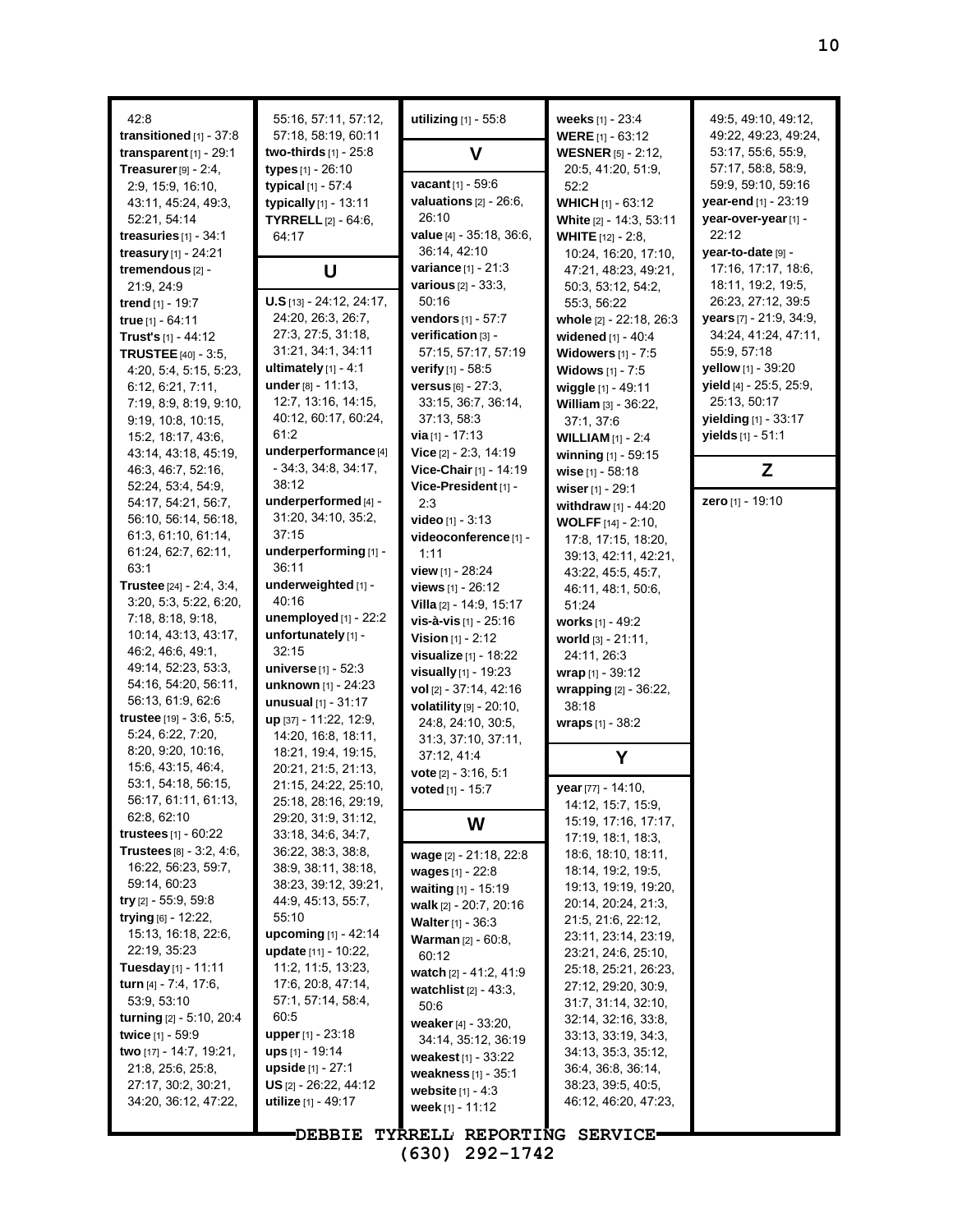42:8
**transitioned** [1] - 37:8
**transparent** [1] - 29:1
**Treasurer** [9] - 2:4, 2:9, 15:9, 16:10, 43:11, 45:24, 49:3, 52:21, 54:14
**treasuries** [1] - 34:1
**treasury** [1] - 24:21
**tremendous** [2] - 21:9, 24:9
**trend** [1] - 19:7
**true** [1] - 64:11
**Trust's** [1] - 44:12
**TRUSTEE** [40] - 3:5, 4:20, 5:4, 5:15, 5:23, 6:12, 6:21, 7:11, 7:19, 8:9, 8:19, 9:10, 9:19, 10:8, 10:15, 15:2, 18:17, 43:6, 43:14, 43:18, 45:19, 46:3, 46:7, 52:16, 52:24, 53:4, 54:9, 54:17, 54:21, 56:7, 56:10, 56:14, 56:18, 61:3, 61:10, 61:14, 61:24, 62:7, 62:11, 63:1
**Trustee** [24] - 2:4, 3:4, 3:20, 5:3, 5:22, 6:20, 7:18, 8:18, 9:18, 10:14, 43:13, 43:17, 46:2, 46:6, 49:1, 49:14, 52:23, 53:3, 54:16, 54:20, 56:11, 56:13, 61:9, 62:6
**trustee** [19] - 3:6, 5:5, 5:24, 6:22, 7:20, 8:20, 9:20, 10:16, 15:6, 43:15, 46:4, 53:1, 54:18, 56:15, 56:17, 61:11, 61:13, 62:8, 62:10
**trustees** [1] - 60:22
**Trustees** [8] - 3:2, 4:6, 16:22, 56:23, 59:7, 59:14, 60:23
**try** [2] - 55:9, 59:8
**trying** [6] - 12:22, 15:13, 16:18, 22:6, 22:19, 35:23
**Tuesday** [1] - 11:11
**turn** [4] - 7:4, 17:6, 53:9, 53:10
**turning** [2] - 5:10, 20:4
**twice** [1] - 59:9
**two** [17] - 14:7, 19:21, 21:8, 25:6, 25:8, 27:17, 30:2, 30:21, 34:20, 36:12, 47:22, 55:16, 57:11, 57:12, 57:18, 58:19, 60:11
**two-thirds** [1] - 25:8
**types** [1] - 26:10
**typical** [1] - 57:4
**typically** [1] - 13:11
**TYRRELL** [2] - 64:6, 64:17

## U

**U.S** [13] - 24:12, 24:17, 24:20, 26:3, 26:7, 27:3, 27:5, 31:18, 31:21, 34:1, 34:11
**ultimately** [1] - 4:1
**under** [8] - 11:13, 12:7, 13:16, 14:15, 40:12, 60:17, 60:24, 61:2
**underperformance** [4] - 34:3, 34:8, 34:17, 38:12
**underperformed** [4] - 31:20, 34:10, 35:2, 37:15
**underperforming** [1] - 36:11
**underweighted** [1] - 40:16
**unemployed** [1] - 22:2
**unfortunately** [1] - 32:15
**universe** [1] - 52:3
**unknown** [1] - 24:23
**unusual** [1] - 31:17
**up** [37] - 11:22, 12:9, 14:20, 16:8, 18:11, 18:21, 19:4, 19:15, 20:21, 21:5, 21:13, 21:15, 24:22, 25:10, 25:18, 28:16, 29:19, 29:20, 31:9, 31:12, 33:18, 34:6, 34:7, 36:22, 38:3, 38:8, 38:9, 38:11, 38:18, 38:23, 39:12, 39:21, 44:9, 45:13, 55:7, 55:10
**upcoming** [1] - 42:14
**update** [11] - 10:22, 11:2, 11:5, 13:23, 17:6, 20:8, 47:14, 57:1, 57:14, 58:4, 60:5
**upper** [1] - 23:18
**ups** [1] - 19:14
**upside** [1] - 27:1
**US** [2] - 26:22, 44:12
**utilize** [1] - 49:17
**utilizing** [1] - 55:8

## V

**vacant** [1] - 59:6
**valuations** [2] - 26:6, 26:10
**value** [4] - 35:18, 36:6, 36:14, 42:10
**variance** [1] - 21:3
**various** [2] - 33:3, 50:16
**vendors** [1] - 57:7
**verification** [3] - 57:15, 57:17, 57:19
**verify** [1] - 58:5
**versus** [6] - 27:3, 33:15, 36:7, 36:14, 37:13, 58:3
**via** [1] - 17:13
**Vice** [2] - 2:3, 14:19
**Vice-Chair** [1] - 14:19
**Vice-President** [1] - 2:3
**video** [1] - 3:13
**videoconference** [1] - 1:11
**view** [1] - 28:24
**views** [1] - 26:12
**Villa** [2] - 14:9, 15:17
**vis-à-vis** [1] - 25:16
**Vision** [1] - 2:12
**visualize** [1] - 18:22
**visually** [1] - 19:23
**vol** [2] - 37:14, 42:16
**volatility** [9] - 20:10, 24:8, 24:10, 30:5, 31:3, 37:10, 37:11, 37:12, 41:4
**vote** [2] - 3:16, 5:1
**voted** [1] - 15:7

## W

**wage** [2] - 21:18, 22:8
**wages** [1] - 22:8
**waiting** [1] - 15:19
**walk** [2] - 20:7, 20:16
**Walter** [1] - 36:3
**Warman** [2] - 60:8, 60:12
**watch** [2] - 41:2, 41:9
**watchlist** [2] - 43:3, 50:6
**weaker** [4] - 33:20, 34:14, 35:12, 36:19
**weakest** [1] - 33:22
**weakness** [1] - 35:1
**website** [1] - 4:3
**week** [1] - 11:12
**weeks** [1] - 23:4
**WERE** [1] - 63:12
**WESNER** [5] - 2:12, 20:5, 41:20, 51:9, 52:2
**WHICH** [1] - 63:12
**White** [2] - 14:3, 53:11
**WHITE** [12] - 2:8, 10:24, 16:20, 17:10, 47:21, 48:23, 49:21, 50:3, 53:12, 54:2, 55:3, 56:22
**whole** [2] - 22:18, 26:3
**widened** [1] - 40:4
**Widowers** [1] - 7:5
**Widows** [1] - 7:5
**wiggle** [1] - 49:11
**William** [3] - 36:22, 37:1, 37:6
**WILLIAM** [1] - 2:4
**winning** [1] - 59:15
**wise** [1] - 58:18
**wiser** [1] - 29:1
**withdraw** [1] - 44:20
**WOLFF** [14] - 2:10, 17:8, 17:15, 18:20, 39:13, 42:11, 42:21, 43:22, 45:5, 45:7, 46:11, 48:1, 50:6, 51:24
**works** [1] - 49:2
**world** [3] - 21:11, 24:11, 26:3
**wrap** [1] - 39:12
**wrapping** [2] - 36:22, 38:18
**wraps** [1] - 38:2

## Y

**year** [77] - 14:10, 14:12, 15:7, 15:9, 15:19, 17:16, 17:17, 17:19, 18:1, 18:3, 18:6, 18:10, 18:11, 18:14, 19:2, 19:5, 19:13, 19:19, 19:20, 20:14, 20:24, 21:3, 21:5, 21:6, 22:12, 23:11, 23:14, 23:19, 23:21, 24:6, 25:10, 25:18, 25:21, 26:23, 27:12, 29:20, 30:9, 31:7, 31:14, 32:10, 32:14, 32:16, 33:8, 33:13, 33:19, 34:3, 34:13, 35:3, 35:12, 36:4, 36:8, 36:14, 38:23, 39:5, 40:5, 46:12, 46:20, 47:23, 49:5, 49:10, 49:12, 49:22, 49:23, 49:24, 53:17, 55:6, 55:9, 57:17, 58:8, 58:9, 59:9, 59:10, 59:16
**year-end** [1] - 23:19
**year-over-year** [1] - 22:12
**year-to-date** [9] - 17:16, 17:17, 18:6, 18:11, 19:2, 19:5, 26:23, 27:12, 39:5
**years** [7] - 21:9, 34:9, 34:24, 41:24, 47:11, 55:9, 57:18
**yellow** [1] - 39:20
**yield** [4] - 25:5, 25:9, 25:13, 50:17
**yielding** [1] - 33:17
**yields** [1] - 51:1

## Z

**zero** [1] - 19:10

DEBBIE TYRRELL REPORTING SERVICE
(630) 292-1742